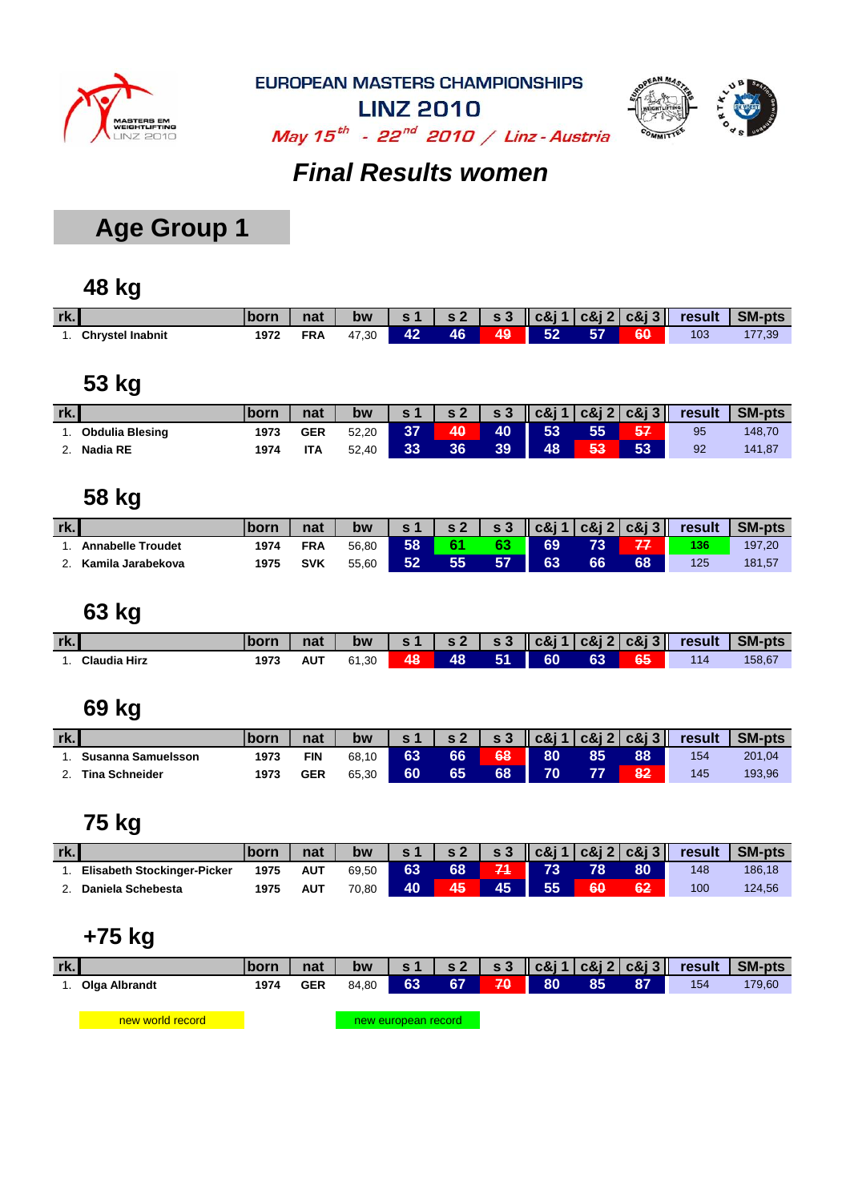EUROPEAN MASTERS CHAMPIONSHIPS

LINZ 2010

*May 15th - 22nd 2010 / Linz - Austria*

## *Final Results women*

# Age Group 1

### 48 kg

| rk. | | born | nat | bw | s 1 | s 2 | s 3 | c&j 1 | c&j 2 | c&j 3 | result | SM-pts |
|---|---|---|---|---|---|---|---|---|---|---|---|---|
| 1. | Chrystel Inabnit | 1972 | FRA | 47,30 | 42 | 46 | 49 | 52 | 57 | 60 | 103 | 177,39 |

### 53 kg

| rk. | | born | nat | bw | s 1 | s 2 | s 3 | c&j 1 | c&j 2 | c&j 3 | result | SM-pts |
|---|---|---|---|---|---|---|---|---|---|---|---|---|
| 1. | Obdulia Blesing | 1973 | GER | 52,20 | 37 | 40 | 40 | 53 | 55 | 57 | 95 | 148,70 |
| 2. | Nadia RE | 1974 | ITA | 52,40 | 33 | 36 | 39 | 48 | 53 | 53 | 92 | 141,87 |

### 58 kg

| rk. | | born | nat | bw | s 1 | s 2 | s 3 | c&j 1 | c&j 2 | c&j 3 | result | SM-pts |
|---|---|---|---|---|---|---|---|---|---|---|---|---|
| 1. | Annabelle Troudet | 1974 | FRA | 56,80 | 58 | 61 | 63 | 69 | 73 | 77 | 136 | 197,20 |
| 2. | Kamila Jarabekova | 1975 | SVK | 55,60 | 52 | 55 | 57 | 63 | 66 | 68 | 125 | 181,57 |

### 63 kg

| rk. | | born | nat | bw | s 1 | s 2 | s 3 | c&j 1 | c&j 2 | c&j 3 | result | SM-pts |
|---|---|---|---|---|---|---|---|---|---|---|---|---|
| 1. | Claudia Hirz | 1973 | AUT | 61,30 | 48 | 48 | 51 | 60 | 63 | 65 | 114 | 158,67 |

### 69 kg

| rk. | | born | nat | bw | s 1 | s 2 | s 3 | c&j 1 | c&j 2 | c&j 3 | result | SM-pts |
|---|---|---|---|---|---|---|---|---|---|---|---|---|
| 1. | Susanna Samuelsson | 1973 | FIN | 68,10 | 63 | 66 | 68 | 80 | 85 | 88 | 154 | 201,04 |
| 2. | Tina Schneider | 1973 | GER | 65,30 | 60 | 65 | 68 | 70 | 77 | 82 | 145 | 193,96 |

### 75 kg

| rk. | | born | nat | bw | s 1 | s 2 | s 3 | c&j 1 | c&j 2 | c&j 3 | result | SM-pts |
|---|---|---|---|---|---|---|---|---|---|---|---|---|
| 1. | Elisabeth Stockinger-Picker | 1975 | AUT | 69,50 | 63 | 68 | 71 | 73 | 78 | 80 | 148 | 186,18 |
| 2. | Daniela Schebesta | 1975 | AUT | 70,80 | 40 | 45 | 45 | 55 | 60 | 62 | 100 | 124,56 |

### +75 kg

| rk. | | born | nat | bw | s 1 | s 2 | s 3 | c&j 1 | c&j 2 | c&j 3 | result | SM-pts |
|---|---|---|---|---|---|---|---|---|---|---|---|---|
| 1. | Olga Albrandt | 1974 | GER | 84,80 | 63 | 67 | 70 | 80 | 85 | 87 | 154 | 179,60 |

new world record

new european record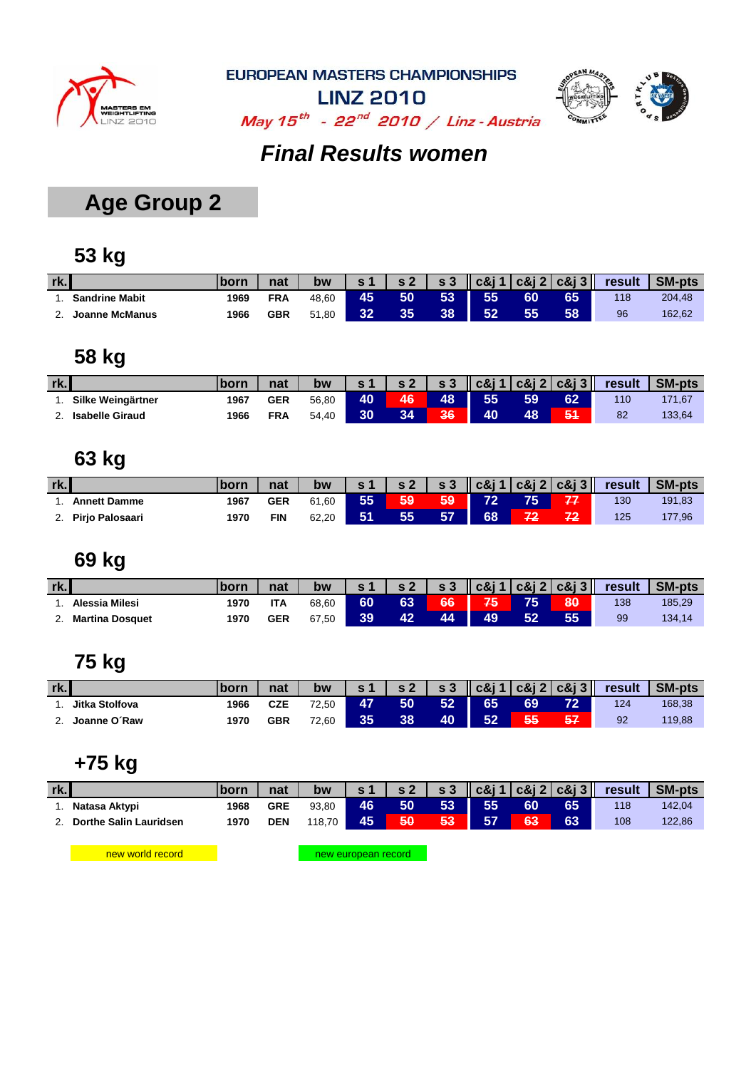EUROPEAN MASTERS CHAMPIONSHIPS

LINZ 2010

*May 15th - 22nd 2010 / Linz - Austria*

# *Final Results women*

## Age Group 2

### 53 kg

| rk. | | born | nat | bw | s 1 | s 2 | s 3 | c&j 1 | c&j 2 | c&j 3 | result | SM-pts |
|---|---|---|---|---|---|---|---|---|---|---|---|---|
| 1. | Sandrine Mabit | 1969 | FRA | 48,60 | 45 | 50 | 53 | 55 | 60 | 65 | 118 | 204,48 |
| 2. | Joanne McManus | 1966 | GBR | 51,80 | 32 | 35 | 38 | 52 | 55 | 58 | 96 | 162,62 |

### 58 kg

| rk. | | born | nat | bw | s 1 | s 2 | s 3 | c&j 1 | c&j 2 | c&j 3 | result | SM-pts |
|---|---|---|---|---|---|---|---|---|---|---|---|---|
| 1. | Silke Weingärtner | 1967 | GER | 56,80 | 40 | ~~46~~ | 48 | 55 | 59 | 62 | 110 | 171,67 |
| 2. | Isabelle Giraud | 1966 | FRA | 54,40 | 30 | 34 | ~~36~~ | 40 | 48 | ~~51~~ | 82 | 133,64 |

### 63 kg

| rk. | | born | nat | bw | s 1 | s 2 | s 3 | c&j 1 | c&j 2 | c&j 3 | result | SM-pts |
|---|---|---|---|---|---|---|---|---|---|---|---|---|
| 1. | Annett Damme | 1967 | GER | 61,60 | 55 | ~~59~~ | ~~59~~ | 72 | 75 | ~~77~~ | 130 | 191,83 |
| 2. | Pirjo Palosaari | 1970 | FIN | 62,20 | 51 | 55 | 57 | 68 | ~~72~~ | ~~72~~ | 125 | 177,96 |

### 69 kg

| rk. | | born | nat | bw | s 1 | s 2 | s 3 | c&j 1 | c&j 2 | c&j 3 | result | SM-pts |
|---|---|---|---|---|---|---|---|---|---|---|---|---|
| 1. | Alessia Milesi | 1970 | ITA | 68,60 | 60 | 63 | ~~66~~ | ~~75~~ | 75 | ~~80~~ | 138 | 185,29 |
| 2. | Martina Dosquet | 1970 | GER | 67,50 | 39 | 42 | 44 | 49 | 52 | 55 | 99 | 134,14 |

### 75 kg

| rk. | | born | nat | bw | s 1 | s 2 | s 3 | c&j 1 | c&j 2 | c&j 3 | result | SM-pts |
|---|---|---|---|---|---|---|---|---|---|---|---|---|
| 1. | Jitka Stolfova | 1966 | CZE | 72,50 | 47 | 50 | 52 | 65 | 69 | 72 | 124 | 168,38 |
| 2. | Joanne O´Raw | 1970 | GBR | 72,60 | 35 | 38 | 40 | 52 | ~~55~~ | ~~57~~ | 92 | 119,88 |

### +75 kg

| rk. | | born | nat | bw | s 1 | s 2 | s 3 | c&j 1 | c&j 2 | c&j 3 | result | SM-pts |
|---|---|---|---|---|---|---|---|---|---|---|---|---|
| 1. | Natasa Aktypi | 1968 | GRE | 93,80 | 46 | 50 | 53 | 55 | 60 | 65 | 118 | 142,04 |
| 2. | Dorthe Salin Lauridsen | 1970 | DEN | 118,70 | 45 | ~~50~~ | ~~53~~ | 57 | ~~63~~ | 63 | 108 | 122,86 |

new world record

new european record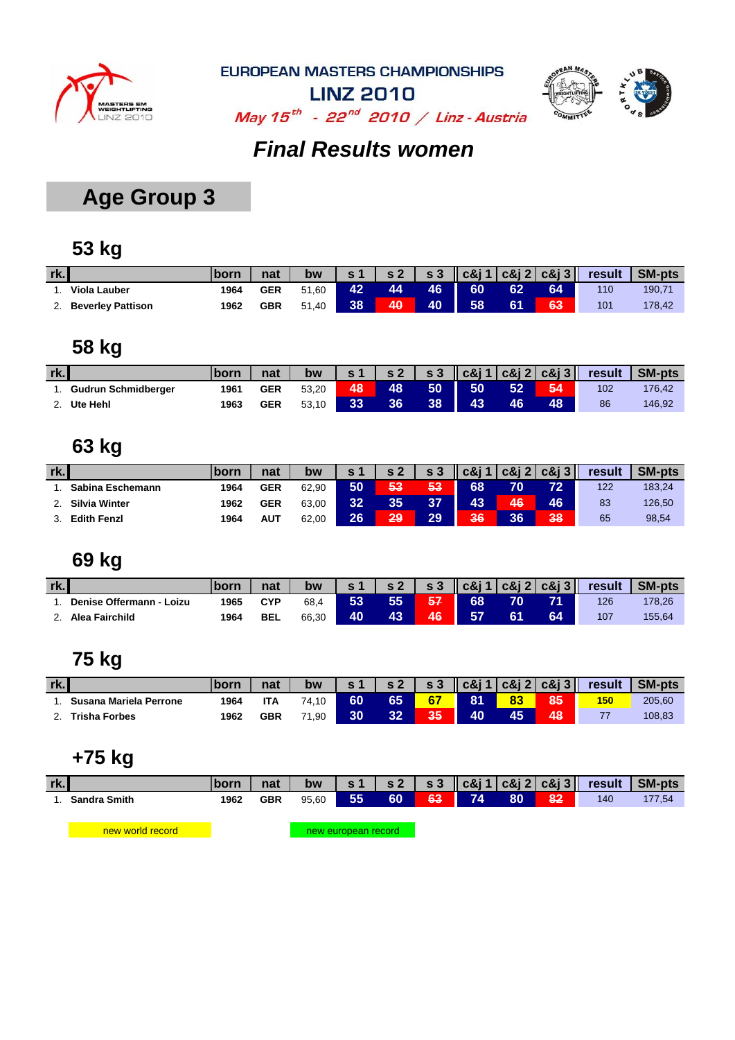EUROPEAN MASTERS CHAMPIONSHIPS

LINZ 2010

*May 15th - 22nd 2010 / Linz - Austria*

# *Final Results women*

## Age Group 3

### 53 kg

| rk. | | born | nat | bw | s 1 | s 2 | s 3 | c&j 1 | c&j 2 | c&j 3 | result | SM-pts |
|---|---|---|---|---|---|---|---|---|---|---|---|---|
| 1. | Viola Lauber | 1964 | GER | 51,60 | 42 | 44 | 46 | 60 | 62 | 64 | 110 | 190,71 |
| 2. | Beverley Pattison | 1962 | GBR | 51,40 | 38 | ~~40~~ | 40 | 58 | 61 | ~~63~~ | 101 | 178,42 |

### 58 kg

| rk. | | born | nat | bw | s 1 | s 2 | s 3 | c&j 1 | c&j 2 | c&j 3 | result | SM-pts |
|---|---|---|---|---|---|---|---|---|---|---|---|---|
| 1. | Gudrun Schmidberger | 1961 | GER | 53,20 | ~~48~~ | 48 | 50 | 50 | 52 | ~~54~~ | 102 | 176,42 |
| 2. | Ute Hehl | 1963 | GER | 53,10 | 33 | 36 | 38 | 43 | 46 | 48 | 86 | 146,92 |

### 63 kg

| rk. | | born | nat | bw | s 1 | s 2 | s 3 | c&j 1 | c&j 2 | c&j 3 | result | SM-pts |
|---|---|---|---|---|---|---|---|---|---|---|---|---|
| 1. | Sabina Eschemann | 1964 | GER | 62,90 | 50 | ~~53~~ | ~~53~~ | 68 | 70 | 72 | 122 | 183,24 |
| 2. | Silvia Winter | 1962 | GER | 63,00 | 32 | 35 | 37 | 43 | ~~46~~ | 46 | 83 | 126,50 |
| 3. | Edith Fenzl | 1964 | AUT | 62,00 | 26 | ~~29~~ | 29 | ~~36~~ | 36 | ~~38~~ | 65 | 98,54 |

### 69 kg

| rk. | | born | nat | bw | s 1 | s 2 | s 3 | c&j 1 | c&j 2 | c&j 3 | result | SM-pts |
|---|---|---|---|---|---|---|---|---|---|---|---|---|
| 1. | Denise Offermann - Loizu | 1965 | CYP | 68,4 | 53 | 55 | ~~57~~ | 68 | 70 | 71 | 126 | 178,26 |
| 2. | Alea Fairchild | 1964 | BEL | 66,30 | 40 | 43 | ~~46~~ | 57 | 61 | 64 | 107 | 155,64 |

### 75 kg

| rk. | | born | nat | bw | s 1 | s 2 | s 3 | c&j 1 | c&j 2 | c&j 3 | result | SM-pts |
|---|---|---|---|---|---|---|---|---|---|---|---|---|
| 1. | Susana Mariela Perrone | 1964 | ITA | 74,10 | 60 | 65 | 67 | 81 | 83 | ~~85~~ | 150 | 205,60 |
| 2. | Trisha Forbes | 1962 | GBR | 71,90 | 30 | 32 | ~~35~~ | 40 | 45 | ~~48~~ | 77 | 108,83 |

### +75 kg

| rk. | | born | nat | bw | s 1 | s 2 | s 3 | c&j 1 | c&j 2 | c&j 3 | result | SM-pts |
|---|---|---|---|---|---|---|---|---|---|---|---|---|
| 1. | Sandra Smith | 1962 | GBR | 95,60 | 55 | 60 | ~~63~~ | 74 | 80 | ~~82~~ | 140 | 177,54 |

new world record

new european record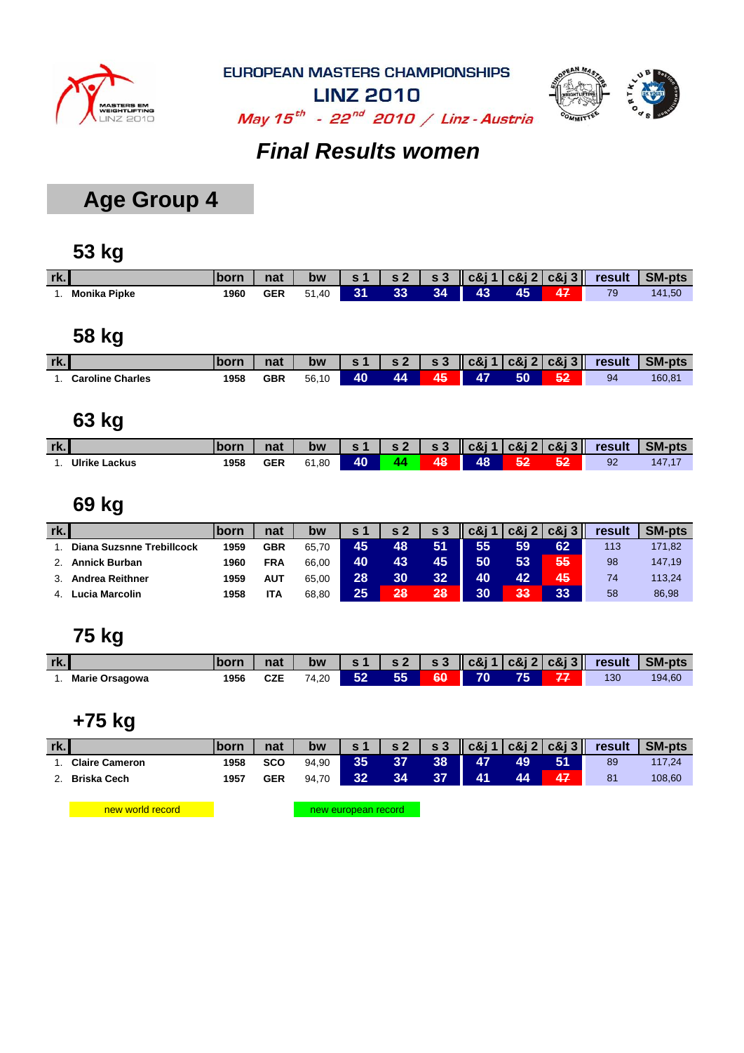EUROPEAN MASTERS CHAMPIONSHIPS

LINZ 2010

*May 15th - 22nd 2010 / Linz - Austria*

# *Final Results women*

## Age Group 4

### 53 kg

| rk. | | born | nat | bw | s 1 | s 2 | s 3 | c&j 1 | c&j 2 | c&j 3 | result | SM-pts |
|---|---|---|---|---|---|---|---|---|---|---|---|---|
| 1. | **Monika Pipke** | **1960** | **GER** | 51,40 | 31 | 33 | 34 | 43 | 45 | ~~47~~ | 79 | 141,50 |

### 58 kg

| rk. | | born | nat | bw | s 1 | s 2 | s 3 | c&j 1 | c&j 2 | c&j 3 | result | SM-pts |
|---|---|---|---|---|---|---|---|---|---|---|---|---|
| 1. | **Caroline Charles** | **1958** | **GBR** | 56,10 | 40 | 44 | ~~45~~ | 47 | 50 | ~~52~~ | 94 | 160,81 |

### 63 kg

| rk. | | born | nat | bw | s 1 | s 2 | s 3 | c&j 1 | c&j 2 | c&j 3 | result | SM-pts |
|---|---|---|---|---|---|---|---|---|---|---|---|---|
| 1. | **Ulrike Lackus** | **1958** | **GER** | 61,80 | 40 | 44 | ~~48~~ | 48 | ~~52~~ | ~~52~~ | 92 | 147,17 |

### 69 kg

| rk. | | born | nat | bw | s 1 | s 2 | s 3 | c&j 1 | c&j 2 | c&j 3 | result | SM-pts |
|---|---|---|---|---|---|---|---|---|---|---|---|---|
| 1. | **Diana Suzsnne Trebillcock** | **1959** | **GBR** | 65,70 | 45 | 48 | 51 | 55 | 59 | 62 | 113 | 171,82 |
| 2. | **Annick Burban** | **1960** | **FRA** | 66,00 | 40 | 43 | 45 | 50 | 53 | ~~55~~ | 98 | 147,19 |
| 3. | **Andrea Reithner** | **1959** | **AUT** | 65,00 | 28 | 30 | 32 | 40 | 42 | ~~45~~ | 74 | 113,24 |
| 4. | **Lucia Marcolin** | **1958** | **ITA** | 68,80 | 25 | ~~28~~ | ~~28~~ | 30 | ~~33~~ | 33 | 58 | 86,98 |

### 75 kg

| rk. | | born | nat | bw | s 1 | s 2 | s 3 | c&j 1 | c&j 2 | c&j 3 | result | SM-pts |
|---|---|---|---|---|---|---|---|---|---|---|---|---|
| 1. | **Marie Orsagowa** | **1956** | **CZE** | 74,20 | 52 | 55 | ~~60~~ | 70 | 75 | ~~77~~ | 130 | 194,60 |

### +75 kg

| rk. | | born | nat | bw | s 1 | s 2 | s 3 | c&j 1 | c&j 2 | c&j 3 | result | SM-pts |
|---|---|---|---|---|---|---|---|---|---|---|---|---|
| 1. | **Claire Cameron** | **1958** | **SCO** | 94,90 | 35 | 37 | 38 | 47 | 49 | 51 | 89 | 117,24 |
| 2. | **Briska Cech** | **1957** | **GER** | 94,70 | 32 | 34 | 37 | 41 | 44 | ~~47~~ | 81 | 108,60 |

new world record

new european record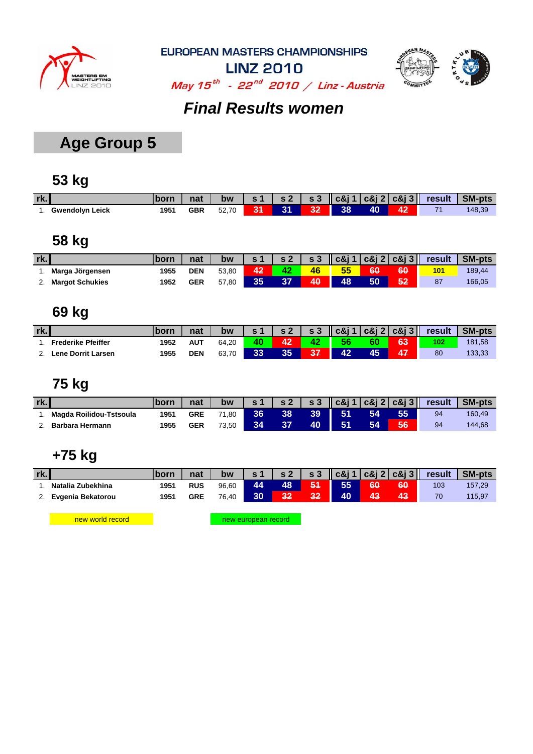EUROPEAN MASTERS CHAMPIONSHIPS

LINZ 2010

*May 15th - 22nd 2010 / Linz - Austria*

## *Final Results women*

# Age Group 5

## 53 kg

| rk. | | born | nat | bw | s 1 | s 2 | s 3 | c&j 1 | c&j 2 | c&j 3 | result | SM-pts |
|---|---|---|---|---|---|---|---|---|---|---|---|---|
| 1. | Gwendolyn Leick | 1951 | GBR | 52,70 | ~~31~~ | 31 | ~~32~~ | 38 | 40 | ~~42~~ | 71 | 148,39 |

## 58 kg

| rk. | | born | nat | bw | s 1 | s 2 | s 3 | c&j 1 | c&j 2 | c&j 3 | result | SM-pts |
|---|---|---|---|---|---|---|---|---|---|---|---|---|
| 1. | Marga Jörgensen | 1955 | DEN | 53,80 | ~~42~~ | 42 | 46 | 55 | ~~60~~ | ~~60~~ | 101 | 189,44 |
| 2. | Margot Schukies | 1952 | GER | 57,80 | 35 | 37 | ~~40~~ | 48 | 50 | ~~52~~ | 87 | 166,05 |

## 69 kg

| rk. | | born | nat | bw | s 1 | s 2 | s 3 | c&j 1 | c&j 2 | c&j 3 | result | SM-pts |
|---|---|---|---|---|---|---|---|---|---|---|---|---|
| 1. | Frederike Pfeiffer | 1952 | AUT | 64,20 | 40 | ~~42~~ | 42 | 56 | 60 | ~~63~~ | 102 | 181,58 |
| 2. | Lene Dorrit Larsen | 1955 | DEN | 63,70 | 33 | 35 | ~~37~~ | 42 | 45 | ~~47~~ | 80 | 133,33 |

## 75 kg

| rk. | | born | nat | bw | s 1 | s 2 | s 3 | c&j 1 | c&j 2 | c&j 3 | result | SM-pts |
|---|---|---|---|---|---|---|---|---|---|---|---|---|
| 1. | Magda Roilidou-Tstsoula | 1951 | GRE | 71,80 | 36 | 38 | 39 | 51 | 54 | 55 | 94 | 160,49 |
| 2. | Barbara Hermann | 1955 | GER | 73,50 | 34 | 37 | 40 | 51 | 54 | ~~56~~ | 94 | 144,68 |

## +75 kg

| rk. | | born | nat | bw | s 1 | s 2 | s 3 | c&j 1 | c&j 2 | c&j 3 | result | SM-pts |
|---|---|---|---|---|---|---|---|---|---|---|---|---|
| 1. | Natalia Zubekhina | 1951 | RUS | 96,60 | 44 | 48 | ~~51~~ | 55 | ~~60~~ | ~~60~~ | 103 | 157,29 |
| 2. | Evgenia Bekatorou | 1951 | GRE | 76,40 | 30 | ~~32~~ | ~~32~~ | 40 | ~~43~~ | ~~43~~ | 70 | 115,97 |

new world record | new european record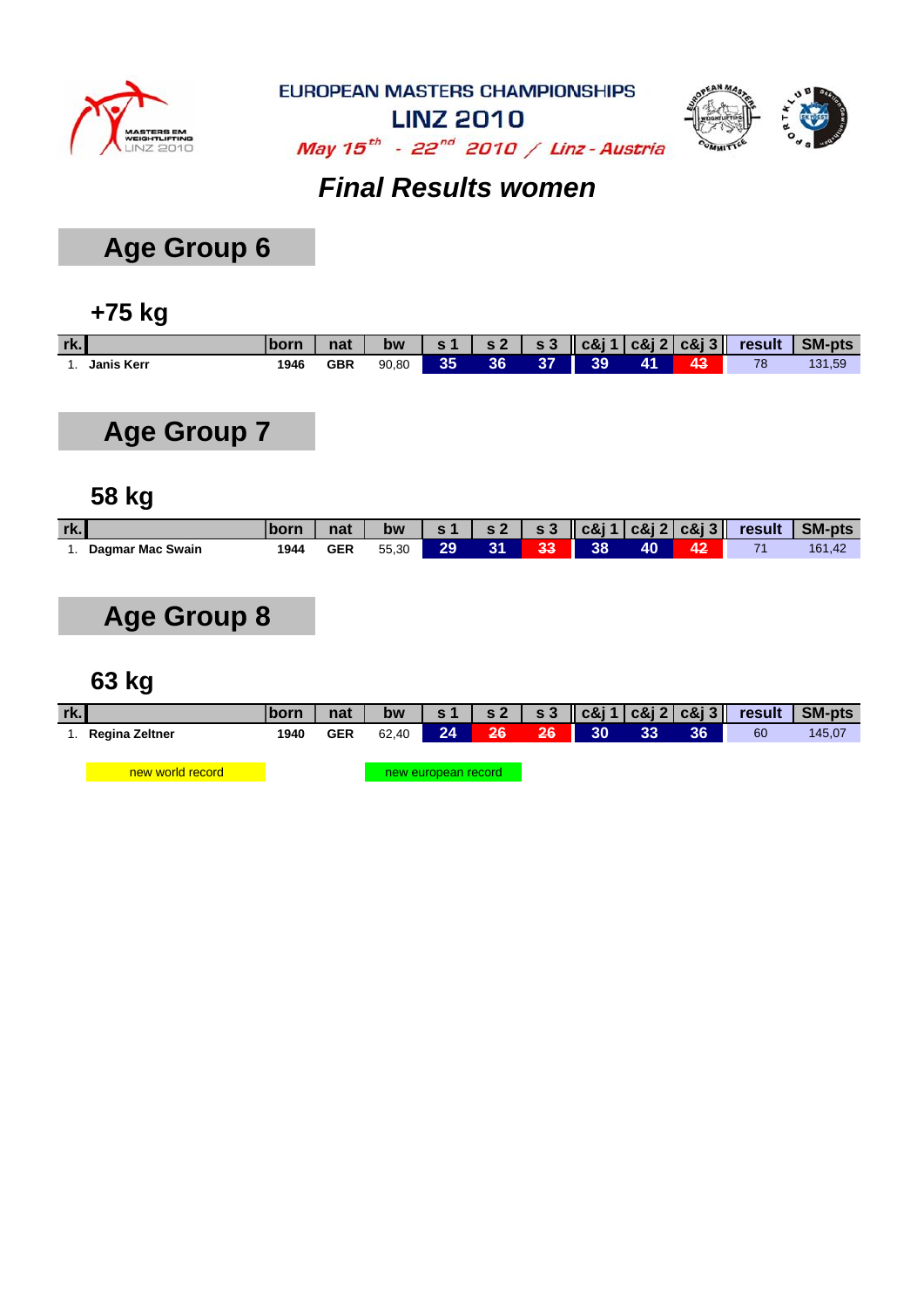EUROPEAN MASTERS CHAMPIONSHIPS

LINZ 2010

May 15th - 22nd 2010 / Linz - Austria

# Final Results women

## Age Group 6

### +75 kg

| rk. | | born | nat | bw | s 1 | s 2 | s 3 | c&j 1 | c&j 2 | c&j 3 | result | SM-pts |
|---|---|---|---|---|---|---|---|---|---|---|---|---|
| 1. | Janis Kerr | 1946 | GBR | 90,80 | 35 | 36 | 37 | 39 | 41 | 43 | 78 | 131,59 |

## Age Group 7

### 58 kg

| rk. | | born | nat | bw | s 1 | s 2 | s 3 | c&j 1 | c&j 2 | c&j 3 | result | SM-pts |
|---|---|---|---|---|---|---|---|---|---|---|---|---|
| 1. | Dagmar Mac Swain | 1944 | GER | 55,30 | 29 | 31 | ~~33~~ | 38 | 40 | ~~42~~ | 71 | 161,42 |

## Age Group 8

### 63 kg

| rk. | | born | nat | bw | s 1 | s 2 | s 3 | c&j 1 | c&j 2 | c&j 3 | result | SM-pts |
|---|---|---|---|---|---|---|---|---|---|---|---|---|
| 1. | Regina Zeltner | 1940 | GER | 62,40 | 24 | ~~26~~ | ~~26~~ | 30 | 33 | 36 | 60 | 145,07 |

new world record

new european record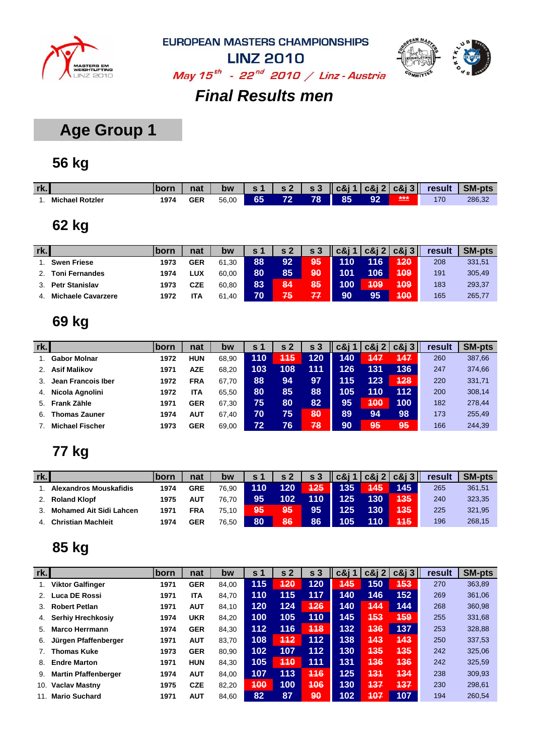EUROPEAN MASTERS CHAMPIONSHIPS

LINZ 2010

*May 15th - 22nd 2010 / Linz - Austria*

# *Final Results men*

## Age Group 1

### 56 kg

| rk. | | born | nat | bw | s 1 | s 2 | s 3 | c&j 1 | c&j 2 | c&j 3 | result | SM-pts |
|---|---|---|---|---|---|---|---|---|---|---|---|---|
| 1. | Michael Rotzler | 1974 | GER | 56,00 | 65 | 72 | 78 | 85 | 92 | ~~***~~ | 170 | 286,32 |

### 62 kg

| rk. | | born | nat | bw | s 1 | s 2 | s 3 | c&j 1 | c&j 2 | c&j 3 | result | SM-pts |
|---|---|---|---|---|---|---|---|---|---|---|---|---|
| 1. | Swen Friese | 1973 | GER | 61,30 | 88 | 92 | ~~95~~ | 110 | 116 | ~~120~~ | 208 | 331,51 |
| 2. | Toni Fernandes | 1974 | LUX | 60,00 | 80 | 85 | ~~90~~ | 101 | 106 | ~~109~~ | 191 | 305,49 |
| 3. | Petr Stanislav | 1973 | CZE | 60,80 | 83 | ~~84~~ | 85 | 100 | ~~109~~ | ~~109~~ | 183 | 293,37 |
| 4. | Michaele Cavarzere | 1972 | ITA | 61,40 | 70 | ~~75~~ | ~~77~~ | 90 | 95 | ~~100~~ | 165 | 265,77 |

### 69 kg

| rk. | | born | nat | bw | s 1 | s 2 | s 3 | c&j 1 | c&j 2 | c&j 3 | result | SM-pts |
|---|---|---|---|---|---|---|---|---|---|---|---|---|
| 1. | Gabor Molnar | 1972 | HUN | 68,90 | 110 | ~~115~~ | 120 | 140 | ~~147~~ | ~~147~~ | 260 | 387,66 |
| 2. | Asif Malikov | 1971 | AZE | 68,20 | 103 | 108 | 111 | 126 | 131 | 136 | 247 | 374,66 |
| 3. | Jean Francois Iber | 1972 | FRA | 67,70 | 88 | 94 | 97 | 115 | 123 | ~~128~~ | 220 | 331,71 |
| 4. | Nicola Agnolini | 1972 | ITA | 65,50 | 80 | 85 | 88 | 105 | 110 | 112 | 200 | 308,14 |
| 5. | Frank Zähle | 1971 | GER | 67,30 | 75 | 80 | 82 | 95 | ~~100~~ | 100 | 182 | 278,44 |
| 6. | Thomas Zauner | 1974 | AUT | 67,40 | 70 | 75 | ~~80~~ | 89 | 94 | 98 | 173 | 255,49 |
| 7. | Michael Fischer | 1973 | GER | 69,00 | 72 | 76 | ~~78~~ | 90 | ~~95~~ | ~~95~~ | 166 | 244,39 |

### 77 kg

| rk. | | born | nat | bw | s 1 | s 2 | s 3 | c&j 1 | c&j 2 | c&j 3 | result | SM-pts |
|---|---|---|---|---|---|---|---|---|---|---|---|---|
| 1. | Alexandros Mouskafidis | 1974 | GRE | 76,90 | 110 | 120 | ~~125~~ | 135 | ~~145~~ | 145 | 265 | 361,51 |
| 2. | Roland Klopf | 1975 | AUT | 76,70 | 95 | 102 | 110 | 125 | 130 | ~~135~~ | 240 | 323,35 |
| 3. | Mohamed Ait Sidi Lahcen | 1971 | FRA | 75,10 | ~~95~~ | ~~95~~ | 95 | 125 | 130 | ~~135~~ | 225 | 321,95 |
| 4. | Christian Machleit | 1974 | GER | 76,50 | 80 | ~~86~~ | 86 | 105 | 110 | ~~115~~ | 196 | 268,15 |

### 85 kg

| rk. | | born | nat | bw | s 1 | s 2 | s 3 | c&j 1 | c&j 2 | c&j 3 | result | SM-pts |
|---|---|---|---|---|---|---|---|---|---|---|---|---|
| 1. | Viktor Galfinger | 1971 | GER | 84,00 | 115 | ~~120~~ | 120 | ~~145~~ | 150 | ~~153~~ | 270 | 363,89 |
| 2. | Luca DE Rossi | 1971 | ITA | 84,70 | 110 | 115 | 117 | 140 | 146 | 152 | 269 | 361,06 |
| 3. | Robert Petlan | 1971 | AUT | 84,10 | 120 | 124 | ~~126~~ | 140 | ~~144~~ | 144 | 268 | 360,98 |
| 4. | Serhiy Hrechkosiy | 1974 | UKR | 84,20 | 100 | 105 | 110 | 145 | ~~153~~ | ~~159~~ | 255 | 331,68 |
| 5. | Marco Herrmann | 1974 | GER | 84,30 | 112 | 116 | ~~118~~ | 132 | ~~136~~ | 137 | 253 | 328,88 |
| 6. | Jürgen Pfaffenberger | 1971 | AUT | 83,70 | 108 | ~~112~~ | 112 | 138 | ~~143~~ | ~~143~~ | 250 | 337,53 |
| 7. | Thomas Kuke | 1973 | GER | 80,90 | 102 | 107 | 112 | 130 | ~~135~~ | ~~135~~ | 242 | 325,06 |
| 8. | Endre Marton | 1971 | HUN | 84,30 | 105 | ~~110~~ | 111 | 131 | ~~136~~ | ~~136~~ | 242 | 325,59 |
| 9. | Martin Pfaffenberger | 1974 | AUT | 84,00 | 107 | 113 | ~~116~~ | 125 | ~~131~~ | ~~134~~ | 238 | 309,93 |
| 10. | Vaclav Mastny | 1975 | CZE | 82,20 | ~~100~~ | 100 | ~~106~~ | 130 | ~~137~~ | ~~137~~ | 230 | 298,61 |
| 11. | Mario Suchard | 1971 | AUT | 84,60 | 82 | 87 | ~~90~~ | 102 | ~~107~~ | 107 | 194 | 260,54 |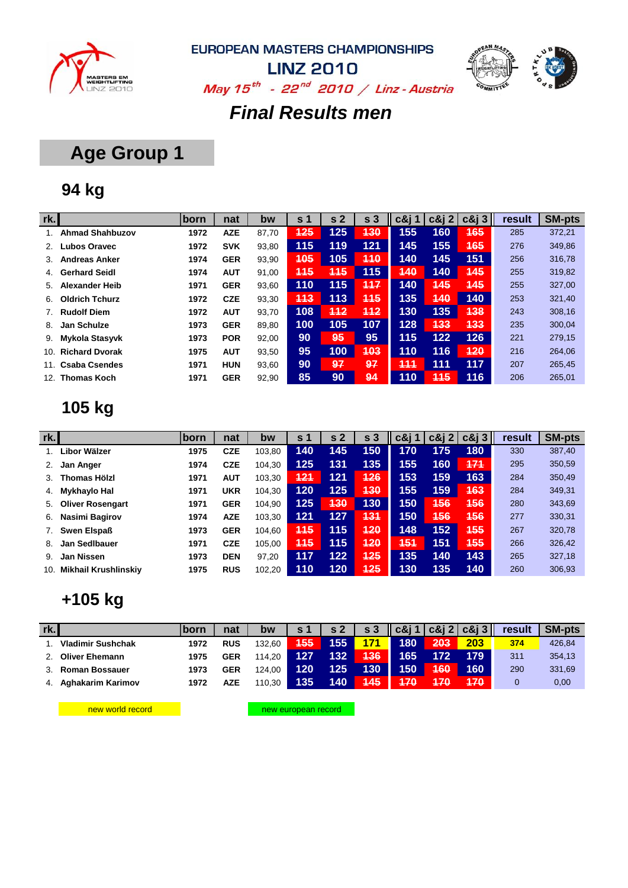EUROPEAN MASTERS CHAMPIONSHIPS

LINZ 2010

*May 15th - 22nd 2010 / Linz - Austria*

# *Final Results men*

## Age Group 1

### 94 kg

| rk. | | born | nat | bw | s 1 | s 2 | s 3 | c&j 1 | c&j 2 | c&j 3 | result | SM-pts |
|---|---|---|---|---|---|---|---|---|---|---|---|---|
| 1. | Ahmad Shahbuzov | 1972 | AZE | 87,70 | ~~125~~ | 125 | ~~130~~ | 155 | 160 | ~~165~~ | 285 | 372,21 |
| 2. | Lubos Oravec | 1972 | SVK | 93,80 | 115 | 119 | 121 | 145 | 155 | ~~165~~ | 276 | 349,86 |
| 3. | Andreas Anker | 1974 | GER | 93,90 | ~~105~~ | 105 | ~~110~~ | 140 | 145 | 151 | 256 | 316,78 |
| 4. | Gerhard Seidl | 1974 | AUT | 91,00 | ~~115~~ | ~~115~~ | 115 | ~~140~~ | 140 | ~~145~~ | 255 | 319,82 |
| 5. | Alexander Heib | 1971 | GER | 93,60 | 110 | 115 | ~~117~~ | 140 | ~~145~~ | ~~145~~ | 255 | 327,00 |
| 6. | Oldrich Tchurz | 1972 | CZE | 93,30 | ~~113~~ | 113 | ~~115~~ | 135 | ~~140~~ | 140 | 253 | 321,40 |
| 7. | Rudolf Diem | 1972 | AUT | 93,70 | 108 | ~~112~~ | ~~112~~ | 130 | 135 | ~~138~~ | 243 | 308,16 |
| 8. | Jan Schulze | 1973 | GER | 89,80 | 100 | 105 | 107 | 128 | ~~133~~ | ~~133~~ | 235 | 300,04 |
| 9. | Mykola Stasyvk | 1973 | POR | 92,00 | 90 | ~~95~~ | 95 | 115 | 122 | 126 | 221 | 279,15 |
| 10. | Richard Dvorak | 1975 | AUT | 93,50 | 95 | 100 | ~~103~~ | 110 | 116 | ~~120~~ | 216 | 264,06 |
| 11. | Csaba Csendes | 1971 | HUN | 93,60 | 90 | ~~97~~ | ~~97~~ | ~~111~~ | 111 | 117 | 207 | 265,45 |
| 12. | Thomas Koch | 1971 | GER | 92,90 | 85 | 90 | ~~94~~ | 110 | ~~115~~ | 116 | 206 | 265,01 |

### 105 kg

| rk. | | born | nat | bw | s 1 | s 2 | s 3 | c&j 1 | c&j 2 | c&j 3 | result | SM-pts |
|---|---|---|---|---|---|---|---|---|---|---|---|---|
| 1. | Libor Wälzer | 1975 | CZE | 103,80 | 140 | 145 | 150 | 170 | 175 | 180 | 330 | 387,40 |
| 2. | Jan Anger | 1974 | CZE | 104,30 | 125 | 131 | 135 | 155 | 160 | ~~171~~ | 295 | 350,59 |
| 3. | Thomas Hölzl | 1971 | AUT | 103,30 | ~~121~~ | 121 | ~~126~~ | 153 | 159 | 163 | 284 | 350,49 |
| 4. | Mykhaylo Hal | 1971 | UKR | 104,30 | 120 | 125 | ~~130~~ | 155 | 159 | ~~163~~ | 284 | 349,31 |
| 5. | Oliver Rosengart | 1971 | GER | 104,90 | 125 | ~~130~~ | 130 | 150 | ~~156~~ | ~~156~~ | 280 | 343,69 |
| 6. | Nasimi Bagirov | 1974 | AZE | 103,30 | 121 | 127 | ~~131~~ | 150 | ~~156~~ | ~~156~~ | 277 | 330,31 |
| 7. | Swen Elspaß | 1973 | GER | 104,60 | ~~115~~ | 115 | ~~120~~ | 148 | 152 | ~~155~~ | 267 | 320,78 |
| 8. | Jan Sedlbauer | 1971 | CZE | 105,00 | ~~115~~ | 115 | ~~120~~ | ~~151~~ | 151 | ~~155~~ | 266 | 326,42 |
| 9. | Jan Nissen | 1973 | DEN | 97,20 | 117 | 122 | ~~125~~ | 135 | 140 | 143 | 265 | 327,18 |
| 10. | Mikhail Krushlinskiy | 1975 | RUS | 102,20 | 110 | 120 | ~~125~~ | 130 | 135 | 140 | 260 | 306,93 |

### +105 kg

| rk. | | born | nat | bw | s 1 | s 2 | s 3 | c&j 1 | c&j 2 | c&j 3 | result | SM-pts |
|---|---|---|---|---|---|---|---|---|---|---|---|---|
| 1. | Vladimir Sushchak | 1972 | RUS | 132,60 | ~~155~~ | 155 | 171 | 180 | ~~203~~ | 203 | 374 | 426,84 |
| 2. | Oliver Ehemann | 1975 | GER | 114,20 | 127 | 132 | ~~136~~ | 165 | 172 | 179 | 311 | 354,13 |
| 3. | Roman Bossauer | 1973 | GER | 124,00 | 120 | 125 | 130 | 150 | ~~160~~ | 160 | 290 | 331,69 |
| 4. | Aghakarim Karimov | 1972 | AZE | 110,30 | 135 | 140 | ~~145~~ | ~~170~~ | ~~170~~ | ~~170~~ | 0 | 0,00 |

new world record

new european record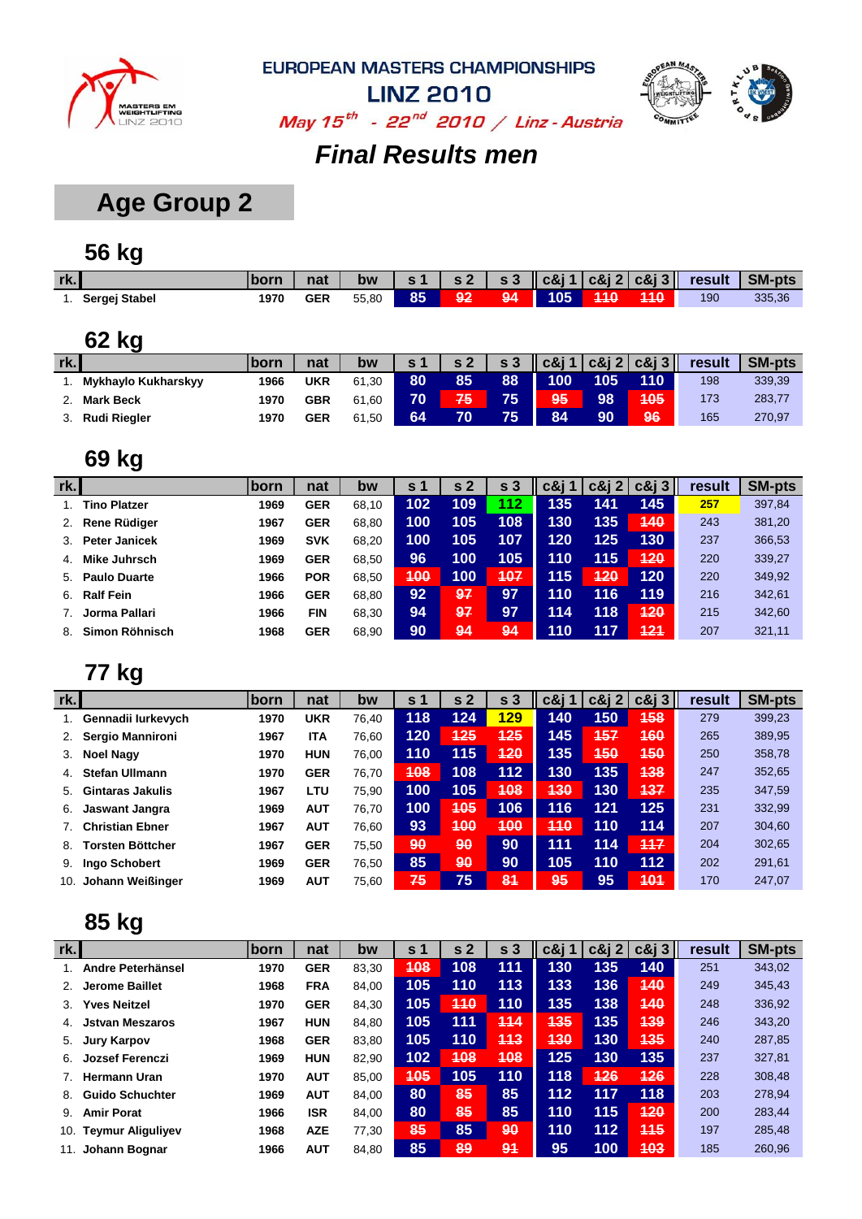EUROPEAN MASTERS CHAMPIONSHIPS

LINZ 2010

*May 15th - 22nd 2010 / Linz - Austria*

# *Final Results men*

## Age Group 2

### 56 kg

| rk. | | born | nat | bw | s 1 | s 2 | s 3 | c&j 1 | c&j 2 | c&j 3 | result | SM-pts |
|---|---|---|---|---|---|---|---|---|---|---|---|---|
| 1. | Sergej Stabel | 1970 | GER | 55,80 | 85 | ~~92~~ | ~~94~~ | 105 | ~~110~~ | ~~110~~ | 190 | 335,36 |

### 62 kg

| rk. | | born | nat | bw | s 1 | s 2 | s 3 | c&j 1 | c&j 2 | c&j 3 | result | SM-pts |
|---|---|---|---|---|---|---|---|---|---|---|---|---|
| 1. | Mykhaylo Kukharskyy | 1966 | UKR | 61,30 | 80 | 85 | 88 | 100 | 105 | 110 | 198 | 339,39 |
| 2. | Mark Beck | 1970 | GBR | 61,60 | 70 | ~~75~~ | 75 | ~~95~~ | 98 | ~~105~~ | 173 | 283,77 |
| 3. | Rudi Riegler | 1970 | GER | 61,50 | 64 | 70 | 75 | 84 | 90 | ~~96~~ | 165 | 270,97 |

### 69 kg

| rk. | | born | nat | bw | s 1 | s 2 | s 3 | c&j 1 | c&j 2 | c&j 3 | result | SM-pts |
|---|---|---|---|---|---|---|---|---|---|---|---|---|
| 1. | Tino Platzer | 1969 | GER | 68,10 | 102 | 109 | 112 | 135 | 141 | 145 | 257 | 397,84 |
| 2. | Rene Rüdiger | 1967 | GER | 68,80 | 100 | 105 | 108 | 130 | 135 | ~~140~~ | 243 | 381,20 |
| 3. | Peter Janicek | 1969 | SVK | 68,20 | 100 | 105 | 107 | 120 | 125 | 130 | 237 | 366,53 |
| 4. | Mike Juhrsch | 1969 | GER | 68,50 | 96 | 100 | 105 | 110 | 115 | ~~120~~ | 220 | 339,27 |
| 5. | Paulo Duarte | 1966 | POR | 68,50 | ~~100~~ | 100 | ~~107~~ | 115 | ~~120~~ | 120 | 220 | 349,92 |
| 6. | Ralf Fein | 1966 | GER | 68,80 | 92 | ~~97~~ | 97 | 110 | 116 | 119 | 216 | 342,61 |
| 7. | Jorma Pallari | 1966 | FIN | 68,30 | 94 | ~~97~~ | 97 | 114 | 118 | ~~120~~ | 215 | 342,60 |
| 8. | Simon Röhnisch | 1968 | GER | 68,90 | 90 | ~~94~~ | ~~94~~ | 110 | 117 | ~~121~~ | 207 | 321,11 |

### 77 kg

| rk. | | born | nat | bw | s 1 | s 2 | s 3 | c&j 1 | c&j 2 | c&j 3 | result | SM-pts |
|---|---|---|---|---|---|---|---|---|---|---|---|---|
| 1. | Gennadii Iurkevych | 1970 | UKR | 76,40 | 118 | 124 | 129 | 140 | 150 | ~~158~~ | 279 | 399,23 |
| 2. | Sergio Manniron i | 1967 | ITA | 76,60 | 120 | ~~125~~ | ~~125~~ | 145 | ~~157~~ | ~~160~~ | 265 | 389,95 |
| 3. | Noel Nagy | 1970 | HUN | 76,00 | 110 | 115 | ~~120~~ | 135 | ~~150~~ | ~~150~~ | 250 | 358,78 |
| 4. | Stefan Ullmann | 1970 | GER | 76,70 | ~~108~~ | 108 | 112 | 130 | 135 | ~~138~~ | 247 | 352,65 |
| 5. | Gintaras Jakulis | 1967 | LTU | 75,90 | 100 | 105 | ~~108~~ | ~~130~~ | 130 | ~~137~~ | 235 | 347,59 |
| 6. | Jaswant Jangra | 1969 | AUT | 76,70 | 100 | ~~105~~ | 106 | 116 | 121 | 125 | 231 | 332,99 |
| 7. | Christian Ebner | 1967 | AUT | 76,60 | 93 | ~~100~~ | ~~100~~ | ~~110~~ | 110 | 114 | 207 | 304,60 |
| 8. | Torsten Böttcher | 1967 | GER | 75,50 | ~~90~~ | ~~90~~ | 90 | 111 | 114 | ~~117~~ | 204 | 302,65 |
| 9. | Ingo Schobert | 1969 | GER | 76,50 | 85 | ~~90~~ | 90 | 105 | 110 | 112 | 202 | 291,61 |
| 10. | Johann Weißinger | 1969 | AUT | 75,60 | ~~75~~ | 75 | ~~81~~ | ~~95~~ | 95 | ~~101~~ | 170 | 247,07 |

### 85 kg

| rk. | | born | nat | bw | s 1 | s 2 | s 3 | c&j 1 | c&j 2 | c&j 3 | result | SM-pts |
|---|---|---|---|---|---|---|---|---|---|---|---|---|
| 1. | Andre Peterhänsel | 1970 | GER | 83,30 | ~~108~~ | 108 | 111 | 130 | 135 | 140 | 251 | 343,02 |
| 2. | Jerome Baillet | 1968 | FRA | 84,00 | 105 | 110 | 113 | 133 | 136 | ~~140~~ | 249 | 345,43 |
| 3. | Yves Neitzel | 1970 | GER | 84,30 | 105 | ~~110~~ | 110 | 135 | 138 | ~~140~~ | 248 | 336,92 |
| 4. | Jstvan Meszaros | 1967 | HUN | 84,80 | 105 | 111 | ~~114~~ | ~~135~~ | 135 | ~~139~~ | 246 | 343,20 |
| 5. | Jury Karpov | 1968 | GER | 83,80 | 105 | 110 | ~~113~~ | ~~130~~ | 130 | ~~135~~ | 240 | 287,85 |
| 6. | Jozsef Ferenczi | 1969 | HUN | 82,90 | 102 | ~~108~~ | ~~108~~ | 125 | 130 | 135 | 237 | 327,81 |
| 7. | Hermann Uran | 1970 | AUT | 85,00 | ~~105~~ | 105 | 110 | 118 | ~~126~~ | ~~126~~ | 228 | 308,48 |
| 8. | Guido Schuchter | 1969 | AUT | 84,00 | 80 | ~~85~~ | 85 | 112 | 117 | 118 | 203 | 278,94 |
| 9. | Amir Porat | 1966 | ISR | 84,00 | 80 | ~~85~~ | 85 | 110 | 115 | ~~120~~ | 200 | 283,44 |
| 10. | Teymur Aliguliyev | 1968 | AZE | 77,30 | ~~85~~ | 85 | ~~90~~ | 110 | 112 | ~~115~~ | 197 | 285,48 |
| 11. | Johann Bognar | 1966 | AUT | 84,80 | 85 | ~~89~~ | ~~91~~ | 95 | 100 | ~~103~~ | 185 | 260,96 |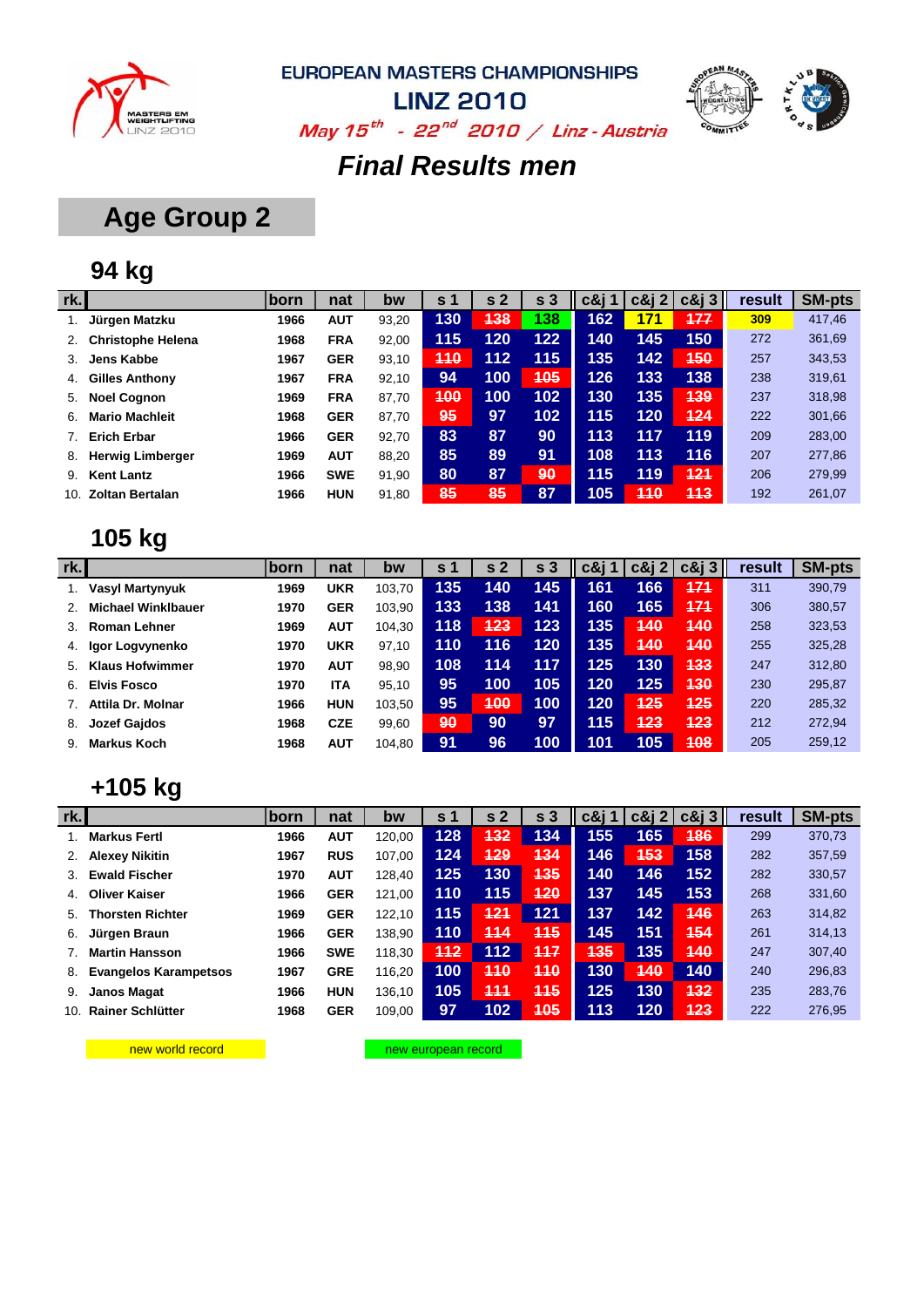# Final Results men

## Age Group 2

### 94 kg

| rk. | | born | nat | bw | s 1 | s 2 | s 3 | c&j 1 | c&j 2 | c&j 3 | result | SM-pts |
|---|---|---|---|---|---|---|---|---|---|---|---|---|
| 1. | Jürgen Matzku | 1966 | AUT | 93,20 | 130 | ~~138~~ | 138 | 162 | 171 | ~~177~~ | 309 | 417,46 |
| 2. | Christophe Helena | 1968 | FRA | 92,00 | 115 | 120 | 122 | 140 | 145 | 150 | 272 | 361,69 |
| 3. | Jens Kabbe | 1967 | GER | 93,10 | ~~110~~ | 112 | 115 | 135 | 142 | ~~150~~ | 257 | 343,53 |
| 4. | Gilles Anthony | 1967 | FRA | 92,10 | 94 | 100 | ~~105~~ | 126 | 133 | 138 | 238 | 319,61 |
| 5. | Noel Cognon | 1969 | FRA | 87,70 | ~~100~~ | 100 | 102 | 130 | 135 | ~~139~~ | 237 | 318,98 |
| 6. | Mario Machleit | 1968 | GER | 87,70 | ~~95~~ | 97 | 102 | 115 | 120 | ~~124~~ | 222 | 301,66 |
| 7. | Erich Erbar | 1966 | GER | 92,70 | 83 | 87 | 90 | 113 | 117 | 119 | 209 | 283,00 |
| 8. | Herwig Limberger | 1969 | AUT | 88,20 | 85 | 89 | 91 | 108 | 113 | 116 | 207 | 277,86 |
| 9. | Kent Lantz | 1966 | SWE | 91,90 | 80 | 87 | ~~90~~ | 115 | 119 | ~~121~~ | 206 | 279,99 |
| 10. | Zoltan Bertalan | 1966 | HUN | 91,80 | ~~85~~ | ~~85~~ | 87 | 105 | ~~110~~ | ~~113~~ | 192 | 261,07 |

### 105 kg

| rk. | | born | nat | bw | s 1 | s 2 | s 3 | c&j 1 | c&j 2 | c&j 3 | result | SM-pts |
|---|---|---|---|---|---|---|---|---|---|---|---|---|
| 1. | Vasyl Martynyuk | 1969 | UKR | 103,70 | 135 | 140 | 145 | 161 | 166 | ~~171~~ | 311 | 390,79 |
| 2. | Michael Winklbauer | 1970 | GER | 103,90 | 133 | 138 | 141 | 160 | 165 | ~~171~~ | 306 | 380,57 |
| 3. | Roman Lehner | 1969 | AUT | 104,30 | 118 | ~~123~~ | 123 | 135 | ~~140~~ | ~~140~~ | 258 | 323,53 |
| 4. | Igor Logvynenko | 1970 | UKR | 97,10 | 110 | 116 | 120 | 135 | ~~140~~ | ~~140~~ | 255 | 325,28 |
| 5. | Klaus Hofwimmer | 1970 | AUT | 98,90 | 108 | 114 | 117 | 125 | 130 | ~~133~~ | 247 | 312,80 |
| 6. | Elvis Fosco | 1970 | ITA | 95,10 | 95 | 100 | 105 | 120 | 125 | ~~130~~ | 230 | 295,87 |
| 7. | Attila Dr. Molnar | 1966 | HUN | 103,50 | 95 | ~~100~~ | 100 | 120 | ~~125~~ | ~~125~~ | 220 | 285,32 |
| 8. | Jozef Gajdos | 1968 | CZE | 99,60 | ~~90~~ | 90 | 97 | 115 | ~~123~~ | ~~123~~ | 212 | 272,94 |
| 9. | Markus Koch | 1968 | AUT | 104,80 | 91 | 96 | 100 | 101 | 105 | ~~108~~ | 205 | 259,12 |

### +105 kg

| rk. | | born | nat | bw | s 1 | s 2 | s 3 | c&j 1 | c&j 2 | c&j 3 | result | SM-pts |
|---|---|---|---|---|---|---|---|---|---|---|---|---|
| 1. | Markus Fertl | 1966 | AUT | 120,00 | 128 | ~~132~~ | 134 | 155 | 165 | ~~186~~ | 299 | 370,73 |
| 2. | Alexey Nikitin | 1967 | RUS | 107,00 | 124 | ~~129~~ | ~~134~~ | 146 | ~~153~~ | 158 | 282 | 357,59 |
| 3. | Ewald Fischer | 1970 | AUT | 128,40 | 125 | 130 | ~~135~~ | 140 | 146 | 152 | 282 | 330,57 |
| 4. | Oliver Kaiser | 1966 | GER | 121,00 | 110 | 115 | ~~120~~ | 137 | 145 | 153 | 268 | 331,60 |
| 5. | Thorsten Richter | 1969 | GER | 122,10 | 115 | ~~121~~ | 121 | 137 | 142 | ~~146~~ | 263 | 314,82 |
| 6. | Jürgen Braun | 1966 | GER | 138,90 | 110 | ~~114~~ | ~~115~~ | 145 | 151 | ~~154~~ | 261 | 314,13 |
| 7. | Martin Hansson | 1966 | SWE | 118,30 | ~~112~~ | 112 | ~~117~~ | ~~135~~ | 135 | ~~140~~ | 247 | 307,40 |
| 8. | Evangelos Karampetsos | 1967 | GRE | 116,20 | 100 | ~~110~~ | ~~110~~ | 130 | ~~140~~ | 140 | 240 | 296,83 |
| 9. | Janos Magat | 1966 | HUN | 136,10 | 105 | ~~111~~ | ~~115~~ | 125 | 130 | ~~132~~ | 235 | 283,76 |
| 10. | Rainer Schlütter | 1968 | GER | 109,00 | 97 | 102 | ~~105~~ | 113 | 120 | ~~123~~ | 222 | 276,95 |

new world record (Jürgen Matzku: c&j 2 171, result 309) — new european record (Jürgen Matzku: s 3 138)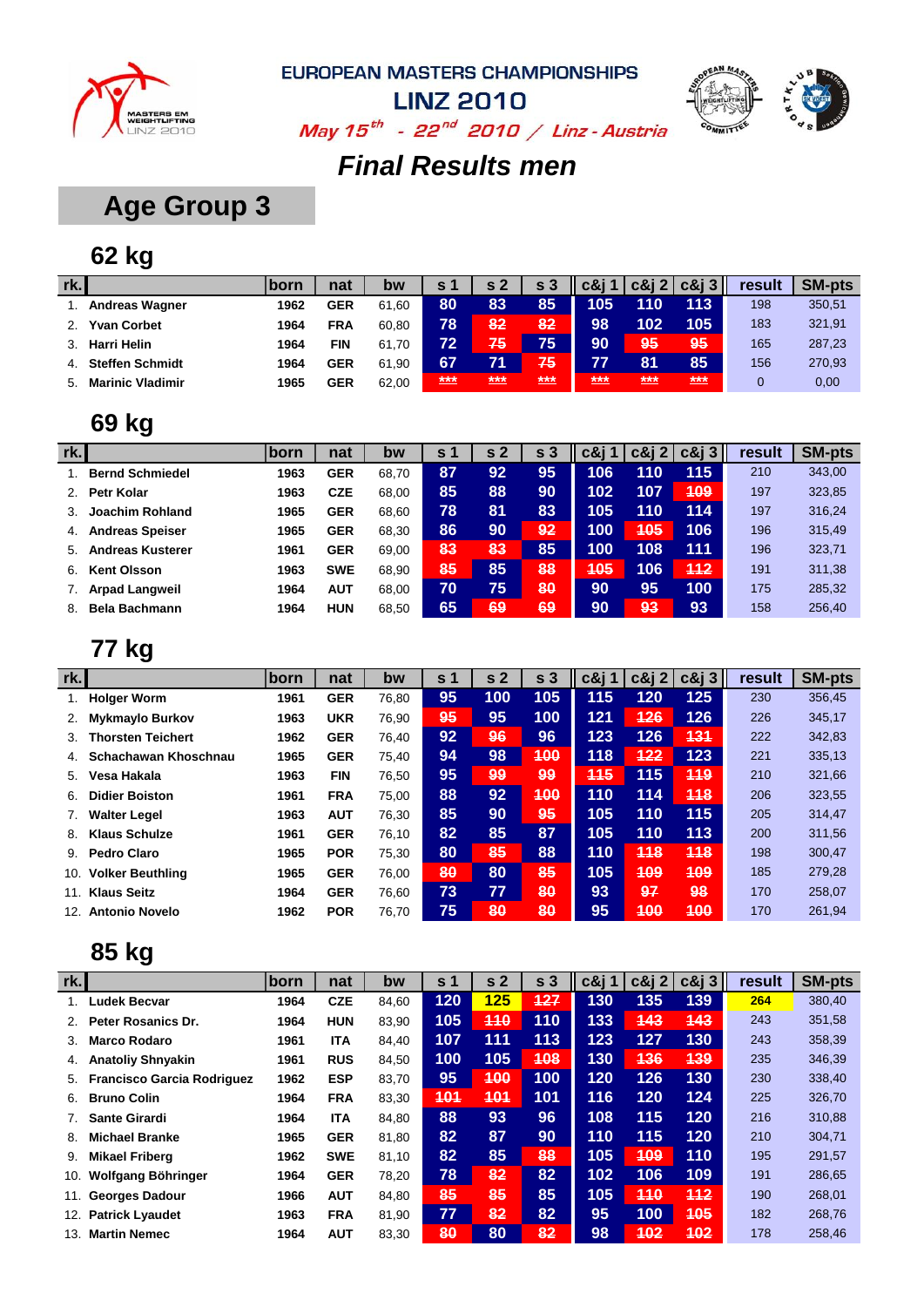EUROPEAN MASTERS CHAMPIONSHIPS

LINZ 2010

*May 15th - 22nd 2010 / Linz - Austria*

# Final Results men

## Age Group 3

### 62 kg

| rk. | | born | nat | bw | s 1 | s 2 | s 3 | c&j 1 | c&j 2 | c&j 3 | result | SM-pts |
|---|---|---|---|---|---|---|---|---|---|---|---|---|
| 1. | Andreas Wagner | 1962 | GER | 61,60 | 80 | 83 | 85 | 105 | 110 | 113 | 198 | 350,51 |
| 2. | Yvan Corbet | 1964 | FRA | 60,80 | 78 | ~~82~~ | ~~82~~ | 98 | 102 | 105 | 183 | 321,91 |
| 3. | Harri Helin | 1964 | FIN | 61,70 | 72 | ~~75~~ | 75 | 90 | ~~95~~ | ~~95~~ | 165 | 287,23 |
| 4. | Steffen Schmidt | 1964 | GER | 61,90 | 67 | 71 | ~~75~~ | 77 | 81 | 85 | 156 | 270,93 |
| 5. | Marinic Vladimir | 1965 | GER | 62,00 | ~~***~~ | ~~***~~ | ~~***~~ | ~~***~~ | ~~***~~ | ~~***~~ | 0 | 0,00 |

### 69 kg

| rk. | | born | nat | bw | s 1 | s 2 | s 3 | c&j 1 | c&j 2 | c&j 3 | result | SM-pts |
|---|---|---|---|---|---|---|---|---|---|---|---|---|
| 1. | Bernd Schmiedel | 1963 | GER | 68,70 | 87 | 92 | 95 | 106 | 110 | 115 | 210 | 343,00 |
| 2. | Petr Kolar | 1963 | CZE | 68,00 | 85 | 88 | 90 | 102 | 107 | ~~109~~ | 197 | 323,85 |
| 3. | Joachim Rohland | 1965 | GER | 68,60 | 78 | 81 | 83 | 105 | 110 | 114 | 197 | 316,24 |
| 4. | Andreas Speiser | 1965 | GER | 68,30 | 86 | 90 | ~~92~~ | 100 | ~~105~~ | 106 | 196 | 315,49 |
| 5. | Andreas Kusterer | 1961 | GER | 69,00 | ~~83~~ | ~~83~~ | 85 | 100 | 108 | 111 | 196 | 323,71 |
| 6. | Kent Olsson | 1963 | SWE | 68,90 | ~~85~~ | 85 | ~~88~~ | ~~105~~ | 106 | ~~112~~ | 191 | 311,38 |
| 7. | Arpad Langweil | 1964 | AUT | 68,00 | 70 | 75 | ~~80~~ | 90 | 95 | 100 | 175 | 285,32 |
| 8. | Bela Bachmann | 1964 | HUN | 68,50 | 65 | ~~69~~ | ~~69~~ | 90 | ~~93~~ | 93 | 158 | 256,40 |

### 77 kg

| rk. | | born | nat | bw | s 1 | s 2 | s 3 | c&j 1 | c&j 2 | c&j 3 | result | SM-pts |
|---|---|---|---|---|---|---|---|---|---|---|---|---|
| 1. | Holger Worm | 1961 | GER | 76,80 | 95 | 100 | 105 | 115 | 120 | 125 | 230 | 356,45 |
| 2. | Mykmaylo Burkov | 1963 | UKR | 76,90 | ~~95~~ | 95 | 100 | 121 | ~~126~~ | 126 | 226 | 345,17 |
| 3. | Thorsten Teichert | 1962 | GER | 76,40 | 92 | ~~96~~ | 96 | 123 | 126 | ~~131~~ | 222 | 342,83 |
| 4. | Schachawan Khoschnau | 1965 | GER | 75,40 | 94 | 98 | ~~100~~ | 118 | ~~122~~ | 123 | 221 | 335,13 |
| 5. | Vesa Hakala | 1963 | FIN | 76,50 | 95 | ~~99~~ | ~~99~~ | ~~115~~ | 115 | ~~119~~ | 210 | 321,66 |
| 6. | Didier Boiston | 1961 | FRA | 75,00 | 88 | 92 | ~~100~~ | 110 | 114 | ~~118~~ | 206 | 323,55 |
| 7. | Walter Legel | 1963 | AUT | 76,30 | 85 | 90 | ~~95~~ | 105 | 110 | 115 | 205 | 314,47 |
| 8. | Klaus Schulze | 1961 | GER | 76,10 | 82 | 85 | 87 | 105 | 110 | 113 | 200 | 311,56 |
| 9. | Pedro Claro | 1965 | POR | 75,30 | 80 | ~~85~~ | 88 | 110 | ~~118~~ | ~~118~~ | 198 | 300,47 |
| 10. | Volker Beuthling | 1965 | GER | 76,00 | ~~80~~ | 80 | ~~85~~ | 105 | ~~109~~ | ~~109~~ | 185 | 279,28 |
| 11. | Klaus Seitz | 1964 | GER | 76,60 | 73 | 77 | ~~80~~ | 93 | ~~97~~ | ~~98~~ | 170 | 258,07 |
| 12. | Antonio Novelo | 1962 | POR | 76,70 | 75 | ~~80~~ | ~~80~~ | 95 | ~~100~~ | ~~100~~ | 170 | 261,94 |

### 85 kg

| rk. | | born | nat | bw | s 1 | s 2 | s 3 | c&j 1 | c&j 2 | c&j 3 | result | SM-pts |
|---|---|---|---|---|---|---|---|---|---|---|---|---|
| 1. | Ludek Becvar | 1964 | CZE | 84,60 | 120 | 125 | ~~127~~ | 130 | 135 | 139 | 264 | 380,40 |
| 2. | Peter Rosanics Dr. | 1964 | HUN | 83,90 | 105 | ~~110~~ | 110 | 133 | ~~143~~ | ~~143~~ | 243 | 351,58 |
| 3. | Marco Rodaro | 1961 | ITA | 84,40 | 107 | 111 | 113 | 123 | 127 | 130 | 243 | 358,39 |
| 4. | Anatoliy Shnyakin | 1961 | RUS | 84,50 | 100 | 105 | ~~108~~ | 130 | ~~136~~ | ~~139~~ | 235 | 346,39 |
| 5. | Francisco Garcia Rodriguez | 1962 | ESP | 83,70 | 95 | ~~100~~ | 100 | 120 | 126 | 130 | 230 | 338,40 |
| 6. | Bruno Colin | 1964 | FRA | 83,30 | ~~101~~ | ~~101~~ | 101 | 116 | 120 | 124 | 225 | 326,70 |
| 7. | Sante Girardi | 1964 | ITA | 84,80 | 88 | 93 | 96 | 108 | 115 | 120 | 216 | 310,88 |
| 8. | Michael Branke | 1965 | GER | 81,80 | 82 | 87 | 90 | 110 | 115 | 120 | 210 | 304,71 |
| 9. | Mikael Friberg | 1962 | SWE | 81,10 | 82 | 85 | ~~88~~ | 105 | ~~109~~ | 110 | 195 | 291,57 |
| 10. | Wolfgang Böhringer | 1964 | GER | 78,20 | 78 | ~~82~~ | 82 | 102 | 106 | 109 | 191 | 286,65 |
| 11. | Georges Dadour | 1966 | AUT | 84,80 | ~~85~~ | ~~85~~ | 85 | 105 | ~~110~~ | ~~112~~ | 190 | 268,01 |
| 12. | Patrick Lyaudet | 1963 | FRA | 81,90 | 77 | ~~82~~ | 82 | 95 | 100 | ~~105~~ | 182 | 268,76 |
| 13. | Martin Nemec | 1964 | AUT | 83,30 | ~~80~~ | 80 | ~~82~~ | 98 | ~~102~~ | ~~102~~ | 178 | 258,46 |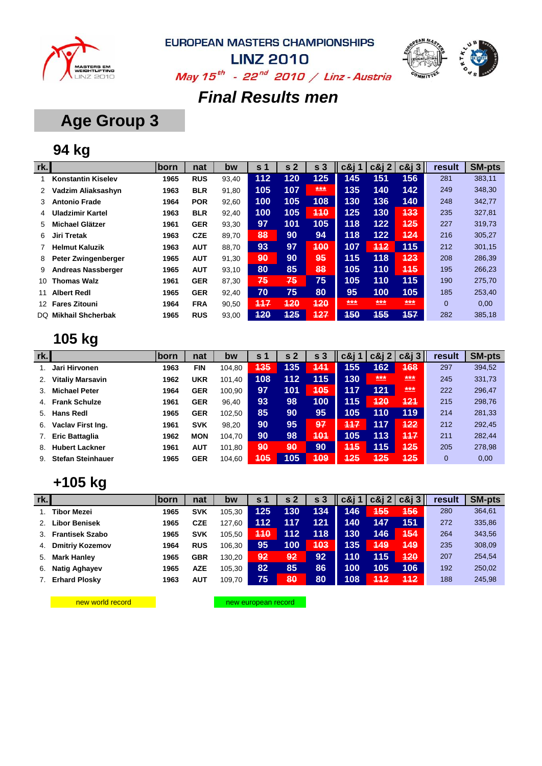# EUROPEAN MASTERS CHAMPIONSHIPS

## LINZ 2010

*May 15th - 22nd 2010 / Linz - Austria*

## Final Results men

## Age Group 3

### 94 kg

| rk. | | born | nat | bw | s 1 | s 2 | s 3 | c&j 1 | c&j 2 | c&j 3 | result | SM-pts |
|---|---|---|---|---|---|---|---|---|---|---|---|---|
| 1 | Konstantin Kiselev | 1965 | RUS | 93,40 | 112 | 120 | 125 | 145 | 151 | 156 | 281 | 383,11 |
| 2 | Vadzim Aliaksashyn | 1963 | BLR | 91,80 | 105 | 107 | ~~***~~ | 135 | 140 | 142 | 249 | 348,30 |
| 3 | Antonio Frade | 1964 | POR | 92,60 | 100 | 105 | 108 | 130 | 136 | 140 | 248 | 342,77 |
| 4 | Uladzimir Kartel | 1963 | BLR | 92,40 | 100 | 105 | ~~110~~ | 125 | 130 | ~~133~~ | 235 | 327,81 |
| 5 | Michael Glätzer | 1961 | GER | 93,30 | 97 | 101 | 105 | 118 | 122 | ~~125~~ | 227 | 319,73 |
| 6 | Jiri Tretak | 1963 | CZE | 89,70 | ~~88~~ | 90 | 94 | 118 | 122 | ~~124~~ | 216 | 305,27 |
| 7 | Helmut Kaluzik | 1963 | AUT | 88,70 | 93 | 97 | ~~100~~ | 107 | ~~112~~ | 115 | 212 | 301,15 |
| 8 | Peter Zwingenberger | 1965 | AUT | 91,30 | ~~90~~ | 90 | ~~95~~ | 115 | 118 | ~~123~~ | 208 | 286,39 |
| 9 | Andreas Nassberger | 1965 | AUT | 93,10 | 80 | 85 | ~~88~~ | 105 | 110 | ~~115~~ | 195 | 266,23 |
| 10 | Thomas Walz | 1961 | GER | 87,30 | ~~75~~ | ~~75~~ | 75 | 105 | 110 | 115 | 190 | 275,70 |
| 11 | Albert Redl | 1965 | GER | 92,40 | 70 | 75 | 80 | 95 | 100 | 105 | 185 | 253,40 |
| 12 | Fares Zitouni | 1964 | FRA | 90,50 | ~~117~~ | ~~120~~ | ~~120~~ | ~~***~~ | ~~***~~ | ~~***~~ | 0 | 0,00 |
| DQ | Mikhail Shcherbak | 1965 | RUS | 93,00 | ~~120~~ | ~~125~~ | ~~127~~ | ~~150~~ | ~~155~~ | ~~157~~ | 282 | 385,18 |

### 105 kg

| rk. | | born | nat | bw | s 1 | s 2 | s 3 | c&j 1 | c&j 2 | c&j 3 | result | SM-pts |
|---|---|---|---|---|---|---|---|---|---|---|---|---|
| 1. | Jari Hirvonen | 1963 | FIN | 104,80 | ~~135~~ | 135 | ~~141~~ | 155 | 162 | ~~168~~ | 297 | 394,52 |
| 2. | Vitaliy Marsavin | 1962 | UKR | 101,40 | 108 | 112 | 115 | 130 | ~~***~~ | ~~***~~ | 245 | 331,73 |
| 3. | Michael Peter | 1964 | GER | 100,90 | 97 | 101 | ~~105~~ | 117 | 121 | ~~***~~ | 222 | 296,47 |
| 4. | Frank Schulze | 1961 | GER | 96,40 | 93 | 98 | 100 | 115 | ~~120~~ | ~~121~~ | 215 | 298,76 |
| 5. | Hans Redl | 1965 | GER | 102,50 | 85 | 90 | 95 | 105 | 110 | 119 | 214 | 281,33 |
| 6. | Vaclav First Ing. | 1961 | SVK | 98,20 | 90 | 95 | ~~97~~ | ~~117~~ | 117 | ~~122~~ | 212 | 292,45 |
| 7. | Eric Battaglia | 1962 | MON | 104,70 | 90 | 98 | ~~101~~ | 105 | 113 | ~~117~~ | 211 | 282,44 |
| 8. | Hubert Lackner | 1961 | AUT | 101,80 | ~~90~~ | ~~90~~ | 90 | ~~115~~ | 115 | ~~125~~ | 205 | 278,98 |
| 9. | Stefan Steinhauer | 1965 | GER | 104,60 | ~~105~~ | 105 | ~~109~~ | ~~125~~ | ~~125~~ | ~~125~~ | 0 | 0,00 |

### +105 kg

| rk. | | born | nat | bw | s 1 | s 2 | s 3 | c&j 1 | c&j 2 | c&j 3 | result | SM-pts |
|---|---|---|---|---|---|---|---|---|---|---|---|---|
| 1. | Tibor Mezei | 1965 | SVK | 105,30 | 125 | 130 | 134 | 146 | ~~155~~ | ~~156~~ | 280 | 364,61 |
| 2. | Libor Benisek | 1965 | CZE | 127,60 | 112 | 117 | 121 | 140 | 147 | 151 | 272 | 335,86 |
| 3. | Frantisek Szabo | 1965 | SVK | 105,50 | ~~110~~ | 112 | 118 | 130 | 146 | ~~154~~ | 264 | 343,56 |
| 4. | Dmitriy Kozemov | 1964 | RUS | 106,30 | 95 | 100 | ~~103~~ | 135 | ~~149~~ | ~~149~~ | 235 | 308,09 |
| 5. | Mark Hanley | 1965 | GBR | 130,20 | ~~92~~ | ~~92~~ | 92 | 110 | 115 | ~~120~~ | 207 | 254,54 |
| 6. | Natig Aghayev | 1965 | AZE | 105,30 | 82 | 85 | 86 | 100 | 105 | 106 | 192 | 250,02 |
| 7. | Erhard Plosky | 1963 | AUT | 109,70 | 75 | ~~80~~ | 80 | 108 | ~~112~~ | ~~112~~ | 188 | 245,98 |

new world record — new european record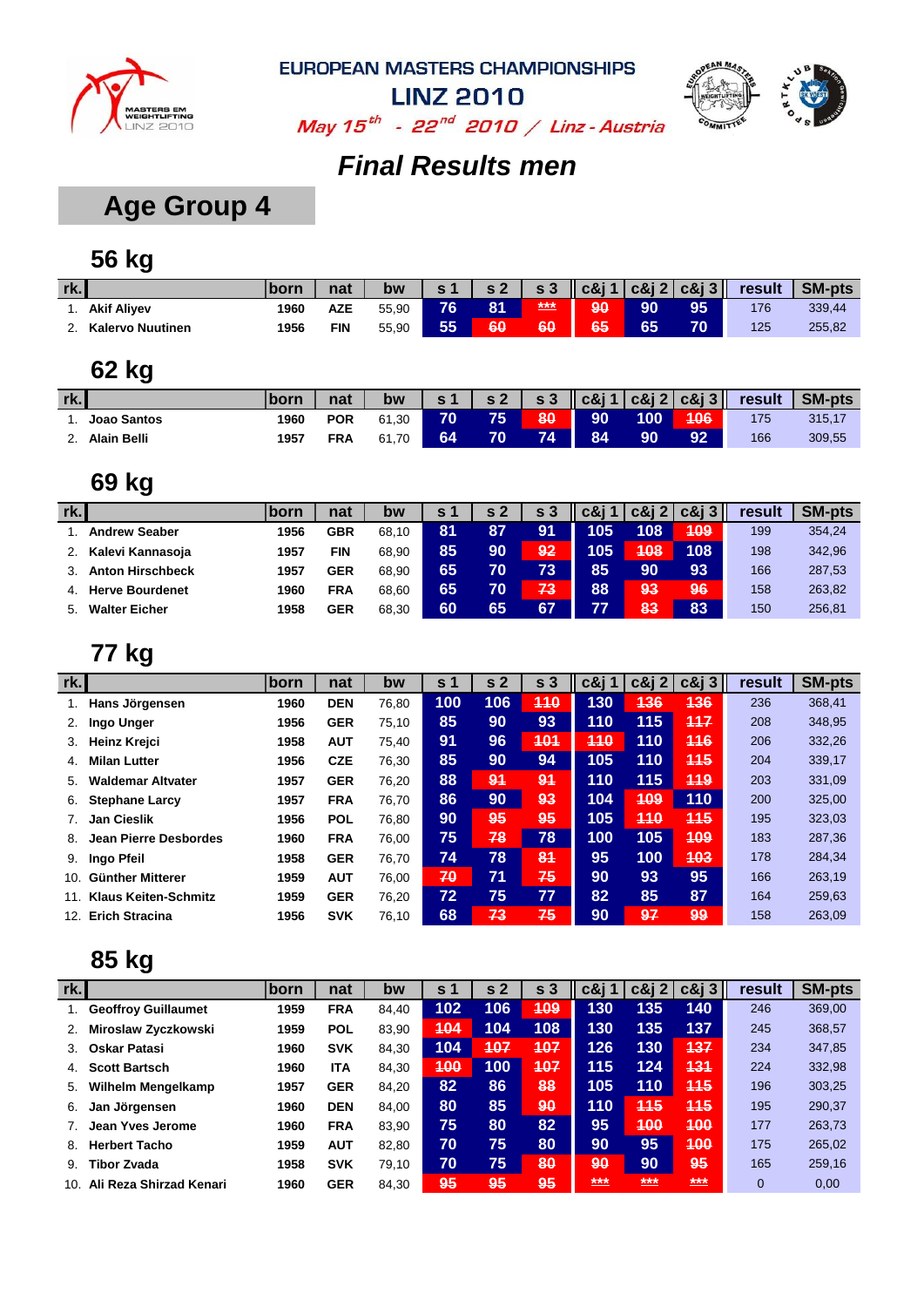EUROPEAN MASTERS CHAMPIONSHIPS

LINZ 2010

*May 15th - 22nd 2010 / Linz - Austria*

# Final Results men

## Age Group 4

### 56 kg

| rk. | | born | nat | bw | s 1 | s 2 | s 3 | c&j 1 | c&j 2 | c&j 3 | result | SM-pts |
|---|---|---|---|---|---|---|---|---|---|---|---|---|
| 1. | Akif Aliyev | 1960 | AZE | 55,90 | 76 | 81 | *** | 90 | 90 | 95 | 176 | 339,44 |
| 2. | Kalervo Nuutinen | 1956 | FIN | 55,90 | 55 | 60 | 60 | 65 | 65 | 70 | 125 | 255,82 |

### 62 kg

| rk. | | born | nat | bw | s 1 | s 2 | s 3 | c&j 1 | c&j 2 | c&j 3 | result | SM-pts |
|---|---|---|---|---|---|---|---|---|---|---|---|---|
| 1. | Joao Santos | 1960 | POR | 61,30 | 70 | 75 | 80 | 90 | 100 | 106 | 175 | 315,17 |
| 2. | Alain Belli | 1957 | FRA | 61,70 | 64 | 70 | 74 | 84 | 90 | 92 | 166 | 309,55 |

### 69 kg

| rk. | | born | nat | bw | s 1 | s 2 | s 3 | c&j 1 | c&j 2 | c&j 3 | result | SM-pts |
|---|---|---|---|---|---|---|---|---|---|---|---|---|
| 1. | Andrew Seaber | 1956 | GBR | 68,10 | 81 | 87 | 91 | 105 | 108 | 109 | 199 | 354,24 |
| 2. | Kalevi Kannasoja | 1957 | FIN | 68,90 | 85 | 90 | 92 | 105 | 108 | 108 | 198 | 342,96 |
| 3. | Anton Hirschbeck | 1957 | GER | 68,90 | 65 | 70 | 73 | 85 | 90 | 93 | 166 | 287,53 |
| 4. | Herve Bourdenet | 1960 | FRA | 68,60 | 65 | 70 | 73 | 88 | 93 | 96 | 158 | 263,82 |
| 5. | Walter Eicher | 1958 | GER | 68,30 | 60 | 65 | 67 | 77 | 83 | 83 | 150 | 256,81 |

### 77 kg

| rk. | | born | nat | bw | s 1 | s 2 | s 3 | c&j 1 | c&j 2 | c&j 3 | result | SM-pts |
|---|---|---|---|---|---|---|---|---|---|---|---|---|
| 1. | Hans Jörgensen | 1960 | DEN | 76,80 | 100 | 106 | 110 | 130 | 136 | 136 | 236 | 368,41 |
| 2. | Ingo Unger | 1956 | GER | 75,10 | 85 | 90 | 93 | 110 | 115 | 117 | 208 | 348,95 |
| 3. | Heinz Krejci | 1958 | AUT | 75,40 | 91 | 96 | 101 | 110 | 110 | 116 | 206 | 332,26 |
| 4. | Milan Lutter | 1956 | CZE | 76,30 | 85 | 90 | 94 | 105 | 110 | 115 | 204 | 339,17 |
| 5. | Waldemar Altvater | 1957 | GER | 76,20 | 88 | 91 | 91 | 110 | 115 | 119 | 203 | 331,09 |
| 6. | Stephane Larcy | 1957 | FRA | 76,70 | 86 | 90 | 93 | 104 | 109 | 110 | 200 | 325,00 |
| 7. | Jan Cieslik | 1956 | POL | 76,80 | 90 | 95 | 95 | 105 | 110 | 115 | 195 | 323,03 |
| 8. | Jean Pierre Desbordes | 1960 | FRA | 76,00 | 75 | 78 | 78 | 100 | 105 | 109 | 183 | 287,36 |
| 9. | Ingo Pfeil | 1958 | GER | 76,70 | 74 | 78 | 81 | 95 | 100 | 103 | 178 | 284,34 |
| 10. | Günther Mitterer | 1959 | AUT | 76,00 | 70 | 71 | 75 | 90 | 93 | 95 | 166 | 263,19 |
| 11. | Klaus Keiten-Schmitz | 1959 | GER | 76,20 | 72 | 75 | 77 | 82 | 85 | 87 | 164 | 259,63 |
| 12. | Erich Stracina | 1956 | SVK | 76,10 | 68 | 73 | 75 | 90 | 97 | 99 | 158 | 263,09 |

### 85 kg

| rk. | | born | nat | bw | s 1 | s 2 | s 3 | c&j 1 | c&j 2 | c&j 3 | result | SM-pts |
|---|---|---|---|---|---|---|---|---|---|---|---|---|
| 1. | Geoffroy Guillaumet | 1959 | FRA | 84,40 | 102 | 106 | 109 | 130 | 135 | 140 | 246 | 369,00 |
| 2. | Miroslaw Zyczkowski | 1959 | POL | 83,90 | 104 | 104 | 108 | 130 | 135 | 137 | 245 | 368,57 |
| 3. | Oskar Patasi | 1960 | SVK | 84,30 | 104 | 107 | 107 | 126 | 130 | 137 | 234 | 347,85 |
| 4. | Scott Bartsch | 1960 | ITA | 84,30 | 100 | 100 | 107 | 115 | 124 | 131 | 224 | 332,98 |
| 5. | Wilhelm Mengelkamp | 1957 | GER | 84,20 | 82 | 86 | 88 | 105 | 110 | 115 | 196 | 303,25 |
| 6. | Jan Jörgensen | 1960 | DEN | 84,00 | 80 | 85 | 90 | 110 | 115 | 115 | 195 | 290,37 |
| 7. | Jean Yves Jerome | 1960 | FRA | 83,90 | 75 | 80 | 82 | 95 | 100 | 100 | 177 | 263,73 |
| 8. | Herbert Tacho | 1959 | AUT | 82,80 | 70 | 75 | 80 | 90 | 95 | 100 | 175 | 265,02 |
| 9. | Tibor Zvada | 1958 | SVK | 79,10 | 70 | 75 | 80 | 90 | 90 | 95 | 165 | 259,16 |
| 10. | Ali Reza Shirzad Kenari | 1960 | GER | 84,30 | 95 | 95 | 95 | *** | *** | *** | 0 | 0,00 |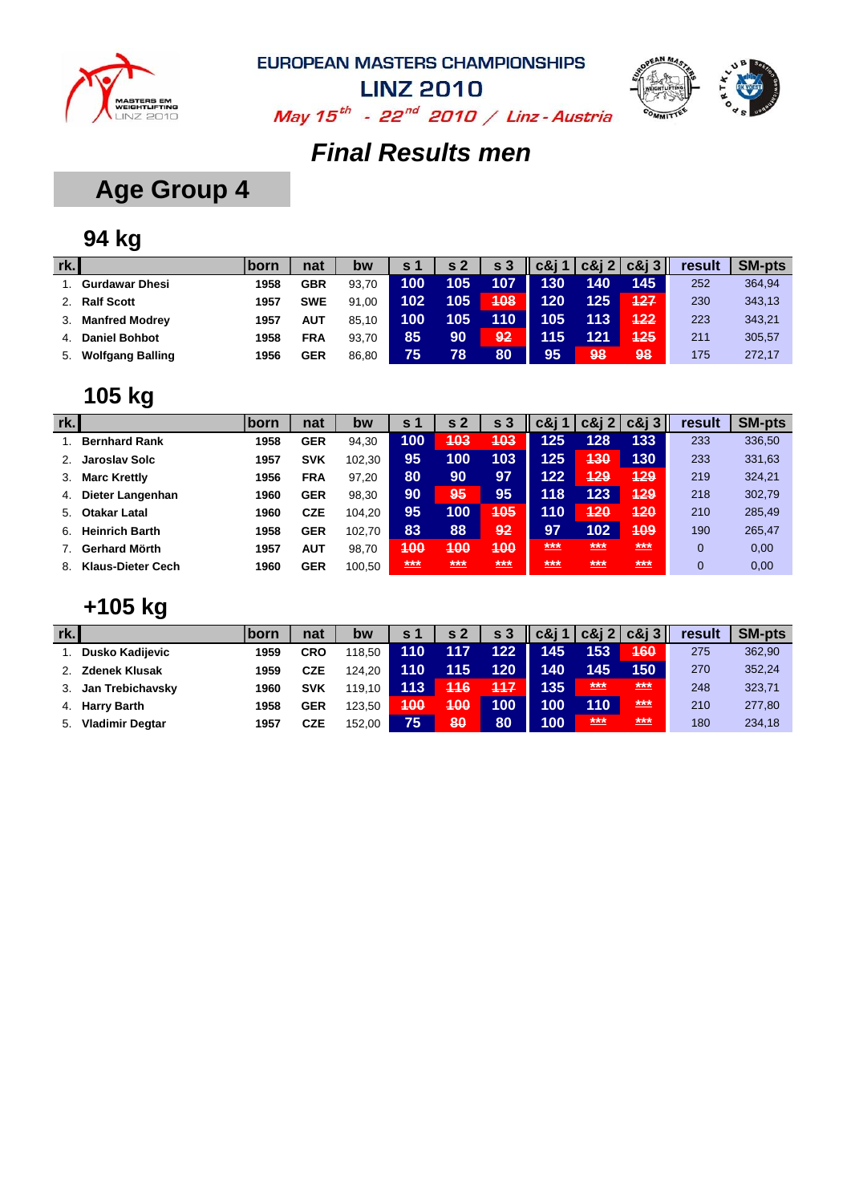EUROPEAN MASTERS CHAMPIONSHIPS

LINZ 2010

*May 15th - 22nd 2010 / Linz - Austria*

# Final Results men

## Age Group 4

### 94 kg

| rk. | | born | nat | bw | s 1 | s 2 | s 3 | c&j 1 | c&j 2 | c&j 3 | result | SM-pts |
|---|---|---|---|---|---|---|---|---|---|---|---|---|
| 1. | **Gurdawar Dhesi** | 1958 | GBR | 93,70 | 100 | 105 | 107 | 130 | 140 | 145 | 252 | 364,94 |
| 2. | **Ralf Scott** | 1957 | SWE | 91,00 | 102 | 105 | ~~108~~ | 120 | 125 | ~~127~~ | 230 | 343,13 |
| 3. | **Manfred Modrey** | 1957 | AUT | 85,10 | 100 | 105 | 110 | 105 | 113 | ~~122~~ | 223 | 343,21 |
| 4. | **Daniel Bohbot** | 1958 | FRA | 93,70 | 85 | 90 | ~~92~~ | 115 | 121 | ~~125~~ | 211 | 305,57 |
| 5. | **Wolfgang Balling** | 1956 | GER | 86,80 | 75 | 78 | 80 | 95 | ~~98~~ | ~~98~~ | 175 | 272,17 |

### 105 kg

| rk. | | born | nat | bw | s 1 | s 2 | s 3 | c&j 1 | c&j 2 | c&j 3 | result | SM-pts |
|---|---|---|---|---|---|---|---|---|---|---|---|---|
| 1. | **Bernhard Rank** | 1958 | GER | 94,30 | 100 | ~~103~~ | ~~103~~ | 125 | 128 | 133 | 233 | 336,50 |
| 2. | **Jaroslav Solc** | 1957 | SVK | 102,30 | 95 | 100 | 103 | 125 | ~~130~~ | 130 | 233 | 331,63 |
| 3. | **Marc Krettly** | 1956 | FRA | 97,20 | 80 | 90 | 97 | 122 | ~~129~~ | ~~129~~ | 219 | 324,21 |
| 4. | **Dieter Langenhan** | 1960 | GER | 98,30 | 90 | ~~95~~ | 95 | 118 | 123 | ~~129~~ | 218 | 302,79 |
| 5. | **Otakar Latal** | 1960 | CZE | 104,20 | 95 | 100 | ~~105~~ | 110 | ~~120~~ | ~~120~~ | 210 | 285,49 |
| 6. | **Heinrich Barth** | 1958 | GER | 102,70 | 83 | 88 | ~~92~~ | 97 | 102 | ~~109~~ | 190 | 265,47 |
| 7. | **Gerhard Mörth** | 1957 | AUT | 98,70 | ~~100~~ | ~~100~~ | ~~100~~ | ~~***~~ | ~~***~~ | ~~***~~ | 0 | 0,00 |
| 8. | **Klaus-Dieter Cech** | 1960 | GER | 100,50 | ~~***~~ | ~~***~~ | ~~***~~ | ~~***~~ | ~~***~~ | ~~***~~ | 0 | 0,00 |

### +105 kg

| rk. | | born | nat | bw | s 1 | s 2 | s 3 | c&j 1 | c&j 2 | c&j 3 | result | SM-pts |
|---|---|---|---|---|---|---|---|---|---|---|---|---|
| 1. | **Dusko Kadijevic** | 1959 | CRO | 118,50 | 110 | 117 | 122 | 145 | 153 | ~~160~~ | 275 | 362,90 |
| 2. | **Zdenek Klusak** | 1959 | CZE | 124,20 | 110 | 115 | 120 | 140 | 145 | 150 | 270 | 352,24 |
| 3. | **Jan Trebichavsky** | 1960 | SVK | 119,10 | 113 | ~~116~~ | ~~117~~ | 135 | ~~***~~ | ~~***~~ | 248 | 323,71 |
| 4. | **Harry Barth** | 1958 | GER | 123,50 | ~~100~~ | ~~100~~ | 100 | 100 | 110 | ~~***~~ | 210 | 277,80 |
| 5. | **Vladimir Degtar** | 1957 | CZE | 152,00 | 75 | ~~80~~ | 80 | 100 | ~~***~~ | ~~***~~ | 180 | 234,18 |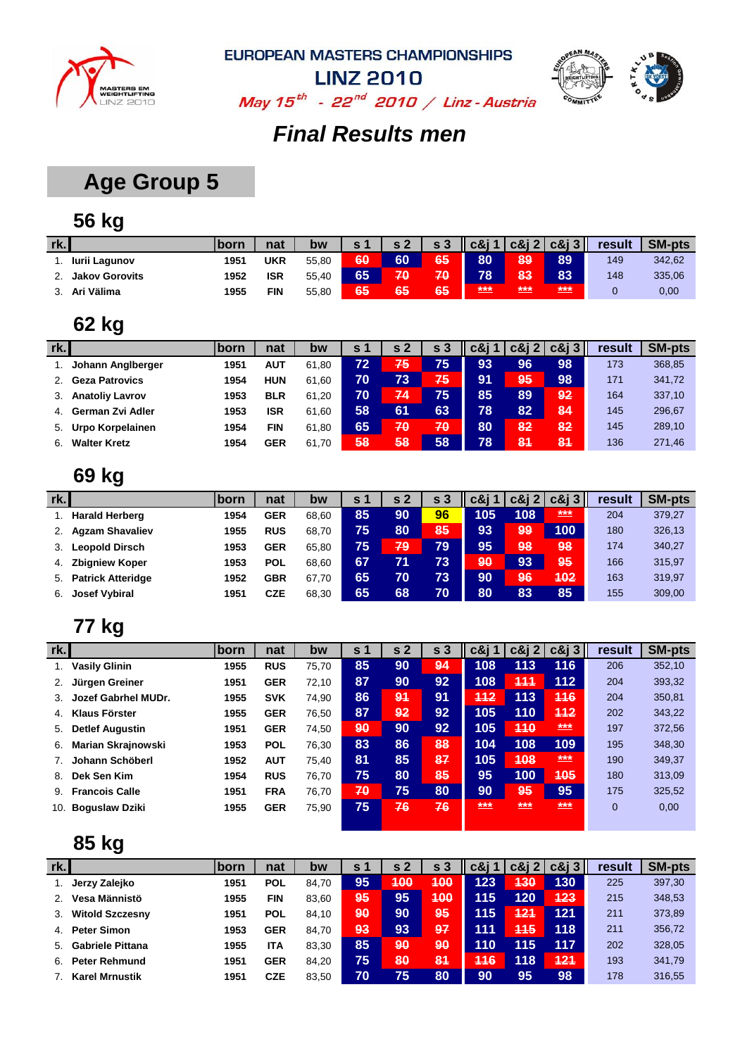# EUROPEAN MASTERS CHAMPIONSHIPS

# LINZ 2010

*May 15th - 22nd 2010 / Linz - Austria*

## *Final Results men*

## Age Group 5

### 56 kg

| rk. | | born | nat | bw | s 1 | s 2 | s 3 | c&j 1 | c&j 2 | c&j 3 | result | SM-pts |
|---|---|---|---|---|---|---|---|---|---|---|---|---|
| 1. | Iurii Lagunov | 1951 | UKR | 55,80 | 60 | 60 | 65 | 80 | 89 | 89 | 149 | 342,62 |
| 2. | Jakov Gorovits | 1952 | ISR | 55,40 | 65 | 70 | 70 | 78 | 83 | 83 | 148 | 335,06 |
| 3. | Ari Välima | 1955 | FIN | 55,80 | 65 | 65 | 65 | *** | *** | *** | 0 | 0,00 |

### 62 kg

| rk. | | born | nat | bw | s 1 | s 2 | s 3 | c&j 1 | c&j 2 | c&j 3 | result | SM-pts |
|---|---|---|---|---|---|---|---|---|---|---|---|---|
| 1. | Johann Anglberger | 1951 | AUT | 61,80 | 72 | 75 | 75 | 93 | 96 | 98 | 173 | 368,85 |
| 2. | Geza Patrovics | 1954 | HUN | 61,60 | 70 | 73 | 75 | 91 | 95 | 98 | 171 | 341,72 |
| 3. | Anatoliy Lavrov | 1953 | BLR | 61,20 | 70 | 74 | 75 | 85 | 89 | 92 | 164 | 337,10 |
| 4. | German Zvi Adler | 1953 | ISR | 61,60 | 58 | 61 | 63 | 78 | 82 | 84 | 145 | 296,67 |
| 5. | Urpo Korpelainen | 1954 | FIN | 61,80 | 65 | 70 | 70 | 80 | 82 | 82 | 145 | 289,10 |
| 6. | Walter Kretz | 1954 | GER | 61,70 | 58 | 58 | 58 | 78 | 81 | 81 | 136 | 271,46 |

### 69 kg

| rk. | | born | nat | bw | s 1 | s 2 | s 3 | c&j 1 | c&j 2 | c&j 3 | result | SM-pts |
|---|---|---|---|---|---|---|---|---|---|---|---|---|
| 1. | Harald Herberg | 1954 | GER | 68,60 | 85 | 90 | 96 | 105 | 108 | *** | 204 | 379,27 |
| 2. | Agzam Shavaliev | 1955 | RUS | 68,70 | 75 | 80 | 85 | 93 | 99 | 100 | 180 | 326,13 |
| 3. | Leopold Dirsch | 1953 | GER | 65,80 | 75 | 79 | 79 | 95 | 98 | 98 | 174 | 340,27 |
| 4. | Zbigniew Koper | 1953 | POL | 68,60 | 67 | 71 | 73 | 90 | 93 | 95 | 166 | 315,97 |
| 5. | Patrick Atteridge | 1952 | GBR | 67,70 | 65 | 70 | 73 | 90 | 96 | 102 | 163 | 319,97 |
| 6. | Josef Vybiral | 1951 | CZE | 68,30 | 65 | 68 | 70 | 80 | 83 | 85 | 155 | 309,00 |

### 77 kg

| rk. | | born | nat | bw | s 1 | s 2 | s 3 | c&j 1 | c&j 2 | c&j 3 | result | SM-pts |
|---|---|---|---|---|---|---|---|---|---|---|---|---|
| 1. | Vasily Glinin | 1955 | RUS | 75,70 | 85 | 90 | 94 | 108 | 113 | 116 | 206 | 352,10 |
| 2. | Jürgen Greiner | 1951 | GER | 72,10 | 87 | 90 | 92 | 108 | 111 | 112 | 204 | 393,32 |
| 3. | Jozef Gabrhel MUDr. | 1955 | SVK | 74,90 | 86 | 91 | 91 | 112 | 113 | 116 | 204 | 350,81 |
| 4. | Klaus Förster | 1955 | GER | 76,50 | 87 | 92 | 92 | 105 | 110 | 112 | 202 | 343,22 |
| 5. | Detlef Augustin | 1951 | GER | 74,50 | 90 | 90 | 92 | 105 | 110 | *** | 197 | 372,56 |
| 6. | Marian Skrajnowski | 1953 | POL | 76,30 | 83 | 86 | 88 | 104 | 108 | 109 | 195 | 348,30 |
| 7. | Johann Schöberl | 1952 | AUT | 75,40 | 81 | 85 | 87 | 105 | 108 | *** | 190 | 349,37 |
| 8. | Dek Sen Kim | 1954 | RUS | 76,70 | 75 | 80 | 85 | 95 | 100 | 105 | 180 | 313,09 |
| 9. | Francois Calle | 1951 | FRA | 76,70 | 70 | 75 | 80 | 90 | 95 | 95 | 175 | 325,52 |
| 10. | Boguslaw Dziki | 1955 | GER | 75,90 | 75 | 76 | 76 | *** | *** | *** | 0 | 0,00 |

### 85 kg

| rk. | | born | nat | bw | s 1 | s 2 | s 3 | c&j 1 | c&j 2 | c&j 3 | result | SM-pts |
|---|---|---|---|---|---|---|---|---|---|---|---|---|
| 1. | Jerzy Zalejko | 1951 | POL | 84,70 | 95 | 100 | 100 | 123 | 130 | 130 | 225 | 397,30 |
| 2. | Vesa Männistö | 1955 | FIN | 83,60 | 95 | 95 | 100 | 115 | 120 | 123 | 215 | 348,53 |
| 3. | Witold Szczesny | 1951 | POL | 84,10 | 90 | 90 | 95 | 115 | 121 | 121 | 211 | 373,89 |
| 4. | Peter Simon | 1953 | GER | 84,70 | 93 | 93 | 97 | 111 | 115 | 118 | 211 | 356,72 |
| 5. | Gabriele Pittana | 1955 | ITA | 83,30 | 85 | 90 | 90 | 110 | 115 | 117 | 202 | 328,05 |
| 6. | Peter Rehmund | 1951 | GER | 84,20 | 75 | 80 | 81 | 116 | 118 | 121 | 193 | 341,79 |
| 7. | Karel Mrnustik | 1951 | CZE | 83,50 | 70 | 75 | 80 | 90 | 95 | 98 | 178 | 316,55 |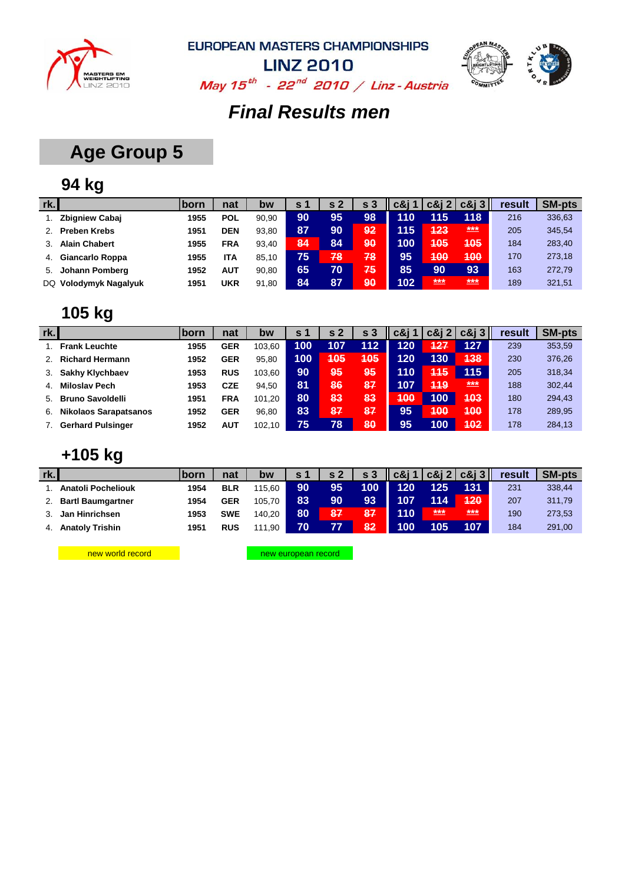EUROPEAN MASTERS CHAMPIONSHIPS

LINZ 2010

*May 15th - 22nd 2010 / Linz - Austria*

# *Final Results men*

## Age Group 5

### 94 kg

| rk. | | born | nat | bw | s 1 | s 2 | s 3 | c&j 1 | c&j 2 | c&j 3 | result | SM-pts |
|---|---|---|---|---|---|---|---|---|---|---|---|---|
| 1. | **Zbigniew Cabaj** | 1955 | POL | 90,90 | 90 | 95 | 98 | 110 | 115 | 118 | 216 | 336,63 |
| 2. | **Preben Krebs** | 1951 | DEN | 93,80 | 87 | 90 | ~~92~~ | 115 | ~~123~~ | ~~***~~ | 205 | 345,54 |
| 3. | **Alain Chabert** | 1955 | FRA | 93,40 | ~~84~~ | 84 | ~~90~~ | 100 | ~~105~~ | ~~105~~ | 184 | 283,40 |
| 4. | **Giancarlo Roppa** | 1955 | ITA | 85,10 | 75 | ~~78~~ | ~~78~~ | 95 | ~~100~~ | ~~100~~ | 170 | 273,18 |
| 5. | **Johann Pomberg** | 1952 | AUT | 90,80 | 65 | 70 | ~~75~~ | 85 | 90 | 93 | 163 | 272,79 |
| DQ | **Volodymyk Nagalyuk** | 1951 | UKR | 91,80 | 84 | 87 | ~~90~~ | 102 | ~~***~~ | ~~***~~ | 189 | 321,51 |

### 105 kg

| rk. | | born | nat | bw | s 1 | s 2 | s 3 | c&j 1 | c&j 2 | c&j 3 | result | SM-pts |
|---|---|---|---|---|---|---|---|---|---|---|---|---|
| 1. | **Frank Leuchte** | 1955 | GER | 103,60 | 100 | 107 | 112 | 120 | ~~127~~ | 127 | 239 | 353,59 |
| 2. | **Richard Hermann** | 1952 | GER | 95,80 | 100 | ~~105~~ | ~~105~~ | 120 | 130 | ~~138~~ | 230 | 376,26 |
| 3. | **Sakhy Klychbaev** | 1953 | RUS | 103,60 | 90 | ~~95~~ | ~~95~~ | 110 | ~~115~~ | 115 | 205 | 318,34 |
| 4. | **Miloslav Pech** | 1953 | CZE | 94,50 | 81 | ~~86~~ | ~~87~~ | 107 | ~~119~~ | ~~***~~ | 188 | 302,44 |
| 5. | **Bruno Savoldelli** | 1951 | FRA | 101,20 | 80 | ~~83~~ | ~~83~~ | ~~100~~ | 100 | ~~103~~ | 180 | 294,43 |
| 6. | **Nikolaos Sarapatsanos** | 1952 | GER | 96,80 | 83 | ~~87~~ | ~~87~~ | 95 | ~~100~~ | ~~100~~ | 178 | 289,95 |
| 7. | **Gerhard Pulsinger** | 1952 | AUT | 102,10 | 75 | 78 | ~~80~~ | 95 | 100 | ~~102~~ | 178 | 284,13 |

### +105 kg

| rk. | | born | nat | bw | s 1 | s 2 | s 3 | c&j 1 | c&j 2 | c&j 3 | result | SM-pts |
|---|---|---|---|---|---|---|---|---|---|---|---|---|
| 1. | **Anatoli Pocheliouk** | 1954 | BLR | 115,60 | 90 | 95 | 100 | 120 | 125 | 131 | 231 | 338,44 |
| 2. | **Bartl Baumgartner** | 1954 | GER | 105,70 | 83 | 90 | 93 | 107 | 114 | ~~120~~ | 207 | 311,79 |
| 3. | **Jan Hinrichsen** | 1953 | SWE | 140,20 | 80 | ~~87~~ | ~~87~~ | 110 | ~~***~~ | ~~***~~ | 190 | 273,53 |
| 4. | **Anatoly Trishin** | 1951 | RUS | 111,90 | 70 | 77 | ~~82~~ | 100 | 105 | 107 | 184 | 291,00 |

new world record

new european record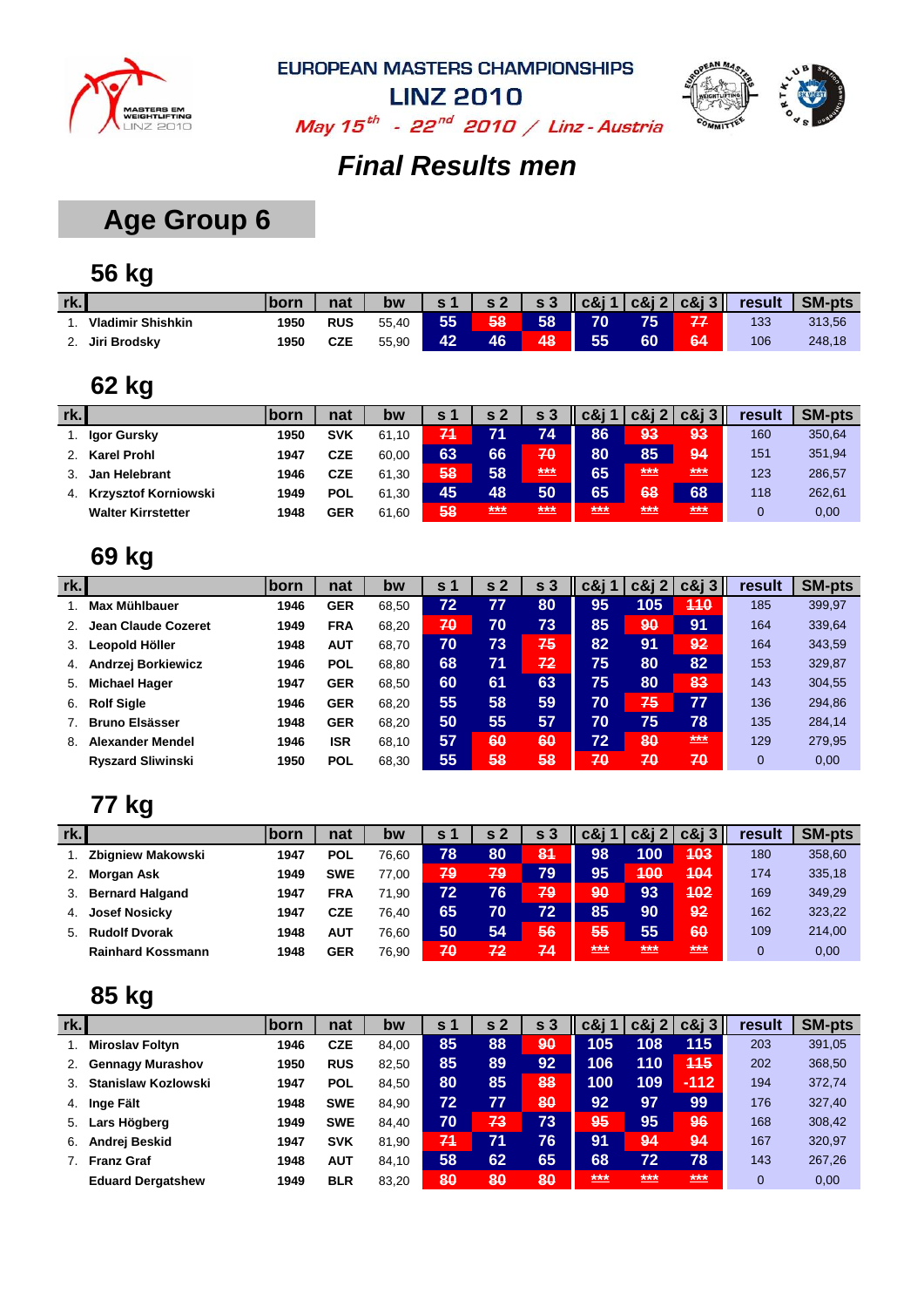# EUROPEAN MASTERS CHAMPIONSHIPS

## LINZ 2010

*May 15th - 22nd 2010 / Linz - Austria*

## *Final Results men*

## Age Group 6

### 56 kg

| rk. | | born | nat | bw | s 1 | s 2 | s 3 | c&j 1 | c&j 2 | c&j 3 | result | SM-pts |
|---|---|---|---|---|---|---|---|---|---|---|---|---|
| 1. | Vladimir Shishkin | 1950 | RUS | 55,40 | 55 | 58 | 58 | 70 | 75 | 77 | 133 | 313,56 |
| 2. | Jiri Brodsky | 1950 | CZE | 55,90 | 42 | 46 | 48 | 55 | 60 | 64 | 106 | 248,18 |

### 62 kg

| rk. | | born | nat | bw | s 1 | s 2 | s 3 | c&j 1 | c&j 2 | c&j 3 | result | SM-pts |
|---|---|---|---|---|---|---|---|---|---|---|---|---|
| 1. | Igor Gursky | 1950 | SVK | 61,10 | 71 | 71 | 74 | 86 | 93 | 93 | 160 | 350,64 |
| 2. | Karel Prohl | 1947 | CZE | 60,00 | 63 | 66 | 70 | 80 | 85 | 94 | 151 | 351,94 |
| 3. | Jan Helebrant | 1946 | CZE | 61,30 | 58 | 58 | *** | 65 | *** | *** | 123 | 286,57 |
| 4. | Krzysztof Korniowski | 1949 | POL | 61,30 | 45 | 48 | 50 | 65 | 68 | 68 | 118 | 262,61 |
| | Walter Kirrstetter | 1948 | GER | 61,60 | 58 | *** | *** | *** | *** | *** | 0 | 0,00 |

### 69 kg

| rk. | | born | nat | bw | s 1 | s 2 | s 3 | c&j 1 | c&j 2 | c&j 3 | result | SM-pts |
|---|---|---|---|---|---|---|---|---|---|---|---|---|
| 1. | Max Mühlbauer | 1946 | GER | 68,50 | 72 | 77 | 80 | 95 | 105 | 110 | 185 | 399,97 |
| 2. | Jean Claude Cozeret | 1949 | FRA | 68,20 | 70 | 70 | 73 | 85 | 90 | 91 | 164 | 339,64 |
| 3. | Leopold Höller | 1948 | AUT | 68,70 | 70 | 73 | 75 | 82 | 91 | 92 | 164 | 343,59 |
| 4. | Andrzej Borkiewicz | 1946 | POL | 68,80 | 68 | 71 | 72 | 75 | 80 | 82 | 153 | 329,87 |
| 5. | Michael Hager | 1947 | GER | 68,50 | 60 | 61 | 63 | 75 | 80 | 83 | 143 | 304,55 |
| 6. | Rolf Sigle | 1946 | GER | 68,20 | 55 | 58 | 59 | 70 | 75 | 77 | 136 | 294,86 |
| 7. | Bruno Elsässer | 1948 | GER | 68,20 | 50 | 55 | 57 | 70 | 75 | 78 | 135 | 284,14 |
| 8. | Alexander Mendel | 1946 | ISR | 68,10 | 57 | 60 | 60 | 72 | 80 | *** | 129 | 279,95 |
| | Ryszard Sliwinski | 1950 | POL | 68,30 | 55 | 58 | 58 | 70 | 70 | 70 | 0 | 0,00 |

### 77 kg

| rk. | | born | nat | bw | s 1 | s 2 | s 3 | c&j 1 | c&j 2 | c&j 3 | result | SM-pts |
|---|---|---|---|---|---|---|---|---|---|---|---|---|
| 1. | Zbigniew Makowski | 1947 | POL | 76,60 | 78 | 80 | 81 | 98 | 100 | 103 | 180 | 358,60 |
| 2. | Morgan Ask | 1949 | SWE | 77,00 | 79 | 79 | 79 | 95 | 100 | 104 | 174 | 335,18 |
| 3. | Bernard Halgand | 1947 | FRA | 71,90 | 72 | 76 | 79 | 90 | 93 | 102 | 169 | 349,29 |
| 4. | Josef Nosicky | 1947 | CZE | 76,40 | 65 | 70 | 72 | 85 | 90 | 92 | 162 | 323,22 |
| 5. | Rudolf Dvorak | 1948 | AUT | 76,60 | 50 | 54 | 56 | 55 | 55 | 60 | 109 | 214,00 |
| | Rainhard Kossmann | 1948 | GER | 76,90 | 70 | 72 | 74 | *** | *** | *** | 0 | 0,00 |

### 85 kg

| rk. | | born | nat | bw | s 1 | s 2 | s 3 | c&j 1 | c&j 2 | c&j 3 | result | SM-pts |
|---|---|---|---|---|---|---|---|---|---|---|---|---|
| 1. | Miroslav Foltyn | 1946 | CZE | 84,00 | 85 | 88 | 90 | 105 | 108 | 115 | 203 | 391,05 |
| 2. | Gennagy Murashov | 1950 | RUS | 82,50 | 85 | 89 | 92 | 106 | 110 | 115 | 202 | 368,50 |
| 3. | Stanislaw Kozlowski | 1947 | POL | 84,50 | 80 | 85 | 88 | 100 | 109 | -112 | 194 | 372,74 |
| 4. | Inge Fält | 1948 | SWE | 84,90 | 72 | 77 | 80 | 92 | 97 | 99 | 176 | 327,40 |
| 5. | Lars Högberg | 1949 | SWE | 84,40 | 70 | 73 | 73 | 95 | 95 | 96 | 168 | 308,42 |
| 6. | Andrej Beskid | 1947 | SVK | 81,90 | 71 | 71 | 76 | 91 | 94 | 94 | 167 | 320,97 |
| 7. | Franz Graf | 1948 | AUT | 84,10 | 58 | 62 | 65 | 68 | 72 | 78 | 143 | 267,26 |
| | Eduard Dergatshew | 1949 | BLR | 83,20 | 80 | 80 | 80 | *** | *** | *** | 0 | 0,00 |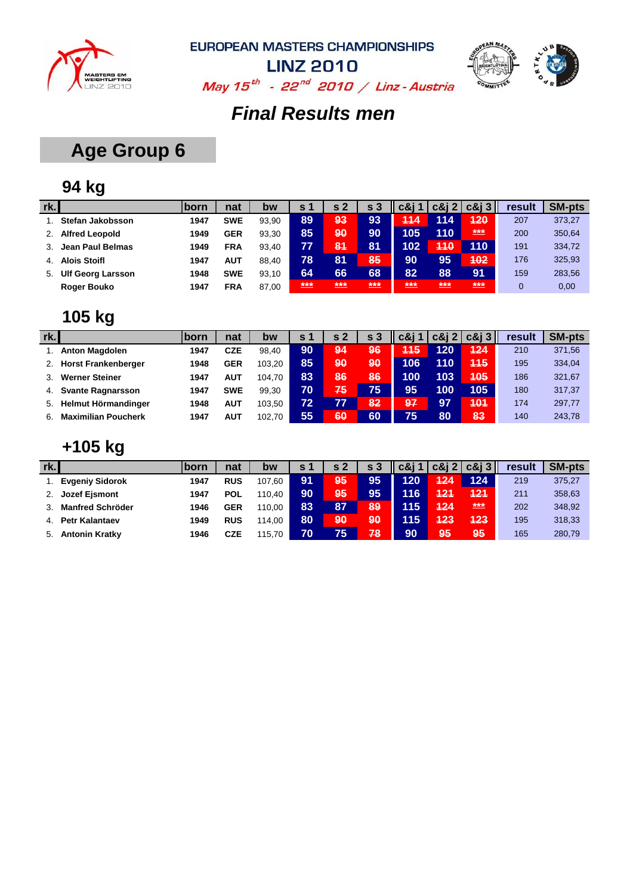EUROPEAN MASTERS CHAMPIONSHIPS

LINZ 2010

*May 15th - 22nd 2010 / Linz - Austria*

# Final Results men

## Age Group 6

### 94 kg

| rk. | | born | nat | bw | s 1 | s 2 | s 3 | c&j 1 | c&j 2 | c&j 3 | result | SM-pts |
|---|---|---|---|---|---|---|---|---|---|---|---|---|
| 1. | Stefan Jakobsson | 1947 | SWE | 93,90 | 89 | ~~93~~ | 93 | ~~114~~ | 114 | ~~120~~ | 207 | 373,27 |
| 2. | Alfred Leopold | 1949 | GER | 93,30 | 85 | ~~90~~ | 90 | 105 | 110 | ~~***~~ | 200 | 350,64 |
| 3. | Jean Paul Belmas | 1949 | FRA | 93,40 | 77 | ~~81~~ | 81 | 102 | ~~110~~ | 110 | 191 | 334,72 |
| 4. | Alois Stoifl | 1947 | AUT | 88,40 | 78 | 81 | ~~85~~ | 90 | 95 | ~~102~~ | 176 | 325,93 |
| 5. | Ulf Georg Larsson | 1948 | SWE | 93,10 | 64 | 66 | 68 | 82 | 88 | 91 | 159 | 283,56 |
| | Roger Bouko | 1947 | FRA | 87,00 | ~~***~~ | ~~***~~ | ~~***~~ | ~~***~~ | ~~***~~ | ~~***~~ | 0 | 0,00 |

### 105 kg

| rk. | | born | nat | bw | s 1 | s 2 | s 3 | c&j 1 | c&j 2 | c&j 3 | result | SM-pts |
|---|---|---|---|---|---|---|---|---|---|---|---|---|
| 1. | Anton Magdolen | 1947 | CZE | 98,40 | 90 | ~~94~~ | ~~96~~ | ~~115~~ | 120 | ~~124~~ | 210 | 371,56 |
| 2. | Horst Frankenberger | 1948 | GER | 103,20 | 85 | ~~90~~ | ~~90~~ | 106 | 110 | ~~115~~ | 195 | 334,04 |
| 3. | Werner Steiner | 1947 | AUT | 104,70 | 83 | ~~86~~ | ~~86~~ | 100 | 103 | ~~105~~ | 186 | 321,67 |
| 4. | Svante Ragnarsson | 1947 | SWE | 99,30 | 70 | ~~75~~ | 75 | 95 | 100 | 105 | 180 | 317,37 |
| 5. | Helmut Hörmandinger | 1948 | AUT | 103,50 | 72 | 77 | ~~82~~ | ~~97~~ | 97 | ~~101~~ | 174 | 297,77 |
| 6. | Maximilian Poucherk | 1947 | AUT | 102,70 | 55 | ~~60~~ | 60 | 75 | 80 | ~~83~~ | 140 | 243,78 |

### +105 kg

| rk. | | born | nat | bw | s 1 | s 2 | s 3 | c&j 1 | c&j 2 | c&j 3 | result | SM-pts |
|---|---|---|---|---|---|---|---|---|---|---|---|---|
| 1. | Evgeniy Sidorok | 1947 | RUS | 107,60 | 91 | ~~95~~ | 95 | 120 | ~~124~~ | 124 | 219 | 375,27 |
| 2. | Jozef Ejsmont | 1947 | POL | 110,40 | 90 | ~~95~~ | 95 | 116 | ~~121~~ | ~~121~~ | 211 | 358,63 |
| 3. | Manfred Schröder | 1946 | GER | 110,00 | 83 | 87 | ~~89~~ | 115 | ~~124~~ | ~~***~~ | 202 | 348,92 |
| 4. | Petr Kalantaev | 1949 | RUS | 114,00 | 80 | ~~90~~ | ~~90~~ | 115 | ~~123~~ | ~~123~~ | 195 | 318,33 |
| 5. | Antonin Kratky | 1946 | CZE | 115,70 | 70 | 75 | ~~78~~ | 90 | ~~95~~ | ~~95~~ | 165 | 280,79 |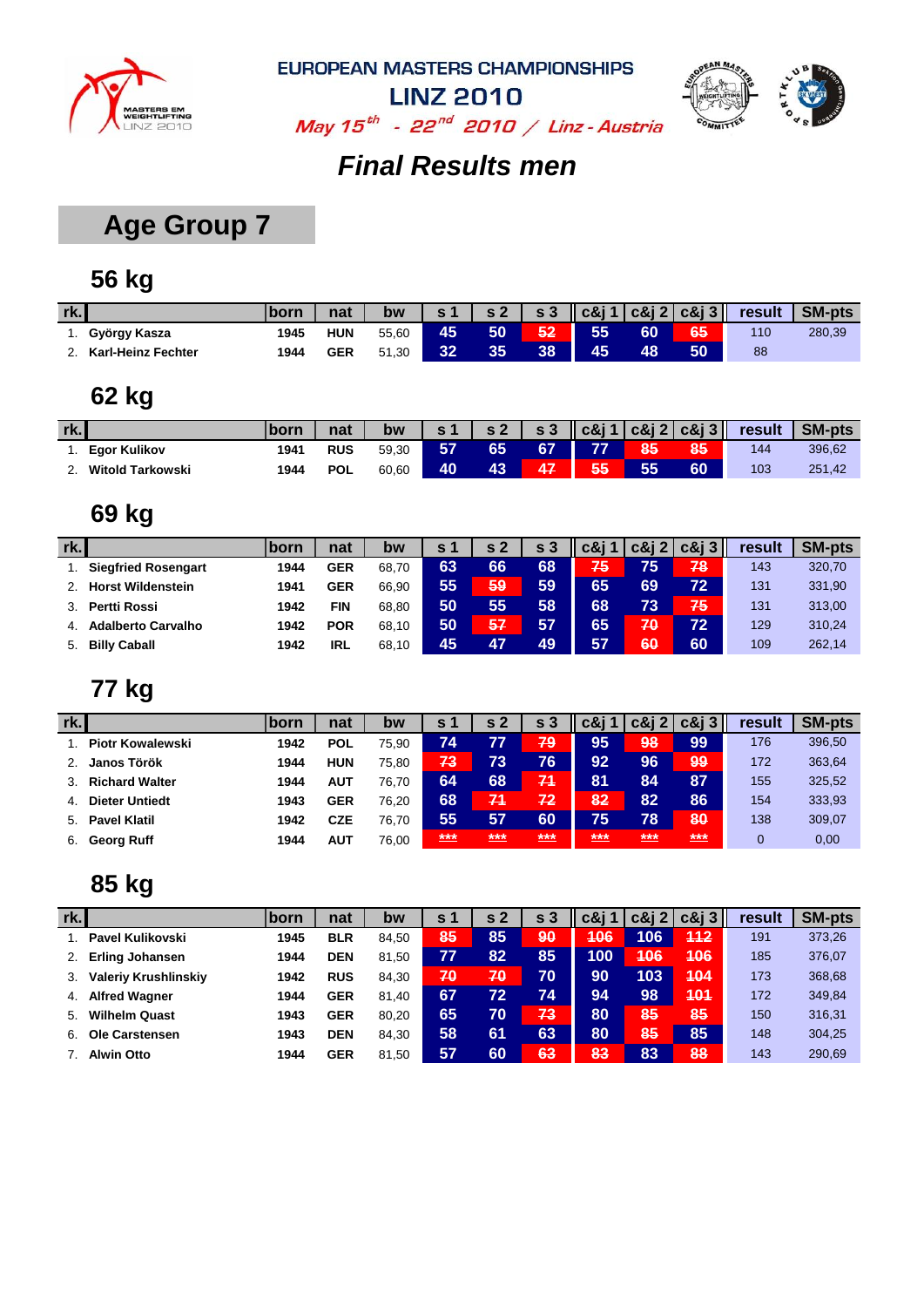EUROPEAN MASTERS CHAMPIONSHIPS

LINZ 2010

*May 15th - 22nd 2010 / Linz - Austria*

# Final Results men

## Age Group 7

### 56 kg

| rk. | | born | nat | bw | s 1 | s 2 | s 3 | c&j 1 | c&j 2 | c&j 3 | result | SM-pts |
|---|---|---|---|---|---|---|---|---|---|---|---|---|
| 1. | **György Kasza** | 1945 | HUN | 55,60 | 45 | 50 | ~~52~~ | 55 | 60 | ~~65~~ | 110 | 280,39 |
| 2. | **Karl-Heinz Fechter** | 1944 | GER | 51,30 | 32 | 35 | 38 | 45 | 48 | 50 | 88 | |

### 62 kg

| rk. | | born | nat | bw | s 1 | s 2 | s 3 | c&j 1 | c&j 2 | c&j 3 | result | SM-pts |
|---|---|---|---|---|---|---|---|---|---|---|---|---|
| 1. | **Egor Kulikov** | 1941 | RUS | 59,30 | 57 | 65 | 67 | 77 | ~~85~~ | ~~85~~ | 144 | 396,62 |
| 2. | **Witold Tarkowski** | 1944 | POL | 60,60 | 40 | 43 | ~~47~~ | ~~55~~ | 55 | 60 | 103 | 251,42 |

### 69 kg

| rk. | | born | nat | bw | s 1 | s 2 | s 3 | c&j 1 | c&j 2 | c&j 3 | result | SM-pts |
|---|---|---|---|---|---|---|---|---|---|---|---|---|
| 1. | **Siegfried Rosengart** | 1944 | GER | 68,70 | 63 | 66 | 68 | ~~75~~ | 75 | ~~78~~ | 143 | 320,70 |
| 2. | **Horst Wildenstein** | 1941 | GER | 66,90 | 55 | ~~59~~ | 59 | 65 | 69 | 72 | 131 | 331,90 |
| 3. | **Pertti Rossi** | 1942 | FIN | 68,80 | 50 | 55 | 58 | 68 | 73 | ~~75~~ | 131 | 313,00 |
| 4. | **Adalberto Carvalho** | 1942 | POR | 68,10 | 50 | ~~57~~ | 57 | 65 | ~~70~~ | 72 | 129 | 310,24 |
| 5. | **Billy Caball** | 1942 | IRL | 68,10 | 45 | 47 | 49 | 57 | ~~60~~ | 60 | 109 | 262,14 |

### 77 kg

| rk. | | born | nat | bw | s 1 | s 2 | s 3 | c&j 1 | c&j 2 | c&j 3 | result | SM-pts |
|---|---|---|---|---|---|---|---|---|---|---|---|---|
| 1. | **Piotr Kowalewski** | 1942 | POL | 75,90 | 74 | 77 | ~~79~~ | 95 | ~~98~~ | 99 | 176 | 396,50 |
| 2. | **Janos Török** | 1944 | HUN | 75,80 | ~~73~~ | 73 | 76 | 92 | 96 | ~~99~~ | 172 | 363,64 |
| 3. | **Richard Walter** | 1944 | AUT | 76,70 | 64 | 68 | ~~71~~ | 81 | 84 | 87 | 155 | 325,52 |
| 4. | **Dieter Untiedt** | 1943 | GER | 76,20 | 68 | ~~71~~ | ~~72~~ | ~~82~~ | 82 | 86 | 154 | 333,93 |
| 5. | **Pavel Klatil** | 1942 | CZE | 76,70 | 55 | 57 | 60 | 75 | 78 | ~~80~~ | 138 | 309,07 |
| 6. | **Georg Ruff** | 1944 | AUT | 76,00 | ~~***~~ | ~~***~~ | ~~***~~ | ~~***~~ | ~~***~~ | ~~***~~ | 0 | 0,00 |

### 85 kg

| rk. | | born | nat | bw | s 1 | s 2 | s 3 | c&j 1 | c&j 2 | c&j 3 | result | SM-pts |
|---|---|---|---|---|---|---|---|---|---|---|---|---|
| 1. | **Pavel Kulikovski** | 1945 | BLR | 84,50 | ~~85~~ | 85 | ~~90~~ | ~~106~~ | 106 | ~~112~~ | 191 | 373,26 |
| 2. | **Erling Johansen** | 1944 | DEN | 81,50 | 77 | 82 | 85 | 100 | ~~106~~ | ~~106~~ | 185 | 376,07 |
| 3. | **Valeriy Krushlinskiy** | 1942 | RUS | 84,30 | ~~70~~ | ~~70~~ | 70 | 90 | 103 | ~~104~~ | 173 | 368,68 |
| 4. | **Alfred Wagner** | 1944 | GER | 81,40 | 67 | 72 | 74 | 94 | 98 | ~~101~~ | 172 | 349,84 |
| 5. | **Wilhelm Quast** | 1943 | GER | 80,20 | 65 | 70 | ~~73~~ | 80 | ~~85~~ | ~~85~~ | 150 | 316,31 |
| 6. | **Ole Carstensen** | 1943 | DEN | 84,30 | 58 | 61 | 63 | 80 | ~~85~~ | 85 | 148 | 304,25 |
| 7. | **Alwin Otto** | 1944 | GER | 81,50 | 57 | 60 | ~~63~~ | ~~83~~ | 83 | ~~88~~ | 143 | 290,69 |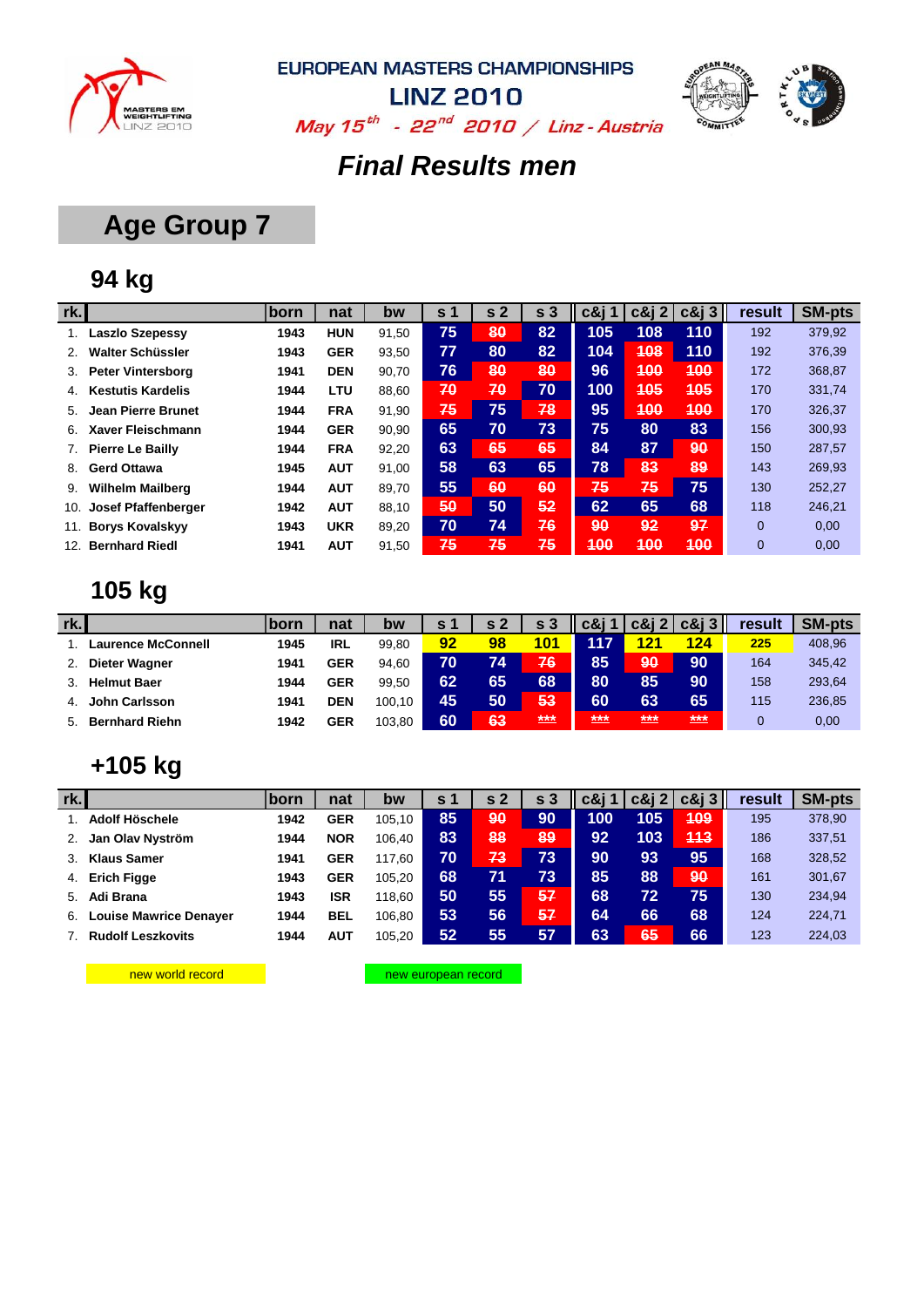EUROPEAN MASTERS CHAMPIONSHIPS

LINZ 2010

*May 15th - 22nd 2010 / Linz - Austria*

# *Final Results men*

## Age Group 7

### 94 kg

| rk. | | born | nat | bw | s 1 | s 2 | s 3 | c&j 1 | c&j 2 | c&j 3 | result | SM-pts |
|---|---|---|---|---|---|---|---|---|---|---|---|---|
| 1. | Laszlo Szepessy | 1943 | HUN | 91,50 | 75 | ~~80~~ | 82 | 105 | 108 | 110 | 192 | 379,92 |
| 2. | Walter Schüssler | 1943 | GER | 93,50 | 77 | 80 | 82 | 104 | ~~108~~ | 110 | 192 | 376,39 |
| 3. | Peter Vintersborg | 1941 | DEN | 90,70 | 76 | ~~80~~ | ~~80~~ | 96 | ~~100~~ | ~~100~~ | 172 | 368,87 |
| 4. | Kestutis Kardelis | 1944 | LTU | 88,60 | ~~70~~ | ~~70~~ | 70 | 100 | ~~105~~ | ~~105~~ | 170 | 331,74 |
| 5. | Jean Pierre Brunet | 1944 | FRA | 91,90 | ~~75~~ | 75 | ~~78~~ | 95 | ~~100~~ | ~~100~~ | 170 | 326,37 |
| 6. | Xaver Fleischmann | 1944 | GER | 90,90 | 65 | 70 | 73 | 75 | 80 | 83 | 156 | 300,93 |
| 7. | Pierre Le Bailly | 1944 | FRA | 92,20 | 63 | ~~65~~ | ~~65~~ | 84 | 87 | ~~90~~ | 150 | 287,57 |
| 8. | Gerd Ottawa | 1945 | AUT | 91,00 | 58 | 63 | 65 | 78 | ~~83~~ | ~~89~~ | 143 | 269,93 |
| 9. | Wilhelm Mailberg | 1944 | AUT | 89,70 | 55 | ~~60~~ | ~~60~~ | ~~75~~ | ~~75~~ | 75 | 130 | 252,27 |
| 10. | Josef Pfaffenberger | 1942 | AUT | 88,10 | ~~50~~ | 50 | ~~52~~ | 62 | 65 | 68 | 118 | 246,21 |
| 11. | Borys Kovalskyy | 1943 | UKR | 89,20 | 70 | 74 | ~~76~~ | ~~90~~ | ~~92~~ | ~~97~~ | 0 | 0,00 |
| 12. | Bernhard Riedl | 1941 | AUT | 91,50 | ~~75~~ | ~~75~~ | ~~75~~ | ~~100~~ | ~~100~~ | ~~100~~ | 0 | 0,00 |

### 105 kg

| rk. | | born | nat | bw | s 1 | s 2 | s 3 | c&j 1 | c&j 2 | c&j 3 | result | SM-pts |
|---|---|---|---|---|---|---|---|---|---|---|---|---|
| 1. | Laurence McConnell | 1945 | IRL | 99,80 | 92 | 98 | 101 | 117 | 121 | 124 | 225 | 408,96 |
| 2. | Dieter Wagner | 1941 | GER | 94,60 | 70 | 74 | ~~76~~ | 85 | ~~90~~ | 90 | 164 | 345,42 |
| 3. | Helmut Baer | 1944 | GER | 99,50 | 62 | 65 | 68 | 80 | 85 | 90 | 158 | 293,64 |
| 4. | John Carlsson | 1941 | DEN | 100,10 | 45 | 50 | ~~53~~ | 60 | 63 | 65 | 115 | 236,85 |
| 5. | Bernhard Riehn | 1942 | GER | 103,80 | 60 | ~~63~~ | ~~***~~ | ~~***~~ | ~~***~~ | ~~***~~ | 0 | 0,00 |

### +105 kg

| rk. | | born | nat | bw | s 1 | s 2 | s 3 | c&j 1 | c&j 2 | c&j 3 | result | SM-pts |
|---|---|---|---|---|---|---|---|---|---|---|---|---|
| 1. | Adolf Höschele | 1942 | GER | 105,10 | 85 | ~~90~~ | 90 | 100 | 105 | ~~109~~ | 195 | 378,90 |
| 2. | Jan Olav Nyström | 1944 | NOR | 106,40 | 83 | ~~88~~ | ~~89~~ | 92 | 103 | ~~113~~ | 186 | 337,51 |
| 3. | Klaus Samer | 1941 | GER | 117,60 | 70 | ~~73~~ | 73 | 90 | 93 | 95 | 168 | 328,52 |
| 4. | Erich Figge | 1943 | GER | 105,20 | 68 | 71 | 73 | 85 | 88 | ~~90~~ | 161 | 301,67 |
| 5. | Adi Brana | 1943 | ISR | 118,60 | 50 | 55 | ~~57~~ | 68 | 72 | 75 | 130 | 234,94 |
| 6. | Louise Mawrice Denayer | 1944 | BEL | 106,80 | 53 | 56 | ~~57~~ | 64 | 66 | 68 | 124 | 224,71 |
| 7. | Rudolf Leszkovits | 1944 | AUT | 105,20 | 52 | 55 | 57 | 63 | ~~65~~ | 66 | 123 | 224,03 |

new world record | new european record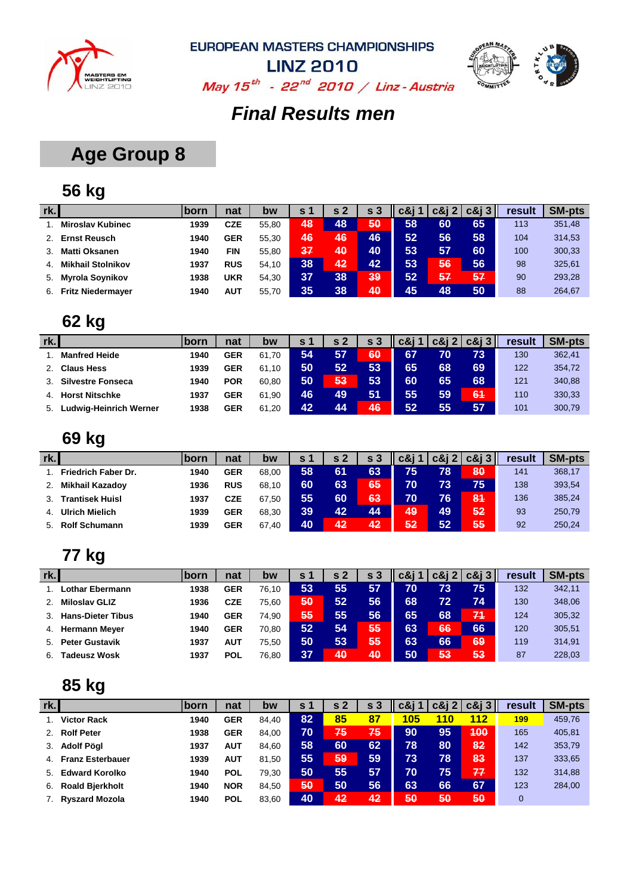EUROPEAN MASTERS CHAMPIONSHIPS

LINZ 2010

*May 15th - 22nd 2010 / Linz - Austria*

# *Final Results men*

## Age Group 8

### 56 kg

| rk. | | born | nat | bw | s 1 | s 2 | s 3 | c&j 1 | c&j 2 | c&j 3 | result | SM-pts |
|---|---|---|---|---|---|---|---|---|---|---|---|---|
| 1. | Miroslav Kubinec | 1939 | CZE | 55,80 | 48 | 48 | 50 | 58 | 60 | 65 | 113 | 351,48 |
| 2. | Ernst Reusch | 1940 | GER | 55,30 | 46 | 46 | 46 | 52 | 56 | 58 | 104 | 314,53 |
| 3. | Matti Oksanen | 1940 | FIN | 55,80 | 37 | 40 | 40 | 53 | 57 | 60 | 100 | 300,33 |
| 4. | Mikhail Stolnikov | 1937 | RUS | 54,10 | 38 | 42 | 42 | 53 | 56 | 56 | 98 | 325,61 |
| 5. | Myrola Soynikov | 1938 | UKR | 54,30 | 37 | 38 | 39 | 52 | 57 | 57 | 90 | 293,28 |
| 6. | Fritz Niedermayer | 1940 | AUT | 55,70 | 35 | 38 | 40 | 45 | 48 | 50 | 88 | 264,67 |

### 62 kg

| rk. | | born | nat | bw | s 1 | s 2 | s 3 | c&j 1 | c&j 2 | c&j 3 | result | SM-pts |
|---|---|---|---|---|---|---|---|---|---|---|---|---|
| 1. | Manfred Heide | 1940 | GER | 61,70 | 54 | 57 | 60 | 67 | 70 | 73 | 130 | 362,41 |
| 2. | Claus Hess | 1939 | GER | 61,10 | 50 | 52 | 53 | 65 | 68 | 69 | 122 | 354,72 |
| 3. | Silvestre Fonseca | 1940 | POR | 60,80 | 50 | 53 | 53 | 60 | 65 | 68 | 121 | 340,88 |
| 4. | Horst Nitschke | 1937 | GER | 61,90 | 46 | 49 | 51 | 55 | 59 | 61 | 110 | 330,33 |
| 5. | Ludwig-Heinrich Werner | 1938 | GER | 61,20 | 42 | 44 | 46 | 52 | 55 | 57 | 101 | 300,79 |

### 69 kg

| rk. | | born | nat | bw | s 1 | s 2 | s 3 | c&j 1 | c&j 2 | c&j 3 | result | SM-pts |
|---|---|---|---|---|---|---|---|---|---|---|---|---|
| 1. | Friedrich Faber Dr. | 1940 | GER | 68,00 | 58 | 61 | 63 | 75 | 78 | 80 | 141 | 368,17 |
| 2. | Mikhail Kazadoy | 1936 | RUS | 68,10 | 60 | 63 | 65 | 70 | 73 | 75 | 138 | 393,54 |
| 3. | Trantisek Huisl | 1937 | CZE | 67,50 | 55 | 60 | 63 | 70 | 76 | 81 | 136 | 385,24 |
| 4. | Ulrich Mielich | 1939 | GER | 68,30 | 39 | 42 | 44 | 49 | 49 | 52 | 93 | 250,79 |
| 5. | Rolf Schumann | 1939 | GER | 67,40 | 40 | 42 | 42 | 52 | 52 | 55 | 92 | 250,24 |

### 77 kg

| rk. | | born | nat | bw | s 1 | s 2 | s 3 | c&j 1 | c&j 2 | c&j 3 | result | SM-pts |
|---|---|---|---|---|---|---|---|---|---|---|---|---|
| 1. | Lothar Ebermann | 1938 | GER | 76,10 | 53 | 55 | 57 | 70 | 73 | 75 | 132 | 342,11 |
| 2. | Miloslav GLIZ | 1936 | CZE | 75,60 | 50 | 52 | 56 | 68 | 72 | 74 | 130 | 348,06 |
| 3. | Hans-Dieter Tibus | 1940 | GER | 74,90 | 55 | 55 | 56 | 65 | 68 | 71 | 124 | 305,32 |
| 4. | Hermann Meyer | 1940 | GER | 70,80 | 52 | 54 | 55 | 63 | 66 | 66 | 120 | 305,51 |
| 5. | Peter Gustavik | 1937 | AUT | 75,50 | 50 | 53 | 55 | 63 | 66 | 69 | 119 | 314,91 |
| 6. | Tadeusz Wosk | 1937 | POL | 76,80 | 37 | 40 | 40 | 50 | 53 | 53 | 87 | 228,03 |

### 85 kg

| rk. | | born | nat | bw | s 1 | s 2 | s 3 | c&j 1 | c&j 2 | c&j 3 | result | SM-pts |
|---|---|---|---|---|---|---|---|---|---|---|---|---|
| 1. | Victor Rack | 1940 | GER | 84,40 | 82 | 85 | 87 | 105 | 110 | 112 | 199 | 459,76 |
| 2. | Rolf Peter | 1938 | GER | 84,00 | 70 | 75 | 75 | 90 | 95 | 100 | 165 | 405,81 |
| 3. | Adolf Pögl | 1937 | AUT | 84,60 | 58 | 60 | 62 | 78 | 80 | 82 | 142 | 353,79 |
| 4. | Franz Esterbauer | 1939 | AUT | 81,50 | 55 | 59 | 59 | 73 | 78 | 83 | 137 | 333,65 |
| 5. | Edward Korolko | 1940 | POL | 79,30 | 50 | 55 | 57 | 70 | 75 | 77 | 132 | 314,88 |
| 6. | Roald Bjerkholt | 1940 | NOR | 84,50 | 50 | 50 | 56 | 63 | 66 | 67 | 123 | 284,00 |
| 7. | Ryszard Mozola | 1940 | POL | 83,60 | 40 | 42 | 42 | 50 | 50 | 50 | 0 | |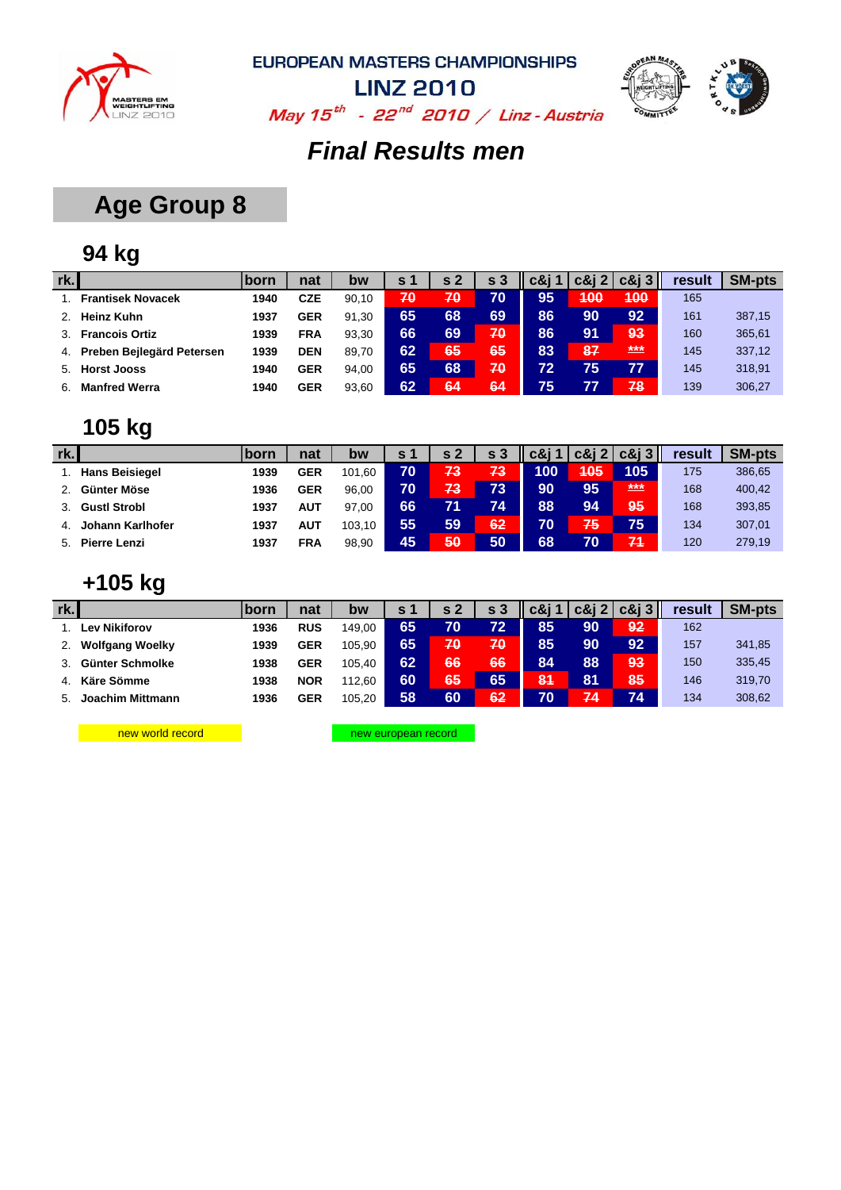EUROPEAN MASTERS CHAMPIONSHIPS

LINZ 2010

*May 15th - 22nd 2010 / Linz - Austria*

# *Final Results men*

## Age Group 8

### 94 kg

| rk. | | born | nat | bw | s 1 | s 2 | s 3 | c&j 1 | c&j 2 | c&j 3 | result | SM-pts |
|---|---|---|---|---|---|---|---|---|---|---|---|---|
| 1. | Frantisek Novacek | 1940 | CZE | 90,10 | ~~70~~ | ~~70~~ | 70 | 95 | ~~100~~ | ~~100~~ | 165 | |
| 2. | Heinz Kuhn | 1937 | GER | 91,30 | 65 | 68 | 69 | 86 | 90 | 92 | 161 | 387,15 |
| 3. | Francois Ortiz | 1939 | FRA | 93,30 | 66 | 69 | ~~70~~ | 86 | 91 | ~~93~~ | 160 | 365,61 |
| 4. | Preben Bejlegärd Petersen | 1939 | DEN | 89,70 | 62 | ~~65~~ | ~~65~~ | 83 | ~~87~~ | ~~***~~ | 145 | 337,12 |
| 5. | Horst Jooss | 1940 | GER | 94,00 | 65 | 68 | ~~70~~ | 72 | 75 | 77 | 145 | 318,91 |
| 6. | Manfred Werra | 1940 | GER | 93,60 | 62 | ~~64~~ | ~~64~~ | 75 | 77 | ~~78~~ | 139 | 306,27 |

### 105 kg

| rk. | | born | nat | bw | s 1 | s 2 | s 3 | c&j 1 | c&j 2 | c&j 3 | result | SM-pts |
|---|---|---|---|---|---|---|---|---|---|---|---|---|
| 1. | Hans Beisiegel | 1939 | GER | 101,60 | 70 | ~~73~~ | ~~73~~ | 100 | ~~105~~ | 105 | 175 | 386,65 |
| 2. | Günter Möse | 1936 | GER | 96,00 | 70 | ~~73~~ | 73 | 90 | 95 | ~~***~~ | 168 | 400,42 |
| 3. | Gustl Strobl | 1937 | AUT | 97,00 | 66 | 71 | 74 | 88 | 94 | ~~95~~ | 168 | 393,85 |
| 4. | Johann Karlhofer | 1937 | AUT | 103,10 | 55 | 59 | ~~62~~ | 70 | ~~75~~ | 75 | 134 | 307,01 |
| 5. | Pierre Lenzi | 1937 | FRA | 98,90 | 45 | ~~50~~ | 50 | 68 | 70 | ~~71~~ | 120 | 279,19 |

### +105 kg

| rk. | | born | nat | bw | s 1 | s 2 | s 3 | c&j 1 | c&j 2 | c&j 3 | result | SM-pts |
|---|---|---|---|---|---|---|---|---|---|---|---|---|
| 1. | Lev Nikiforov | 1936 | RUS | 149,00 | 65 | 70 | 72 | 85 | 90 | ~~92~~ | 162 | |
| 2. | Wolfgang Woelky | 1939 | GER | 105,90 | 65 | ~~70~~ | ~~70~~ | 85 | 90 | 92 | 157 | 341,85 |
| 3. | Günter Schmolke | 1938 | GER | 105,40 | 62 | ~~66~~ | ~~66~~ | 84 | 88 | ~~93~~ | 150 | 335,45 |
| 4. | Käre Sömme | 1938 | NOR | 112,60 | 60 | ~~65~~ | 65 | ~~81~~ | 81 | ~~85~~ | 146 | 319,70 |
| 5. | Joachim Mittmann | 1936 | GER | 105,20 | 58 | 60 | ~~62~~ | 70 | ~~74~~ | 74 | 134 | 308,62 |

new world record

new european record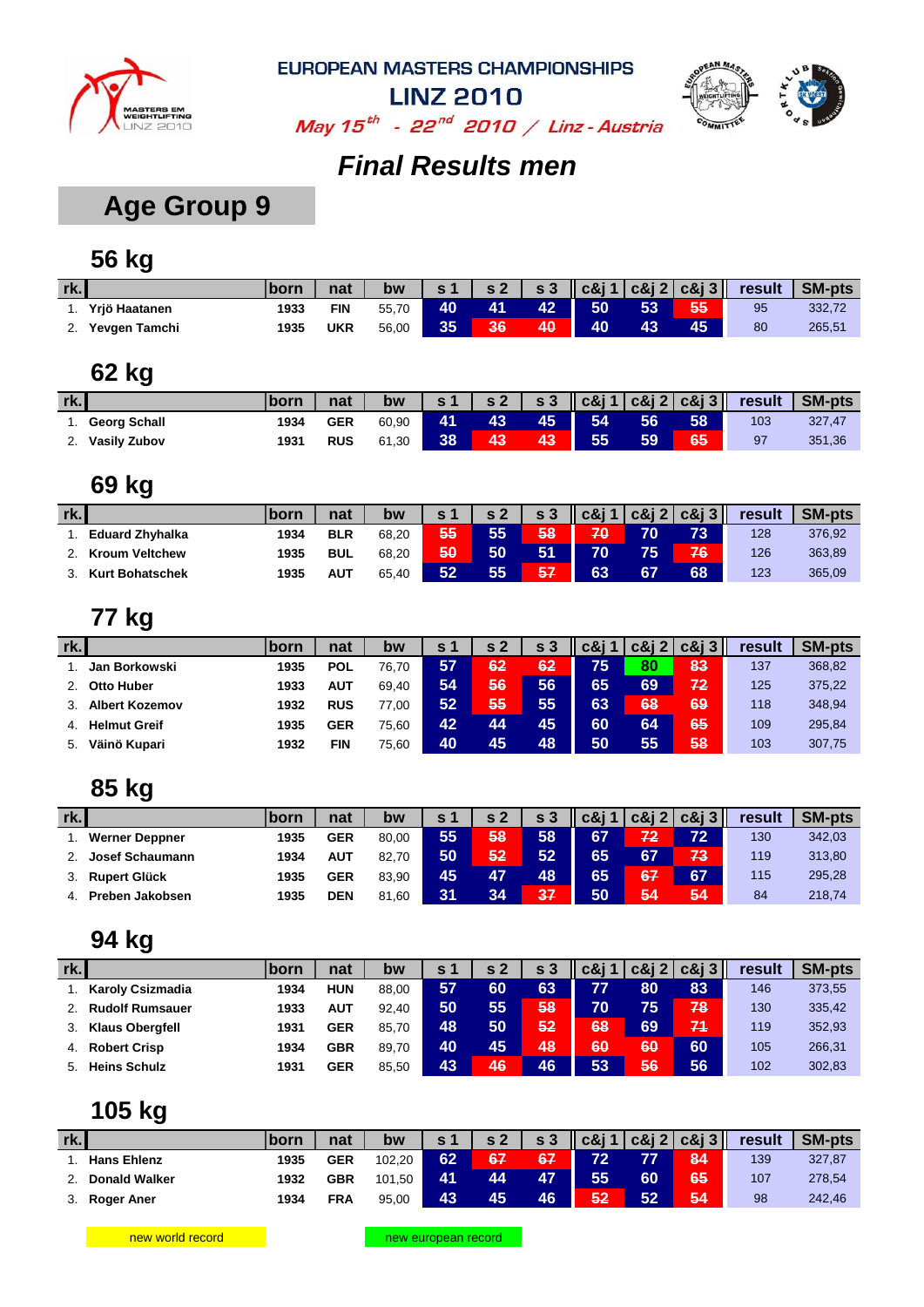EUROPEAN MASTERS CHAMPIONSHIPS

LINZ 2010

*May 15th - 22nd 2010 / Linz - Austria*

# *Final Results men*

## Age Group 9

### 56 kg

| rk. | | born | nat | bw | s 1 | s 2 | s 3 | c&j 1 | c&j 2 | c&j 3 | result | SM-pts |
|---|---|---|---|---|---|---|---|---|---|---|---|---|
| 1. | Yrjö Haatanen | 1933 | FIN | 55,70 | 40 | 41 | 42 | 50 | 53 | ~~55~~ | 95 | 332,72 |
| 2. | Yevgen Tamchi | 1935 | UKR | 56,00 | 35 | ~~36~~ | ~~40~~ | 40 | 43 | 45 | 80 | 265,51 |

### 62 kg

| rk. | | born | nat | bw | s 1 | s 2 | s 3 | c&j 1 | c&j 2 | c&j 3 | result | SM-pts |
|---|---|---|---|---|---|---|---|---|---|---|---|---|
| 1. | Georg Schall | 1934 | GER | 60,90 | 41 | 43 | 45 | 54 | 56 | 58 | 103 | 327,47 |
| 2. | Vasily Zubov | 1931 | RUS | 61,30 | 38 | ~~43~~ | ~~43~~ | 55 | 59 | ~~65~~ | 97 | 351,36 |

### 69 kg

| rk. | | born | nat | bw | s 1 | s 2 | s 3 | c&j 1 | c&j 2 | c&j 3 | result | SM-pts |
|---|---|---|---|---|---|---|---|---|---|---|---|---|
| 1. | Eduard Zhyhalka | 1934 | BLR | 68,20 | ~~55~~ | 55 | ~~58~~ | ~~70~~ | 70 | 73 | 128 | 376,92 |
| 2. | Kroum Veltchew | 1935 | BUL | 68,20 | ~~50~~ | 50 | 51 | 70 | 75 | ~~76~~ | 126 | 363,89 |
| 3. | Kurt Bohatschek | 1935 | AUT | 65,40 | 52 | 55 | ~~57~~ | 63 | 67 | 68 | 123 | 365,09 |

### 77 kg

| rk. | | born | nat | bw | s 1 | s 2 | s 3 | c&j 1 | c&j 2 | c&j 3 | result | SM-pts |
|---|---|---|---|---|---|---|---|---|---|---|---|---|
| 1. | Jan Borkowski | 1935 | POL | 76,70 | 57 | ~~62~~ | ~~62~~ | 75 | 80 | ~~83~~ | 137 | 368,82 |
| 2. | Otto Huber | 1933 | AUT | 69,40 | 54 | ~~56~~ | 56 | 65 | 69 | ~~72~~ | 125 | 375,22 |
| 3. | Albert Kozemov | 1932 | RUS | 77,00 | 52 | ~~55~~ | 55 | 63 | ~~68~~ | ~~69~~ | 118 | 348,94 |
| 4. | Helmut Greif | 1935 | GER | 75,60 | 42 | 44 | 45 | 60 | 64 | ~~65~~ | 109 | 295,84 |
| 5. | Väinö Kupari | 1932 | FIN | 75,60 | 40 | 45 | 48 | 50 | 55 | ~~58~~ | 103 | 307,75 |

### 85 kg

| rk. | | born | nat | bw | s 1 | s 2 | s 3 | c&j 1 | c&j 2 | c&j 3 | result | SM-pts |
|---|---|---|---|---|---|---|---|---|---|---|---|---|
| 1. | Werner Deppner | 1935 | GER | 80,00 | 55 | ~~58~~ | 58 | 67 | ~~72~~ | 72 | 130 | 342,03 |
| 2. | Josef Schaumann | 1934 | AUT | 82,70 | 50 | ~~52~~ | 52 | 65 | 67 | ~~73~~ | 119 | 313,80 |
| 3. | Rupert Glück | 1935 | GER | 83,90 | 45 | 47 | 48 | 65 | ~~67~~ | 67 | 115 | 295,28 |
| 4. | Preben Jakobsen | 1935 | DEN | 81,60 | 31 | 34 | ~~37~~ | 50 | ~~54~~ | 54 | 84 | 218,74 |

### 94 kg

| rk. | | born | nat | bw | s 1 | s 2 | s 3 | c&j 1 | c&j 2 | c&j 3 | result | SM-pts |
|---|---|---|---|---|---|---|---|---|---|---|---|---|
| 1. | Karoly Csizmadia | 1934 | HUN | 88,00 | 57 | 60 | 63 | 77 | 80 | 83 | 146 | 373,55 |
| 2. | Rudolf Rumsauer | 1933 | AUT | 92,40 | 50 | 55 | ~~58~~ | 70 | 75 | ~~78~~ | 130 | 335,42 |
| 3. | Klaus Obergfell | 1931 | GER | 85,70 | 48 | 50 | ~~52~~ | ~~68~~ | 69 | ~~71~~ | 119 | 352,93 |
| 4. | Robert Crisp | 1934 | GBR | 89,70 | 40 | 45 | ~~48~~ | ~~60~~ | ~~60~~ | 60 | 105 | 266,31 |
| 5. | Heins Schulz | 1931 | GER | 85,50 | 43 | ~~46~~ | 46 | 53 | ~~56~~ | 56 | 102 | 302,83 |

### 105 kg

| rk. | | born | nat | bw | s 1 | s 2 | s 3 | c&j 1 | c&j 2 | c&j 3 | result | SM-pts |
|---|---|---|---|---|---|---|---|---|---|---|---|---|
| 1. | Hans Ehlenz | 1935 | GER | 102,20 | 62 | ~~67~~ | ~~67~~ | 72 | 77 | ~~84~~ | 139 | 327,87 |
| 2. | Donald Walker | 1932 | GBR | 101,50 | 41 | 44 | 47 | 55 | 60 | ~~65~~ | 107 | 278,54 |
| 3. | Roger Aner | 1934 | FRA | 95,00 | 43 | 45 | 46 | ~~52~~ | 52 | ~~54~~ | 98 | 242,46 |

new world record | new european record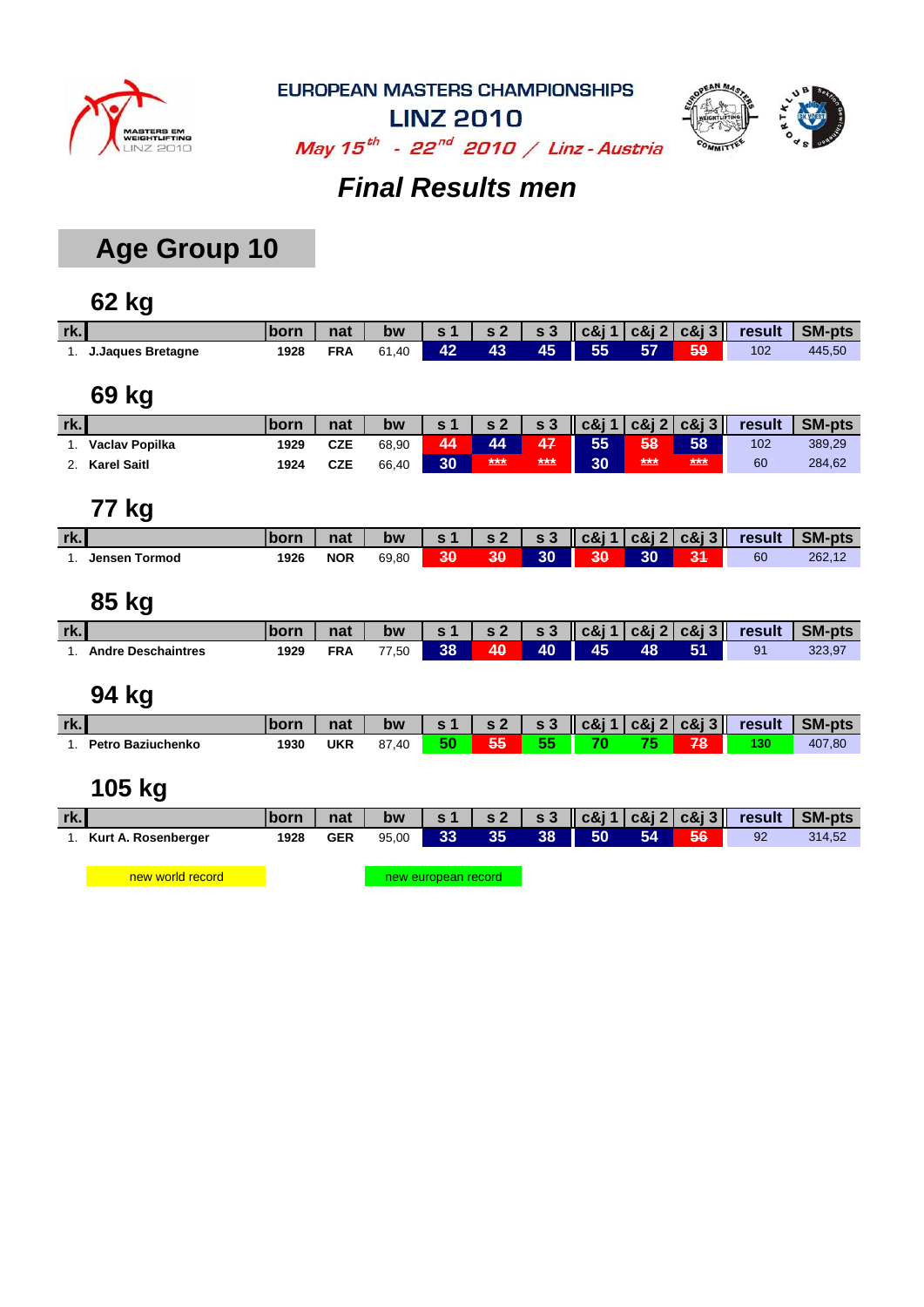EUROPEAN MASTERS CHAMPIONSHIPS

LINZ 2010

*May 15th - 22nd 2010 / Linz - Austria*

# Final Results men

## Age Group 10

### 62 kg

| rk. | | born | nat | bw | s 1 | s 2 | s 3 | c&j 1 | c&j 2 | c&j 3 | result | SM-pts |
|---|---|---|---|---|---|---|---|---|---|---|---|---|
| 1. | J.Jaques Bretagne | 1928 | FRA | 61,40 | 42 | 43 | 45 | 55 | 57 | ~~59~~ | 102 | 445,50 |

### 69 kg

| rk. | | born | nat | bw | s 1 | s 2 | s 3 | c&j 1 | c&j 2 | c&j 3 | result | SM-pts |
|---|---|---|---|---|---|---|---|---|---|---|---|---|
| 1. | Vaclav Popilka | 1929 | CZE | 68,90 | ~~44~~ | 44 | ~~47~~ | 55 | ~~58~~ | 58 | 102 | 389,29 |
| 2. | Karel Saitl | 1924 | CZE | 66,40 | 30 | ~~***~~ | ~~***~~ | 30 | ~~***~~ | ~~***~~ | 60 | 284,62 |

### 77 kg

| rk. | | born | nat | bw | s 1 | s 2 | s 3 | c&j 1 | c&j 2 | c&j 3 | result | SM-pts |
|---|---|---|---|---|---|---|---|---|---|---|---|---|
| 1. | Jensen Tormod | 1926 | NOR | 69,80 | ~~30~~ | ~~30~~ | 30 | ~~30~~ | 30 | ~~31~~ | 60 | 262,12 |

### 85 kg

| rk. | | born | nat | bw | s 1 | s 2 | s 3 | c&j 1 | c&j 2 | c&j 3 | result | SM-pts |
|---|---|---|---|---|---|---|---|---|---|---|---|---|
| 1. | Andre Deschaintres | 1929 | FRA | 77,50 | 38 | ~~40~~ | 40 | 45 | 48 | 51 | 91 | 323,97 |

### 94 kg

| rk. | | born | nat | bw | s 1 | s 2 | s 3 | c&j 1 | c&j 2 | c&j 3 | result | SM-pts |
|---|---|---|---|---|---|---|---|---|---|---|---|---|
| 1. | Petro Baziuchenko | 1930 | UKR | 87,40 | 50 | ~~55~~ | 55 | 70 | 75 | ~~78~~ | 130 | 407,80 |

### 105 kg

| rk. | | born | nat | bw | s 1 | s 2 | s 3 | c&j 1 | c&j 2 | c&j 3 | result | SM-pts |
|---|---|---|---|---|---|---|---|---|---|---|---|---|
| 1. | Kurt A. Rosenberger | 1928 | GER | 95,00 | 33 | 35 | 38 | 50 | 54 | ~~56~~ | 92 | 314,52 |

new world record &nbsp;&nbsp;&nbsp; new european record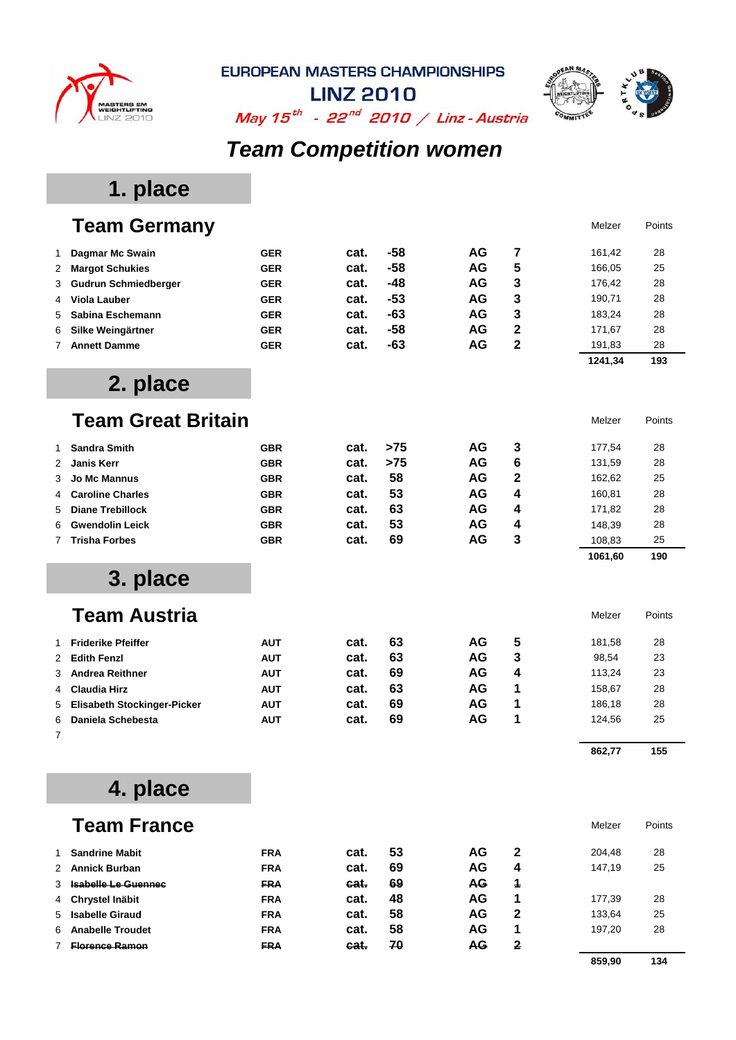EUROPEAN MASTERS CHAMPIONSHIPS
LINZ 2010
*May 15th - 22nd 2010 / Linz - Austria*

# Team Competition women

## 1. place

### Team Germany

| | | | | | | | Melzer | Points |
|---|---|---|---|---|---|---|---|---|
| 1 | **Dagmar Mc Swain** | **GER** | **cat.** | **-58** | **AG** | **7** | 161,42 | 28 |
| 2 | **Margot Schukies** | **GER** | **cat.** | **-58** | **AG** | **5** | 166,05 | 25 |
| 3 | **Gudrun Schmiedberger** | **GER** | **cat.** | **-48** | **AG** | **3** | 176,42 | 28 |
| 4 | **Viola Lauber** | **GER** | **cat.** | **-53** | **AG** | **3** | 190,71 | 28 |
| 5 | **Sabina Eschemann** | **GER** | **cat.** | **-63** | **AG** | **3** | 183,24 | 28 |
| 6 | **Silke Weingärtner** | **GER** | **cat.** | **-58** | **AG** | **2** | 171,67 | 28 |
| 7 | **Annett Damme** | **GER** | **cat.** | **-63** | **AG** | **2** | 191,83 | 28 |
| | | | | | | | **1241,34** | **193** |

## 2. place

### Team Great Britain

| | | | | | | | Melzer | Points |
|---|---|---|---|---|---|---|---|---|
| 1 | **Sandra Smith** | **GBR** | **cat.** | **>75** | **AG** | **3** | 177,54 | 28 |
| 2 | **Janis Kerr** | **GBR** | **cat.** | **>75** | **AG** | **6** | 131,59 | 28 |
| 3 | **Jo Mc Mannus** | **GBR** | **cat.** | **58** | **AG** | **2** | 162,62 | 25 |
| 4 | **Caroline Charles** | **GBR** | **cat.** | **53** | **AG** | **4** | 160,81 | 28 |
| 5 | **Diane Trebillock** | **GBR** | **cat.** | **63** | **AG** | **4** | 171,82 | 28 |
| 6 | **Gwendolin Leick** | **GBR** | **cat.** | **53** | **AG** | **4** | 148,39 | 28 |
| 7 | **Trisha Forbes** | **GBR** | **cat.** | **69** | **AG** | **3** | 108,83 | 25 |
| | | | | | | | **1061,60** | **190** |

## 3. place

### Team Austria

| | | | | | | | Melzer | Points |
|---|---|---|---|---|---|---|---|---|
| 1 | **Friderike Pfeiffer** | **AUT** | **cat.** | **63** | **AG** | **5** | 181,58 | 28 |
| 2 | **Edith Fenzl** | **AUT** | **cat.** | **63** | **AG** | **3** | 98,54 | 23 |
| 3 | **Andrea Reithner** | **AUT** | **cat.** | **69** | **AG** | **4** | 113,24 | 23 |
| 4 | **Claudia Hirz** | **AUT** | **cat.** | **63** | **AG** | **1** | 158,67 | 28 |
| 5 | **Elisabeth Stockinger-Picker** | **AUT** | **cat.** | **69** | **AG** | **1** | 186,18 | 28 |
| 6 | **Daniela Schebesta** | **AUT** | **cat.** | **69** | **AG** | **1** | 124,56 | 25 |
| 7 | | | | | | | | |
| | | | | | | | **862,77** | **155** |

## 4. place

### Team France

| | | | | | | | Melzer | Points |
|---|---|---|---|---|---|---|---|---|
| 1 | **Sandrine Mabit** | **FRA** | **cat.** | **53** | **AG** | **2** | 204,48 | 28 |
| 2 | **Annick Burban** | **FRA** | **cat.** | **69** | **AG** | **4** | 147,19 | 25 |
| 3 | ~~**Isabelle Le Guennec**~~ | ~~**FRA**~~ | ~~**cat.**~~ | ~~**69**~~ | ~~**AG**~~ | ~~**1**~~ | | |
| 4 | **Chrystel Inäbit** | **FRA** | **cat.** | **48** | **AG** | **1** | 177,39 | 28 |
| 5 | **Isabelle Giraud** | **FRA** | **cat.** | **58** | **AG** | **2** | 133,64 | 25 |
| 6 | **Anabelle Troudet** | **FRA** | **cat.** | **58** | **AG** | **1** | 197,20 | 28 |
| 7 | ~~**Florence Ramon**~~ | ~~**FRA**~~ | ~~**cat.**~~ | ~~**70**~~ | ~~**AG**~~ | ~~**2**~~ | | |
| | | | | | | | **859,90** | **134** |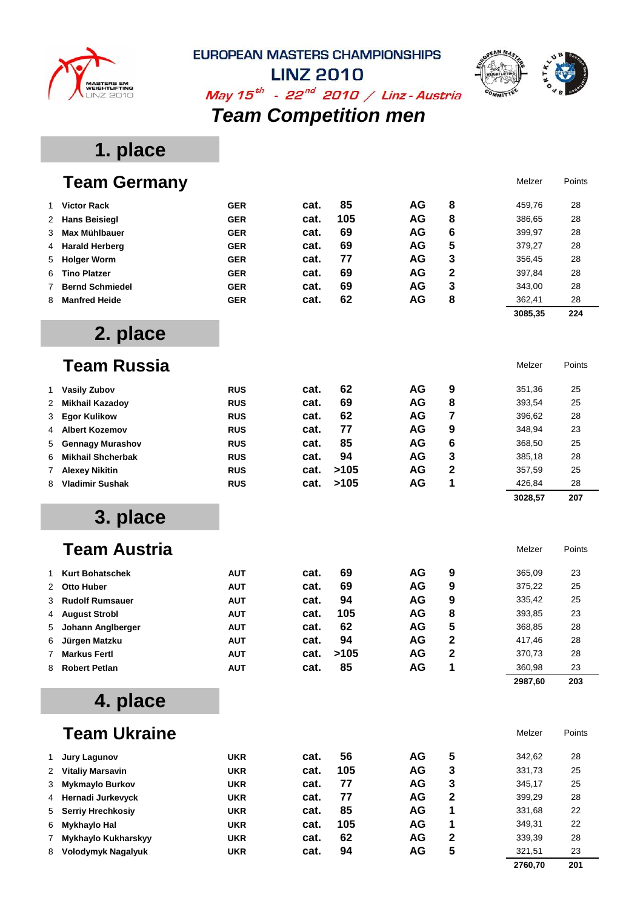EUROPEAN MASTERS CHAMPIONSHIPS

LINZ 2010

*May 15th - 22nd 2010 / Linz - Austria*

# Team Competition men

## 1. place

### Team Germany

| | | | | | | | Melzer | Points |
|---|---|---|---|---|---|---|---|---|
| 1 | Victor Rack | GER | cat. | 85 | AG | 8 | 459,76 | 28 |
| 2 | Hans Beisiegl | GER | cat. | 105 | AG | 8 | 386,65 | 28 |
| 3 | Max Mühlbauer | GER | cat. | 69 | AG | 6 | 399,97 | 28 |
| 4 | Harald Herberg | GER | cat. | 69 | AG | 5 | 379,27 | 28 |
| 5 | Holger Worm | GER | cat. | 77 | AG | 3 | 356,45 | 28 |
| 6 | Tino Platzer | GER | cat. | 69 | AG | 2 | 397,84 | 28 |
| 7 | Bernd Schmiedel | GER | cat. | 69 | AG | 3 | 343,00 | 28 |
| 8 | Manfred Heide | GER | cat. | 62 | AG | 8 | 362,41 | 28 |
| | | | | | | | **3085,35** | **224** |

## 2. place

### Team Russia

| | | | | | | | Melzer | Points |
|---|---|---|---|---|---|---|---|---|
| 1 | Vasily Zubov | RUS | cat. | 62 | AG | 9 | 351,36 | 25 |
| 2 | Mikhail Kazadoy | RUS | cat. | 69 | AG | 8 | 393,54 | 25 |
| 3 | Egor Kulikow | RUS | cat. | 62 | AG | 7 | 396,62 | 28 |
| 4 | Albert Kozemov | RUS | cat. | 77 | AG | 9 | 348,94 | 23 |
| 5 | Gennagy Murashov | RUS | cat. | 85 | AG | 6 | 368,50 | 25 |
| 6 | Mikhail Shcherbak | RUS | cat. | 94 | AG | 3 | 385,18 | 28 |
| 7 | Alexey Nikitin | RUS | cat. | >105 | AG | 2 | 357,59 | 25 |
| 8 | Vladimir Sushak | RUS | cat. | >105 | AG | 1 | 426,84 | 28 |
| | | | | | | | **3028,57** | **207** |

## 3. place

### Team Austria

| | | | | | | | Melzer | Points |
|---|---|---|---|---|---|---|---|---|
| 1 | Kurt Bohatschek | AUT | cat. | 69 | AG | 9 | 365,09 | 23 |
| 2 | Otto Huber | AUT | cat. | 69 | AG | 9 | 375,22 | 25 |
| 3 | Rudolf Rumsauer | AUT | cat. | 94 | AG | 9 | 335,42 | 25 |
| 4 | August Strobl | AUT | cat. | 105 | AG | 8 | 393,85 | 23 |
| 5 | Johann Anglberger | AUT | cat. | 62 | AG | 5 | 368,85 | 28 |
| 6 | Jürgen Matzku | AUT | cat. | 94 | AG | 2 | 417,46 | 28 |
| 7 | Markus Fertl | AUT | cat. | >105 | AG | 2 | 370,73 | 28 |
| 8 | Robert Petlan | AUT | cat. | 85 | AG | 1 | 360,98 | 23 |
| | | | | | | | **2987,60** | **203** |

## 4. place

### Team Ukraine

| | | | | | | | Melzer | Points |
|---|---|---|---|---|---|---|---|---|
| 1 | Jury Lagunov | UKR | cat. | 56 | AG | 5 | 342,62 | 28 |
| 2 | Vitaliy Marsavin | UKR | cat. | 105 | AG | 3 | 331,73 | 25 |
| 3 | Mykmaylo Burkov | UKR | cat. | 77 | AG | 3 | 345,17 | 25 |
| 4 | Hernadi Jurkevyck | UKR | cat. | 77 | AG | 2 | 399,29 | 28 |
| 5 | Serriy Hrechkosiy | UKR | cat. | 85 | AG | 1 | 331,68 | 22 |
| 6 | Mykhaylo Hal | UKR | cat. | 105 | AG | 1 | 349,31 | 22 |
| 7 | Mykhaylo Kukharskyy | UKR | cat. | 62 | AG | 2 | 339,39 | 28 |
| 8 | Volodymyk Nagalyuk | UKR | cat. | 94 | AG | 5 | 321,51 | 23 |
| | | | | | | | **2760,70** | **201** |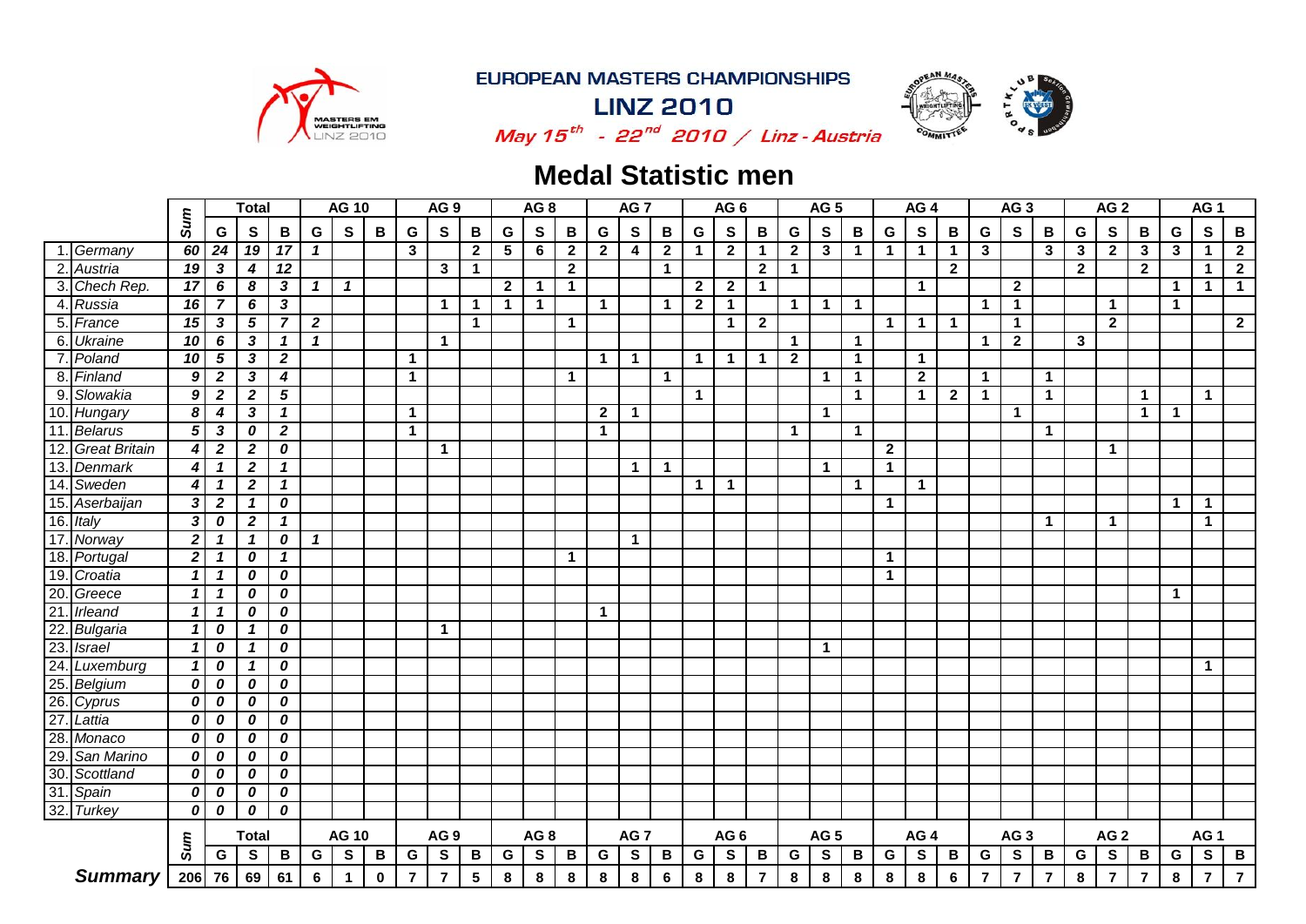# EUROPEAN MASTERS CHAMPIONSHIPS

## LINZ 2010

*May 15th - 22nd 2010 / Linz - Austria*

## Medal Statistic men

| | | Sum | Total | | | AG 10 | | | AG 9 | | | AG 8 | | | AG 7 | | | AG 6 | | | AG 5 | | | AG 4 | | | AG 3 | | | AG 2 | | | AG 1 | | |
|---|---|---|---|---|---|---|---|---|---|---|---|---|---|---|---|---|---|---|---|---|---|---|---|---|---|---|---|---|---|---|---|---|---|---|---|
| | | | G | S | B | G | S | B | G | S | B | G | S | B | G | S | B | G | S | B | G | S | B | G | S | B | G | S | B | G | S | B | G | S | B |
| 1. | Germany | 60 | 24 | 19 | 17 | 1 | | | 3 | | 2 | 5 | 6 | 2 | 2 | 4 | 2 | 1 | 2 | 1 | 2 | 3 | 1 | 1 | 1 | 1 | 3 | | 3 | 3 | 2 | 3 | 3 | 1 | 2 |
| 2. | Austria | 19 | 3 | 4 | 12 | | | | | 3 | 1 | | | 2 | | | 1 | | | 2 | 1 | | | | | 2 | | | | 2 | | 2 | | 1 | 2 |
| 3. | Chech Rep. | 17 | 6 | 8 | 3 | 1 | 1 | | | | | 2 | 1 | 1 | | | | 2 | 2 | 1 | | | | | 1 | | | 2 | | | | | 1 | 1 | 1 |
| 4. | Russia | 16 | 7 | 6 | 3 | | | | | 1 | 1 | 1 | 1 | | 1 | | 1 | 2 | 1 | | 1 | 1 | 1 | | | | 1 | 1 | | | 1 | | 1 | | |
| 5. | France | 15 | 3 | 5 | 7 | 2 | | | | | 1 | | | 1 | | | | | 1 | 2 | | | | 1 | 1 | 1 | | 1 | | | 2 | | | | 2 |
| 6. | Ukraine | 10 | 6 | 3 | 1 | 1 | | | | 1 | | | | | | | | | | | 1 | | 1 | | | | 1 | 2 | | 3 | | | | | |
| 7. | Poland | 10 | 5 | 3 | 2 | | | | 1 | | | | | | 1 | 1 | | 1 | 1 | 1 | 2 | | 1 | | 1 | | | | | | | | | | |
| 8. | Finland | 9 | 2 | 3 | 4 | | | | 1 | | | | | 1 | | | 1 | | | | | 1 | 1 | | 2 | | 1 | | 1 | | | | | | |
| 9. | Slowakia | 9 | 2 | 2 | 5 | | | | | | | | | | | | | 1 | | | | | 1 | | 1 | 2 | 1 | | 1 | | | 1 | | 1 | |
| 10. | Hungary | 8 | 4 | 3 | 1 | | | | 1 | | | | | | 2 | 1 | | | | | | 1 | | | | | | 1 | | | | 1 | 1 | | |
| 11. | Belarus | 5 | 3 | 0 | 2 | | | | 1 | | | | | | 1 | | | | | | 1 | | 1 | | | | | | 1 | | | | | | |
| 12. | Great Britain | 4 | 2 | 2 | 0 | | | | | 1 | | | | | | | | | | | | | | 2 | | | | | | | 1 | | | | |
| 13. | Denmark | 4 | 1 | 2 | 1 | | | | | | | | | | | 1 | 1 | | | | | 1 | | 1 | | | | | | | | | | | |
| 14. | Sweden | 4 | 1 | 2 | 1 | | | | | | | | | | | | | 1 | 1 | | | | 1 | | 1 | | | | | | | | | | |
| 15. | Aserbaijan | 3 | 2 | 1 | 0 | | | | | | | | | | | | | | | | | | | 1 | | | | | | | | | 1 | 1 | |
| 16. | Italy | 3 | 0 | 2 | 1 | | | | | | | | | | | | | | | | | | | | | | | | 1 | | 1 | | | 1 | |
| 17. | Norway | 2 | 1 | 1 | 0 | 1 | | | | | | | | | | 1 | | | | | | | | | | | | | | | | | | | |
| 18. | Portugal | 2 | 1 | 0 | 1 | | | | | | | | | 1 | | | | | | | | | | 1 | | | | | | | | | | | |
| 19. | Croatia | 1 | 1 | 0 | 0 | | | | | | | | | | | | | | | | | | | 1 | | | | | | | | | | | |
| 20. | Greece | 1 | 1 | 0 | 0 | | | | | | | | | | | | | | | | | | | | | | | | | | | | 1 | | |
| 21. | Irleand | 1 | 1 | 0 | 0 | | | | | | | | | | 1 | | | | | | | | | | | | | | | | | | | | |
| 22. | Bulgaria | 1 | 0 | 1 | 0 | | | | | 1 | | | | | | | | | | | | | | | | | | | | | | | | | |
| 23. | Israel | 1 | 0 | 1 | 0 | | | | | | | | | | | | | | | | | 1 | | | | | | | | | | | | | |
| 24. | Luxemburg | 1 | 0 | 1 | 0 | | | | | | | | | | | | | | | | | | | | | | | | | | | | | 1 | |
| 25. | Belgium | 0 | 0 | 0 | 0 | | | | | | | | | | | | | | | | | | | | | | | | | | | | | | |
| 26. | Cyprus | 0 | 0 | 0 | 0 | | | | | | | | | | | | | | | | | | | | | | | | | | | | | | |
| 27. | Lattia | 0 | 0 | 0 | 0 | | | | | | | | | | | | | | | | | | | | | | | | | | | | | | |
| 28. | Monaco | 0 | 0 | 0 | 0 | | | | | | | | | | | | | | | | | | | | | | | | | | | | | | |
| 29. | San Marino | 0 | 0 | 0 | 0 | | | | | | | | | | | | | | | | | | | | | | | | | | | | | | |
| 30. | Scottland | 0 | 0 | 0 | 0 | | | | | | | | | | | | | | | | | | | | | | | | | | | | | | |
| 31. | Spain | 0 | 0 | 0 | 0 | | | | | | | | | | | | | | | | | | | | | | | | | | | | | | |
| 32. | Turkey | 0 | 0 | 0 | 0 | | | | | | | | | | | | | | | | | | | | | | | | | | | | | | |
| | | Sum | Total | | | AG 10 | | | AG 9 | | | AG 8 | | | AG 7 | | | AG 6 | | | AG 5 | | | AG 4 | | | AG 3 | | | AG 2 | | | AG 1 | | |
| | | | G | S | B | G | S | B | G | S | B | G | S | B | G | S | B | G | S | B | G | S | B | G | S | B | G | S | B | G | S | B | G | S | B |
| | **Summary** | 206 | 76 | 69 | 61 | 6 | 1 | 0 | 7 | 7 | 5 | 8 | 8 | 8 | 8 | 8 | 6 | 8 | 8 | 7 | 8 | 8 | 8 | 8 | 8 | 6 | 7 | 7 | 7 | 8 | 7 | 7 | 8 | 7 | 7 |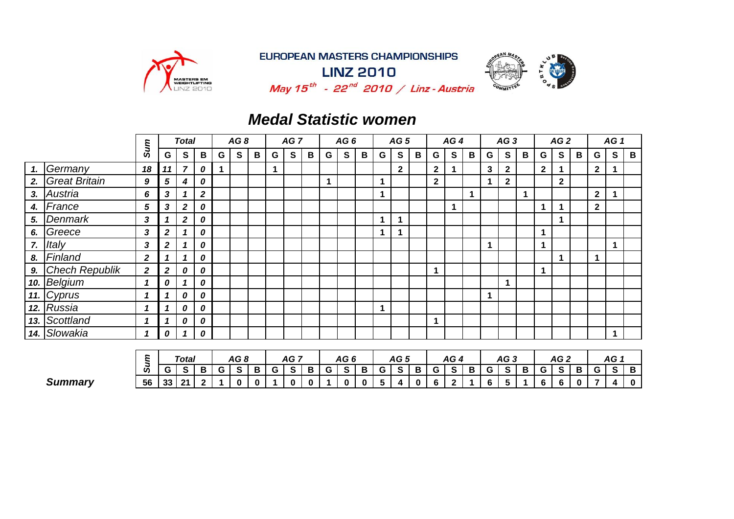**EUROPEAN MASTERS CHAMPIONSHIPS**

**LINZ 2010**

*May 15th - 22nd 2010 / Linz - Austria*

## *Medal Statistic women*

| | | Sum | Total | | | AG 8 | | | AG 7 | | | AG 6 | | | AG 5 | | | AG 4 | | | AG 3 | | | AG 2 | | | AG 1 | | |
|---|---|---|---|---|---|---|---|---|---|---|---|---|---|---|---|---|---|---|---|---|---|---|---|---|---|---|---|---|---|
| | | | G | S | B | G | S | B | G | S | B | G | S | B | G | S | B | G | S | B | G | S | B | G | S | B | G | S | B |
| 1. | Germany | 18 | 11 | 7 | 0 | 1 | | | 1 | | | | | | | 2 | | 2 | 1 | | 3 | 2 | | 2 | 1 | | 2 | 1 | |
| 2. | Great Britain | 9 | 5 | 4 | 0 | | | | | | | 1 | | | 1 | | | 2 | | | 1 | 2 | | | 2 | | | | |
| 3. | Austria | 6 | 3 | 1 | 2 | | | | | | | | | | 1 | | | | | 1 | | | 1 | | | | 2 | 1 | |
| 4. | France | 5 | 3 | 2 | 0 | | | | | | | | | | | | | | 1 | | | | | 1 | 1 | | 2 | | |
| 5. | Denmark | 3 | 1 | 2 | 0 | | | | | | | | | | 1 | 1 | | | | | | | | | 1 | | | | |
| 6. | Greece | 3 | 2 | 1 | 0 | | | | | | | | | | 1 | 1 | | | | | | | | 1 | | | | | |
| 7. | Italy | 3 | 2 | 1 | 0 | | | | | | | | | | | | | | | | 1 | | | 1 | | | | 1 | |
| 8. | Finland | 2 | 1 | 1 | 0 | | | | | | | | | | | | | | | | | | | | 1 | | 1 | | |
| 9. | Chech Republik | 2 | 2 | 0 | 0 | | | | | | | | | | | | | 1 | | | | | | 1 | | | | | |
| 10. | Belgium | 1 | 0 | 1 | 0 | | | | | | | | | | | | | | | | | 1 | | | | | | | |
| 11. | Cyprus | 1 | 1 | 0 | 0 | | | | | | | | | | | | | | | | 1 | | | | | | | | |
| 12. | Russia | 1 | 1 | 0 | 0 | | | | | | | | | | 1 | | | | | | | | | | | | | | |
| 13. | Scottland | 1 | 1 | 0 | 0 | | | | | | | | | | | | | 1 | | | | | | | | | | | |
| 14. | Slowakia | 1 | 0 | 1 | 0 | | | | | | | | | | | | | | | | | | | | | | | 1 | |

| | Sum | Total | | | AG 8 | | | AG 7 | | | AG 6 | | | AG 5 | | | AG 4 | | | AG 3 | | | AG 2 | | | AG 1 | | |
|---|---|---|---|---|---|---|---|---|---|---|---|---|---|---|---|---|---|---|---|---|---|---|---|---|---|---|---|---|
| | | G | S | B | G | S | B | G | S | B | G | S | B | G | S | B | G | S | B | G | S | B | G | S | B | G | S | B |
| **Summary** | 56 | 33 | 21 | 2 | 1 | 0 | 0 | 1 | 0 | 0 | 1 | 0 | 0 | 5 | 4 | 0 | 6 | 2 | 1 | 6 | 5 | 1 | 6 | 6 | 0 | 7 | 4 | 0 |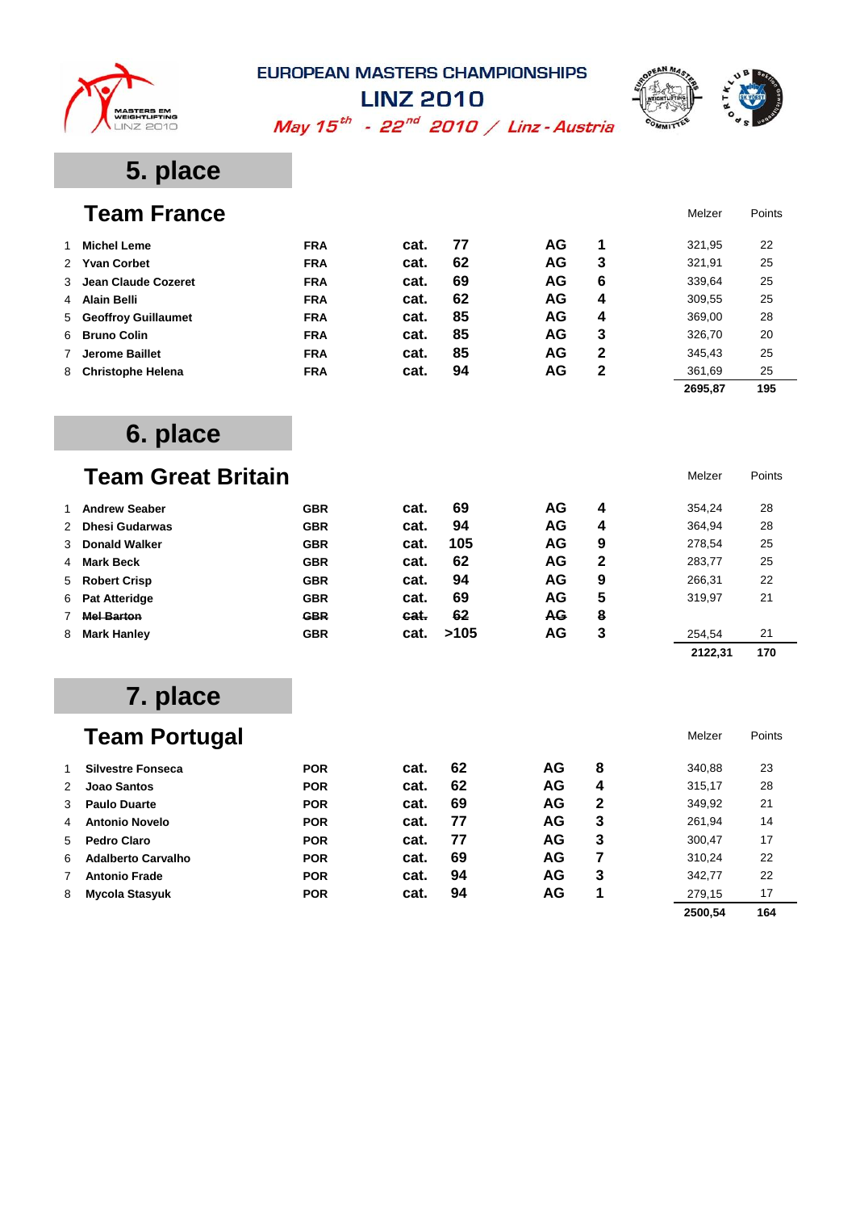# EUROPEAN MASTERS CHAMPIONSHIPS

## LINZ 2010

*May 15th - 22nd 2010 / Linz - Austria*

## 5. place

### Team France

| | | | | | | | Melzer | Points |
|---|---|---|---|---|---|---|---|---|
| 1 | **Michel Leme** | **FRA** | **cat.** | **77** | **AG** | **1** | 321,95 | 22 |
| 2 | **Yvan Corbet** | **FRA** | **cat.** | **62** | **AG** | **3** | 321,91 | 25 |
| 3 | **Jean Claude Cozeret** | **FRA** | **cat.** | **69** | **AG** | **6** | 339,64 | 25 |
| 4 | **Alain Belli** | **FRA** | **cat.** | **62** | **AG** | **4** | 309,55 | 25 |
| 5 | **Geoffroy Guillaumet** | **FRA** | **cat.** | **85** | **AG** | **4** | 369,00 | 28 |
| 6 | **Bruno Colin** | **FRA** | **cat.** | **85** | **AG** | **3** | 326,70 | 20 |
| 7 | **Jerome Baillet** | **FRA** | **cat.** | **85** | **AG** | **2** | 345,43 | 25 |
| 8 | **Christophe Helena** | **FRA** | **cat.** | **94** | **AG** | **2** | 361,69 | 25 |
| | | | | | | | **2695,87** | **195** |

## 6. place

### Team Great Britain

| | | | | | | | Melzer | Points |
|---|---|---|---|---|---|---|---|---|
| 1 | **Andrew Seaber** | **GBR** | **cat.** | **69** | **AG** | **4** | 354,24 | 28 |
| 2 | **Dhesi Gudarwas** | **GBR** | **cat.** | **94** | **AG** | **4** | 364,94 | 28 |
| 3 | **Donald Walker** | **GBR** | **cat.** | **105** | **AG** | **9** | 278,54 | 25 |
| 4 | **Mark Beck** | **GBR** | **cat.** | **62** | **AG** | **2** | 283,77 | 25 |
| 5 | **Robert Crisp** | **GBR** | **cat.** | **94** | **AG** | **9** | 266,31 | 22 |
| 6 | **Pat Atteridge** | **GBR** | **cat.** | **69** | **AG** | **5** | 319,97 | 21 |
| 7 | ~~**Mel Barton**~~ | ~~**GBR**~~ | ~~**cat.**~~ | ~~**62**~~ | ~~**AG**~~ | ~~**8**~~ | | |
| 8 | **Mark Hanley** | **GBR** | **cat.** | **>105** | **AG** | **3** | 254,54 | 21 |
| | | | | | | | **2122,31** | **170** |

## 7. place

### Team Portugal

| | | | | | | | Melzer | Points |
|---|---|---|---|---|---|---|---|---|
| 1 | **Silvestre Fonseca** | **POR** | **cat.** | **62** | **AG** | **8** | 340,88 | 23 |
| 2 | **Joao Santos** | **POR** | **cat.** | **62** | **AG** | **4** | 315,17 | 28 |
| 3 | **Paulo Duarte** | **POR** | **cat.** | **69** | **AG** | **2** | 349,92 | 21 |
| 4 | **Antonio Novelo** | **POR** | **cat.** | **77** | **AG** | **3** | 261,94 | 14 |
| 5 | **Pedro Claro** | **POR** | **cat.** | **77** | **AG** | **3** | 300,47 | 17 |
| 6 | **Adalberto Carvalho** | **POR** | **cat.** | **69** | **AG** | **7** | 310,24 | 22 |
| 7 | **Antonio Frade** | **POR** | **cat.** | **94** | **AG** | **3** | 342,77 | 22 |
| 8 | **Mycola Stasyuk** | **POR** | **cat.** | **94** | **AG** | **1** | 279,15 | 17 |
| | | | | | | | **2500,54** | **164** |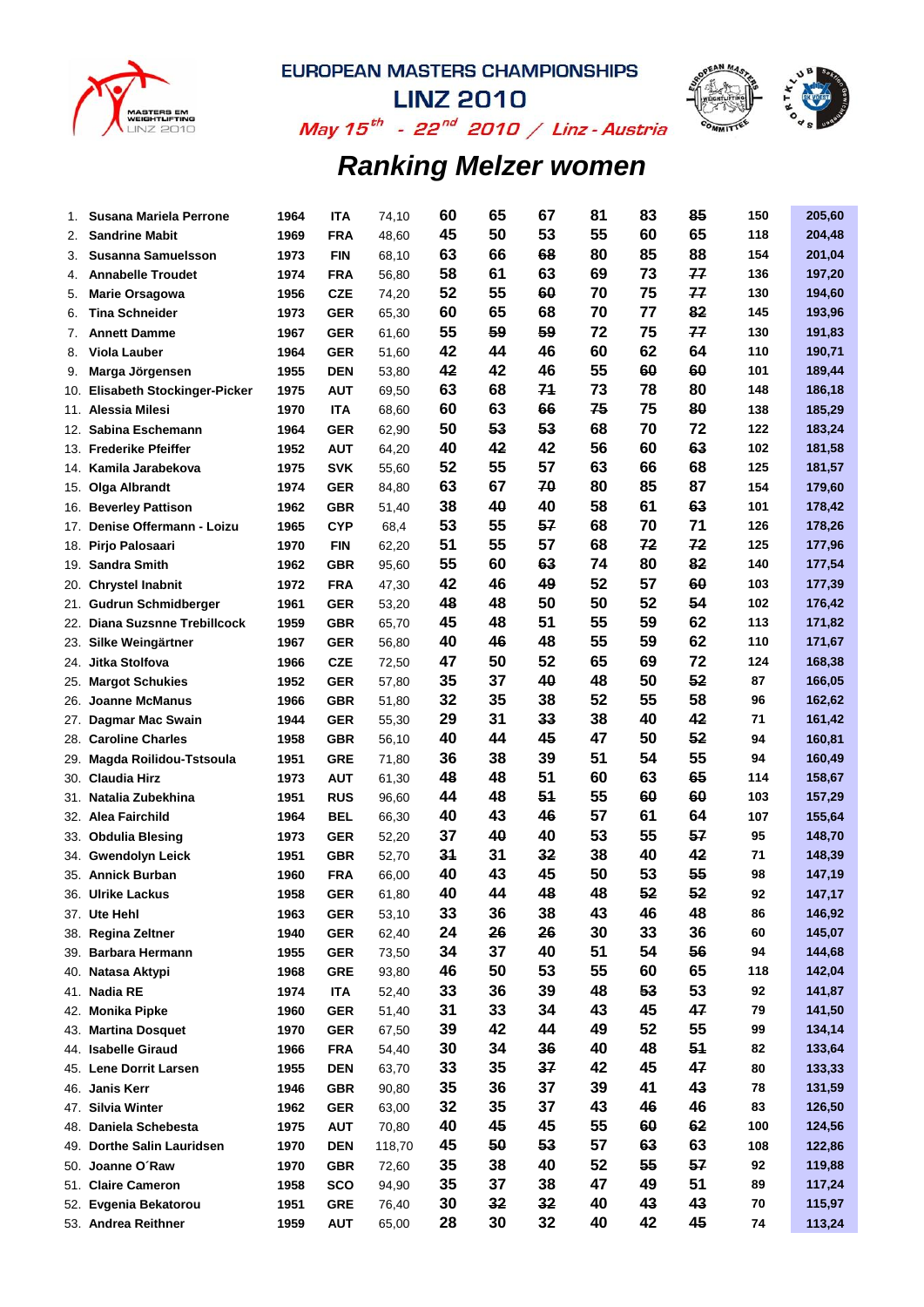# EUROPEAN MASTERS CHAMPIONSHIPS

# LINZ 2010

*May 15th - 22nd 2010 / Linz - Austria*

## *Ranking Melzer women*

| | Name | Year | Nat | BW | | | | | | | Total | Points |
|---|---|---|---|---|---|---|---|---|---|---|---|---|
| 1. | Susana Mariela Perrone | 1964 | ITA | 74,10 | 60 | 65 | 67 | 81 | 83 | ~~85~~ | 150 | 205,60 |
| 2. | Sandrine Mabit | 1969 | FRA | 48,60 | 45 | 50 | 53 | 55 | 60 | 65 | 118 | 204,48 |
| 3. | Susanna Samuelsson | 1973 | FIN | 68,10 | 63 | 66 | ~~68~~ | 80 | 85 | 88 | 154 | 201,04 |
| 4. | Annabelle Troudet | 1974 | FRA | 56,80 | 58 | 61 | 63 | 69 | 73 | ~~77~~ | 136 | 197,20 |
| 5. | Marie Orsagowa | 1956 | CZE | 74,20 | 52 | 55 | ~~60~~ | 70 | 75 | ~~77~~ | 130 | 194,60 |
| 6. | Tina Schneider | 1973 | GER | 65,30 | 60 | 65 | 68 | 70 | 77 | ~~82~~ | 145 | 193,96 |
| 7. | Annett Damme | 1967 | GER | 61,60 | 55 | ~~59~~ | ~~59~~ | 72 | 75 | ~~77~~ | 130 | 191,83 |
| 8. | Viola Lauber | 1964 | GER | 51,60 | 42 | 44 | 46 | 60 | 62 | 64 | 110 | 190,71 |
| 9. | Marga Jörgensen | 1955 | DEN | 53,80 | ~~42~~ | 42 | 46 | 55 | ~~60~~ | ~~60~~ | 101 | 189,44 |
| 10. | Elisabeth Stockinger-Picker | 1975 | AUT | 69,50 | 63 | 68 | ~~71~~ | 73 | 78 | 80 | 148 | 186,18 |
| 11. | Alessia Milesi | 1970 | ITA | 68,60 | 60 | 63 | ~~66~~ | ~~75~~ | 75 | ~~80~~ | 138 | 185,29 |
| 12. | Sabina Eschemann | 1964 | GER | 62,90 | 50 | ~~53~~ | ~~53~~ | 68 | 70 | 72 | 122 | 183,24 |
| 13. | Frederike Pfeiffer | 1952 | AUT | 64,20 | 40 | ~~42~~ | 42 | 56 | 60 | ~~63~~ | 102 | 181,58 |
| 14. | Kamila Jarabekova | 1975 | SVK | 55,60 | 52 | 55 | 57 | 63 | 66 | 68 | 125 | 181,57 |
| 15. | Olga Albrandt | 1974 | GER | 84,80 | 63 | 67 | ~~70~~ | 80 | 85 | 87 | 154 | 179,60 |
| 16. | Beverley Pattison | 1962 | GBR | 51,40 | 38 | ~~40~~ | 40 | 58 | 61 | ~~63~~ | 101 | 178,42 |
| 17. | Denise Offermann - Loizu | 1965 | CYP | 68,4 | 53 | 55 | ~~57~~ | 68 | 70 | 71 | 126 | 178,26 |
| 18. | Pirjo Palosaari | 1970 | FIN | 62,20 | 51 | 55 | 57 | 68 | ~~72~~ | ~~72~~ | 125 | 177,96 |
| 19. | Sandra Smith | 1962 | GBR | 95,60 | 55 | 60 | ~~63~~ | 74 | 80 | ~~82~~ | 140 | 177,54 |
| 20. | Chrystel Inabnit | 1972 | FRA | 47,30 | 42 | 46 | ~~49~~ | 52 | 57 | ~~60~~ | 103 | 177,39 |
| 21. | Gudrun Schmidberger | 1961 | GER | 53,20 | ~~48~~ | 48 | 50 | 50 | 52 | ~~54~~ | 102 | 176,42 |
| 22. | Diana Suzsnne Trebillcock | 1959 | GBR | 65,70 | 45 | 48 | 51 | 55 | 59 | 62 | 113 | 171,82 |
| 23. | Silke Weingärtner | 1967 | GER | 56,80 | 40 | ~~46~~ | 48 | 55 | 59 | 62 | 110 | 171,67 |
| 24. | Jitka Stolfova | 1966 | CZE | 72,50 | 47 | 50 | 52 | 65 | 69 | 72 | 124 | 168,38 |
| 25. | Margot Schukies | 1952 | GER | 57,80 | 35 | 37 | ~~40~~ | 48 | 50 | ~~52~~ | 87 | 166,05 |
| 26. | Joanne McManus | 1966 | GBR | 51,80 | 32 | 35 | 38 | 52 | 55 | 58 | 96 | 162,62 |
| 27. | Dagmar Mac Swain | 1944 | GER | 55,30 | 29 | 31 | ~~33~~ | 38 | 40 | ~~42~~ | 71 | 161,42 |
| 28. | Caroline Charles | 1958 | GBR | 56,10 | 40 | 44 | ~~45~~ | 47 | 50 | ~~52~~ | 94 | 160,81 |
| 29. | Magda Roilidou-Tstsoula | 1951 | GRE | 71,80 | 36 | 38 | 39 | 51 | 54 | 55 | 94 | 160,49 |
| 30. | Claudia Hirz | 1973 | AUT | 61,30 | ~~48~~ | 48 | 51 | 60 | 63 | ~~65~~ | 114 | 158,67 |
| 31. | Natalia Zubekhina | 1951 | RUS | 96,60 | 44 | 48 | ~~51~~ | 55 | ~~60~~ | ~~60~~ | 103 | 157,29 |
| 32. | Alea Fairchild | 1964 | BEL | 66,30 | 40 | 43 | ~~46~~ | 57 | 61 | 64 | 107 | 155,64 |
| 33. | Obdulia Blesing | 1973 | GER | 52,20 | 37 | ~~40~~ | 40 | 53 | 55 | ~~57~~ | 95 | 148,70 |
| 34. | Gwendolyn Leick | 1951 | GBR | 52,70 | ~~31~~ | 31 | ~~32~~ | 38 | 40 | ~~42~~ | 71 | 148,39 |
| 35. | Annick Burban | 1960 | FRA | 66,00 | 40 | 43 | 45 | 50 | 53 | ~~55~~ | 98 | 147,19 |
| 36. | Ulrike Lackus | 1958 | GER | 61,80 | 40 | 44 | ~~48~~ | 48 | ~~52~~ | ~~52~~ | 92 | 147,17 |
| 37. | Ute Hehl | 1963 | GER | 53,10 | 33 | 36 | 38 | 43 | 46 | 48 | 86 | 146,92 |
| 38. | Regina Zeltner | 1940 | GER | 62,40 | 24 | ~~26~~ | ~~26~~ | 30 | 33 | 36 | 60 | 145,07 |
| 39. | Barbara Hermann | 1955 | GER | 73,50 | 34 | 37 | 40 | 51 | 54 | ~~56~~ | 94 | 144,68 |
| 40. | Natasa Aktypi | 1968 | GRE | 93,80 | 46 | 50 | 53 | 55 | 60 | 65 | 118 | 142,04 |
| 41. | Nadia RE | 1974 | ITA | 52,40 | 33 | 36 | 39 | 48 | ~~53~~ | 53 | 92 | 141,87 |
| 42. | Monika Pipke | 1960 | GER | 51,40 | 31 | 33 | 34 | 43 | 45 | ~~47~~ | 79 | 141,50 |
| 43. | Martina Dosquet | 1970 | GER | 67,50 | 39 | 42 | 44 | 49 | 52 | 55 | 99 | 134,14 |
| 44. | Isabelle Giraud | 1966 | FRA | 54,40 | 30 | 34 | ~~36~~ | 40 | 48 | ~~51~~ | 82 | 133,64 |
| 45. | Lene Dorrit Larsen | 1955 | DEN | 63,70 | 33 | 35 | ~~37~~ | 42 | 45 | ~~47~~ | 80 | 133,33 |
| 46. | Janis Kerr | 1946 | GBR | 90,80 | 35 | 36 | 37 | 39 | 41 | ~~43~~ | 78 | 131,59 |
| 47. | Silvia Winter | 1962 | GER | 63,00 | 32 | 35 | 37 | 43 | ~~46~~ | 46 | 83 | 126,50 |
| 48. | Daniela Schebesta | 1975 | AUT | 70,80 | 40 | ~~45~~ | 45 | 55 | ~~60~~ | ~~62~~ | 100 | 124,56 |
| 49. | Dorthe Salin Lauridsen | 1970 | DEN | 118,70 | 45 | ~~50~~ | ~~53~~ | 57 | ~~63~~ | 63 | 108 | 122,86 |
| 50. | Joanne O´Raw | 1970 | GBR | 72,60 | 35 | 38 | 40 | 52 | ~~55~~ | ~~57~~ | 92 | 119,88 |
| 51. | Claire Cameron | 1958 | SCO | 94,90 | 35 | 37 | 38 | 47 | 49 | 51 | 89 | 117,24 |
| 52. | Evgenia Bekatorou | 1951 | GRE | 76,40 | 30 | ~~32~~ | ~~32~~ | 40 | ~~43~~ | ~~43~~ | 70 | 115,97 |
| 53. | Andrea Reithner | 1959 | AUT | 65,00 | 28 | 30 | 32 | 40 | 42 | ~~45~~ | 74 | 113,24 |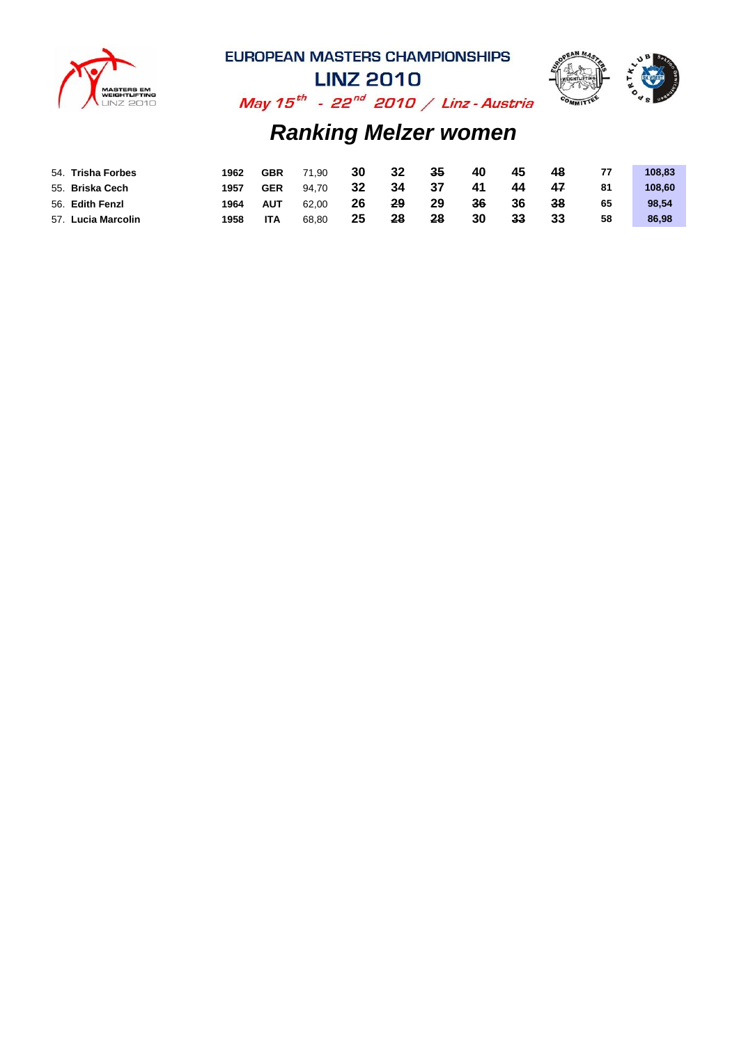EUROPEAN MASTERS CHAMPIONSHIPS

LINZ 2010

*May 15th - 22nd 2010 / Linz - Austria*

# *Ranking Melzer women*

| | | | | | | | | | | | | |
|---|---|---|---|---|---|---|---|---|---|---|---|---|
| 54. **Trisha Forbes** | **1962** | **GBR** | 71,90 | **30** | **32** | ~~35~~ | **40** | **45** | ~~48~~ | **77** | **108,83** |
| 55. **Briska Cech** | **1957** | **GER** | 94,70 | **32** | **34** | **37** | **41** | **44** | ~~47~~ | **81** | **108,60** |
| 56. **Edith Fenzl** | **1964** | **AUT** | 62,00 | **26** | ~~29~~ | **29** | ~~36~~ | **36** | ~~38~~ | **65** | **98,54** |
| 57. **Lucia Marcolin** | **1958** | **ITA** | 68,80 | **25** | ~~28~~ | ~~28~~ | **30** | ~~33~~ | **33** | **58** | **86,98** |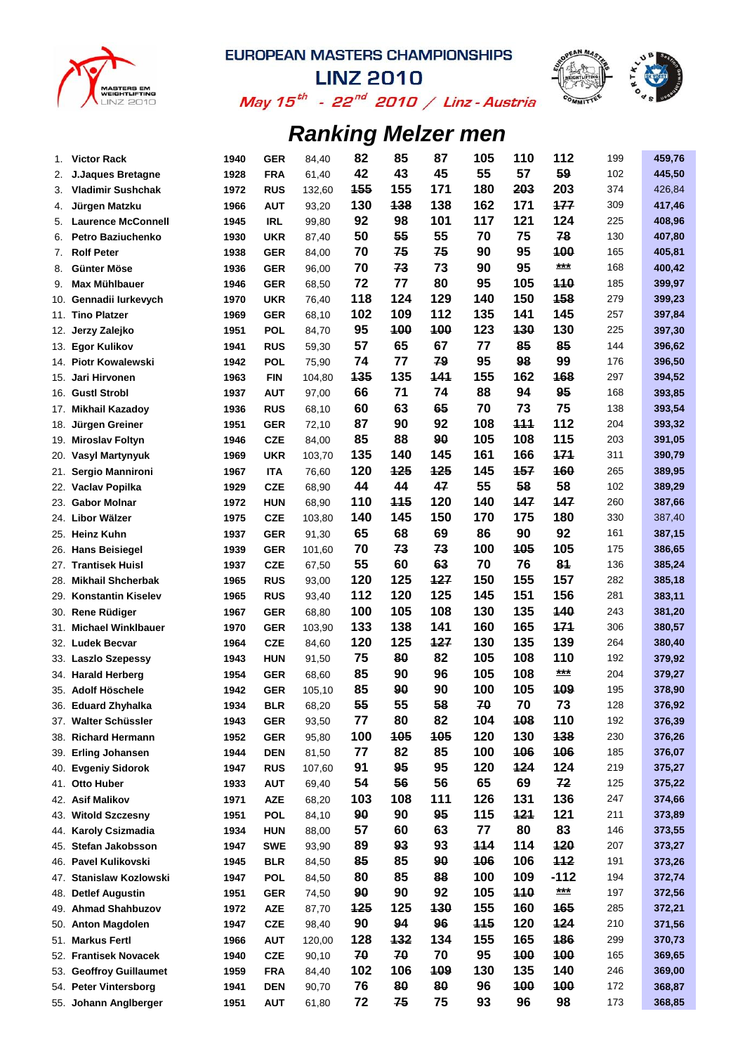# EUROPEAN MASTERS CHAMPIONSHIPS

## LINZ 2010

*May 15th - 22nd 2010 / Linz - Austria*

## *Ranking Melzer men*

| | Name | Year | Nat | BW | | | | | | | Total | Melzer |
|---|---|---|---|---|---|---|---|---|---|---|---|---|
| 1. | Victor Rack | 1940 | GER | 84,40 | 82 | 85 | 87 | 105 | 110 | 112 | 199 | 459,76 |
| 2. | J.Jaques Bretagne | 1928 | FRA | 61,40 | 42 | 43 | 45 | 55 | 57 | ~~59~~ | 102 | 445,50 |
| 3. | Vladimir Sushchak | 1972 | RUS | 132,60 | ~~155~~ | 155 | 171 | 180 | ~~203~~ | 203 | 374 | 426,84 |
| 4. | Jürgen Matzku | 1966 | AUT | 93,20 | 130 | ~~138~~ | 138 | 162 | 171 | ~~177~~ | 309 | 417,46 |
| 5. | Laurence McConnell | 1945 | IRL | 99,80 | 92 | 98 | 101 | 117 | 121 | 124 | 225 | 408,96 |
| 6. | Petro Baziuchenko | 1930 | UKR | 87,40 | 50 | ~~55~~ | 55 | 70 | 75 | ~~78~~ | 130 | 407,80 |
| 7. | Rolf Peter | 1938 | GER | 84,00 | 70 | ~~75~~ | ~~75~~ | 90 | 95 | ~~100~~ | 165 | 405,81 |
| 8. | Günter Möse | 1936 | GER | 96,00 | 70 | ~~73~~ | 73 | 90 | 95 | ~~***~~ | 168 | 400,42 |
| 9. | Max Mühlbauer | 1946 | GER | 68,50 | 72 | 77 | 80 | 95 | 105 | ~~110~~ | 185 | 399,97 |
| 10. | Gennadii Iurkevych | 1970 | UKR | 76,40 | 118 | 124 | 129 | 140 | 150 | ~~158~~ | 279 | 399,23 |
| 11. | Tino Platzer | 1969 | GER | 68,10 | 102 | 109 | 112 | 135 | 141 | 145 | 257 | 397,84 |
| 12. | Jerzy Zalejko | 1951 | POL | 84,70 | 95 | ~~100~~ | ~~100~~ | 123 | ~~130~~ | 130 | 225 | 397,30 |
| 13. | Egor Kulikov | 1941 | RUS | 59,30 | 57 | 65 | 67 | 77 | ~~85~~ | ~~85~~ | 144 | 396,62 |
| 14. | Piotr Kowalewski | 1942 | POL | 75,90 | 74 | 77 | ~~79~~ | 95 | ~~98~~ | 99 | 176 | 396,50 |
| 15. | Jari Hirvonen | 1963 | FIN | 104,80 | ~~135~~ | 135 | ~~141~~ | 155 | 162 | ~~168~~ | 297 | 394,52 |
| 16. | Gustl Strobl | 1937 | AUT | 97,00 | 66 | 71 | 74 | 88 | 94 | ~~95~~ | 168 | 393,85 |
| 17. | Mikhail Kazadoy | 1936 | RUS | 68,10 | 60 | 63 | ~~65~~ | 70 | 73 | 75 | 138 | 393,54 |
| 18. | Jürgen Greiner | 1951 | GER | 72,10 | 87 | 90 | 92 | 108 | ~~111~~ | 112 | 204 | 393,32 |
| 19. | Miroslav Foltyn | 1946 | CZE | 84,00 | 85 | 88 | ~~90~~ | 105 | 108 | 115 | 203 | 391,05 |
| 20. | Vasyl Martynyuk | 1969 | UKR | 103,70 | 135 | 140 | 145 | 161 | 166 | ~~171~~ | 311 | 390,79 |
| 21. | Sergio Mannironi | 1967 | ITA | 76,60 | 120 | ~~125~~ | ~~125~~ | 145 | ~~157~~ | ~~160~~ | 265 | 389,95 |
| 22. | Vaclav Popilka | 1929 | CZE | 68,90 | 44 | 44 | ~~47~~ | 55 | ~~58~~ | 58 | 102 | 389,29 |
| 23. | Gabor Molnar | 1972 | HUN | 68,90 | 110 | ~~115~~ | 120 | 140 | ~~147~~ | ~~147~~ | 260 | 387,66 |
| 24. | Libor Wälzer | 1975 | CZE | 103,80 | 140 | 145 | 150 | 170 | 175 | 180 | 330 | 387,40 |
| 25. | Heinz Kuhn | 1937 | GER | 91,30 | 65 | 68 | 69 | 86 | 90 | 92 | 161 | 387,15 |
| 26. | Hans Beisiegel | 1939 | GER | 101,60 | 70 | ~~73~~ | ~~73~~ | 100 | ~~105~~ | 105 | 175 | 386,65 |
| 27. | Trantisek Huisl | 1937 | CZE | 67,50 | 55 | 60 | ~~63~~ | 70 | 76 | ~~81~~ | 136 | 385,24 |
| 28. | Mikhail Shcherbak | 1965 | RUS | 93,00 | 120 | 125 | ~~127~~ | 150 | 155 | 157 | 282 | 385,18 |
| 29. | Konstantin Kiselev | 1965 | RUS | 93,40 | 112 | 120 | 125 | 145 | 151 | 156 | 281 | 383,11 |
| 30. | Rene Rüdiger | 1967 | GER | 68,80 | 100 | 105 | 108 | 130 | 135 | ~~140~~ | 243 | 381,20 |
| 31. | Michael Winklbauer | 1970 | GER | 103,90 | 133 | 138 | 141 | 160 | 165 | ~~171~~ | 306 | 380,57 |
| 32. | Ludek Becvar | 1964 | CZE | 84,60 | 120 | 125 | ~~127~~ | 130 | 135 | 139 | 264 | 380,40 |
| 33. | Laszlo Szepessy | 1943 | HUN | 91,50 | 75 | ~~80~~ | 82 | 105 | 108 | 110 | 192 | 379,92 |
| 34. | Harald Herberg | 1954 | GER | 68,60 | 85 | 90 | 96 | 105 | 108 | ~~***~~ | 204 | 379,27 |
| 35. | Adolf Höschele | 1942 | GER | 105,10 | 85 | ~~90~~ | 90 | 100 | 105 | ~~109~~ | 195 | 378,90 |
| 36. | Eduard Zhyhalka | 1934 | BLR | 68,20 | ~~55~~ | 55 | ~~58~~ | ~~70~~ | 70 | 73 | 128 | 376,92 |
| 37. | Walter Schüssler | 1943 | GER | 93,50 | 77 | 80 | 82 | 104 | ~~108~~ | 110 | 192 | 376,39 |
| 38. | Richard Hermann | 1952 | GER | 95,80 | 100 | ~~105~~ | ~~105~~ | 120 | 130 | ~~138~~ | 230 | 376,26 |
| 39. | Erling Johansen | 1944 | DEN | 81,50 | 77 | 82 | 85 | 100 | ~~106~~ | ~~106~~ | 185 | 376,07 |
| 40. | Evgeniy Sidorok | 1947 | RUS | 107,60 | 91 | ~~95~~ | 95 | 120 | ~~124~~ | 124 | 219 | 375,27 |
| 41. | Otto Huber | 1933 | AUT | 69,40 | 54 | ~~56~~ | 56 | 65 | 69 | ~~72~~ | 125 | 375,22 |
| 42. | Asif Malikov | 1971 | AZE | 68,20 | 103 | 108 | 111 | 126 | 131 | 136 | 247 | 374,66 |
| 43. | Witold Szczesny | 1951 | POL | 84,10 | ~~90~~ | 90 | ~~95~~ | 115 | ~~121~~ | 121 | 211 | 373,89 |
| 44. | Karoly Csizmadia | 1934 | HUN | 88,00 | 57 | 60 | 63 | 77 | 80 | 83 | 146 | 373,55 |
| 45. | Stefan Jakobsson | 1947 | SWE | 93,90 | 89 | ~~93~~ | 93 | ~~114~~ | 114 | ~~120~~ | 207 | 373,27 |
| 46. | Pavel Kulikovski | 1945 | BLR | 84,50 | ~~85~~ | 85 | ~~90~~ | ~~106~~ | 106 | ~~112~~ | 191 | 373,26 |
| 47. | Stanislaw Kozlowski | 1947 | POL | 84,50 | 80 | 85 | ~~88~~ | 100 | 109 | -112 | 194 | 372,74 |
| 48. | Detlef Augustin | 1951 | GER | 74,50 | ~~90~~ | 90 | 92 | 105 | ~~110~~ | ~~***~~ | 197 | 372,56 |
| 49. | Ahmad Shahbuzov | 1972 | AZE | 87,70 | ~~125~~ | 125 | ~~130~~ | 155 | 160 | ~~165~~ | 285 | 372,21 |
| 50. | Anton Magdolen | 1947 | CZE | 98,40 | 90 | ~~94~~ | ~~96~~ | ~~115~~ | 120 | ~~124~~ | 210 | 371,56 |
| 51. | Markus Fertl | 1966 | AUT | 120,00 | 128 | ~~132~~ | 134 | 155 | 165 | ~~186~~ | 299 | 370,73 |
| 52. | Frantisek Novacek | 1940 | CZE | 90,10 | ~~70~~ | ~~70~~ | 70 | 95 | ~~100~~ | ~~100~~ | 165 | 369,65 |
| 53. | Geoffroy Guillaumet | 1959 | FRA | 84,40 | 102 | 106 | ~~109~~ | 130 | 135 | 140 | 246 | 369,00 |
| 54. | Peter Vintersborg | 1941 | DEN | 90,70 | 76 | ~~80~~ | ~~80~~ | 96 | ~~100~~ | ~~100~~ | 172 | 368,87 |
| 55. | Johann Anglberger | 1951 | AUT | 61,80 | 72 | ~~75~~ | 75 | 93 | 96 | 98 | 173 | 368,85 |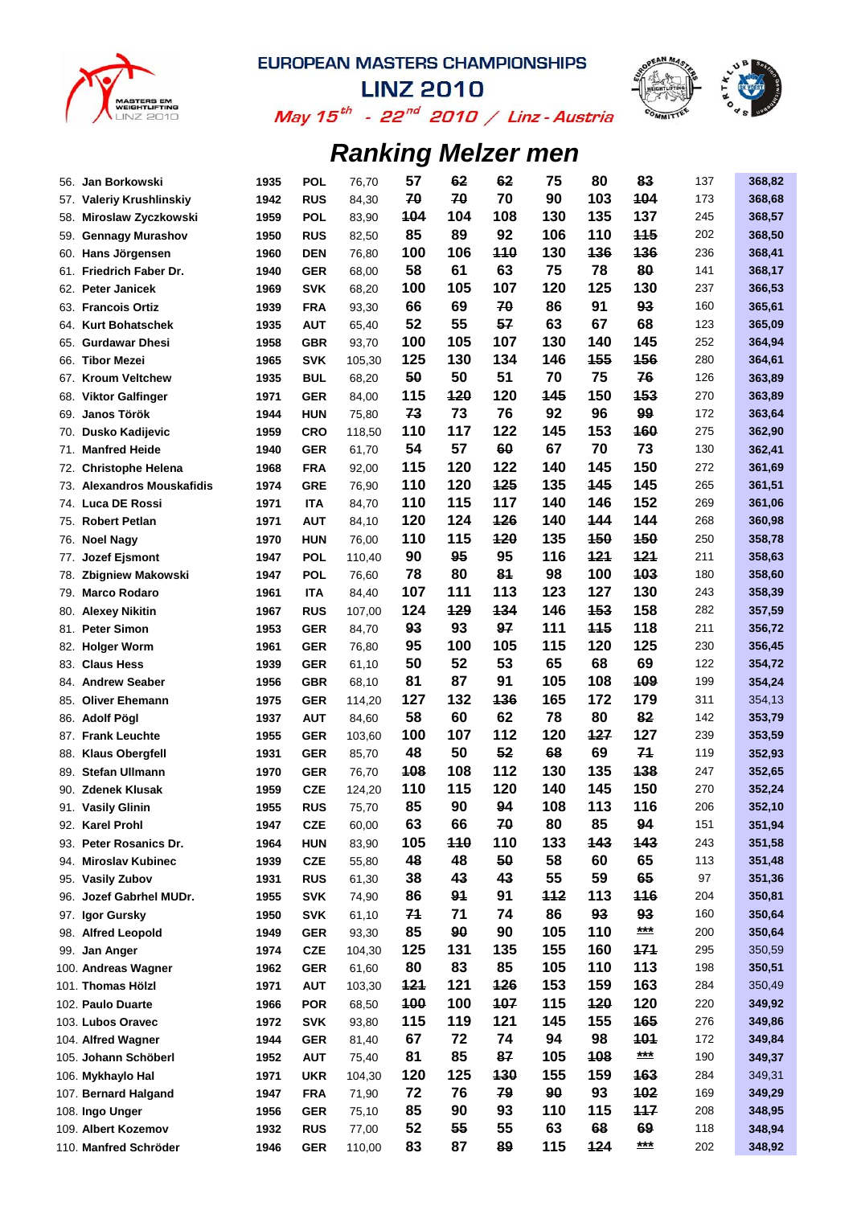# EUROPEAN MASTERS CHAMPIONSHIPS

## LINZ 2010

*May 15th - 22nd 2010 / Linz - Austria*

## Ranking Melzer men

| Rank | Name | Year | Nat | BW | S1 | S2 | S3 | CJ1 | CJ2 | CJ3 | Total | Melzer |
|---|---|---|---|---|---|---|---|---|---|---|---|---|
| 56. | Jan Borkowski | 1935 | POL | 76,70 | 57 | ~~62~~ | ~~62~~ | 75 | 80 | ~~83~~ | 137 | 368,82 |
| 57. | Valeriy Krushlinskiy | 1942 | RUS | 84,30 | ~~70~~ | ~~70~~ | 70 | 90 | 103 | ~~104~~ | 173 | 368,68 |
| 58. | Miroslaw Zyczkowski | 1959 | POL | 83,90 | ~~104~~ | 104 | 108 | 130 | 135 | 137 | 245 | 368,57 |
| 59. | Gennagy Murashov | 1950 | RUS | 82,50 | 85 | 89 | 92 | 106 | 110 | ~~115~~ | 202 | 368,50 |
| 60. | Hans Jörgensen | 1960 | DEN | 76,80 | 100 | 106 | ~~110~~ | 130 | ~~136~~ | ~~136~~ | 236 | 368,41 |
| 61. | Friedrich Faber Dr. | 1940 | GER | 68,00 | 58 | 61 | 63 | 75 | 78 | ~~80~~ | 141 | 368,17 |
| 62. | Peter Janicek | 1969 | SVK | 68,20 | 100 | 105 | 107 | 120 | 125 | 130 | 237 | 366,53 |
| 63. | Francois Ortiz | 1939 | FRA | 93,30 | 66 | 69 | ~~70~~ | 86 | 91 | ~~93~~ | 160 | 365,61 |
| 64. | Kurt Bohatschek | 1935 | AUT | 65,40 | 52 | 55 | ~~57~~ | 63 | 67 | 68 | 123 | 365,09 |
| 65. | Gurdawar Dhesi | 1958 | GBR | 93,70 | 100 | 105 | 107 | 130 | 140 | 145 | 252 | 364,94 |
| 66. | Tibor Mezei | 1965 | SVK | 105,30 | 125 | 130 | 134 | 146 | ~~155~~ | ~~156~~ | 280 | 364,61 |
| 67. | Kroum Veltchew | 1935 | BUL | 68,20 | ~~50~~ | 50 | 51 | 70 | 75 | ~~76~~ | 126 | 363,89 |
| 68. | Viktor Galfinger | 1971 | GER | 84,00 | 115 | ~~120~~ | 120 | ~~145~~ | 150 | ~~153~~ | 270 | 363,89 |
| 69. | Janos Török | 1944 | HUN | 75,80 | ~~73~~ | 73 | 76 | 92 | 96 | ~~99~~ | 172 | 363,64 |
| 70. | Dusko Kadijevic | 1959 | CRO | 118,50 | 110 | 117 | 122 | 145 | 153 | ~~160~~ | 275 | 362,90 |
| 71. | Manfred Heide | 1940 | GER | 61,70 | 54 | 57 | ~~60~~ | 67 | 70 | 73 | 130 | 362,41 |
| 72. | Christophe Helena | 1968 | FRA | 92,00 | 115 | 120 | 122 | 140 | 145 | 150 | 272 | 361,69 |
| 73. | Alexandros Mouskafidis | 1974 | GRE | 76,90 | 110 | 120 | ~~125~~ | 135 | ~~145~~ | 145 | 265 | 361,51 |
| 74. | Luca DE Rossi | 1971 | ITA | 84,70 | 110 | 115 | 117 | 140 | 146 | 152 | 269 | 361,06 |
| 75. | Robert Petlan | 1971 | AUT | 84,10 | 120 | 124 | ~~126~~ | 140 | ~~144~~ | 144 | 268 | 360,98 |
| 76. | Noel Nagy | 1970 | HUN | 76,00 | 110 | 115 | ~~120~~ | 135 | ~~150~~ | ~~150~~ | 250 | 358,78 |
| 77. | Jozef Ejsmont | 1947 | POL | 110,40 | 90 | ~~95~~ | 95 | 116 | ~~121~~ | ~~121~~ | 211 | 358,63 |
| 78. | Zbigniew Makowski | 1947 | POL | 76,60 | 78 | 80 | ~~81~~ | 98 | 100 | ~~103~~ | 180 | 358,60 |
| 79. | Marco Rodaro | 1961 | ITA | 84,40 | 107 | 111 | 113 | 123 | 127 | 130 | 243 | 358,39 |
| 80. | Alexey Nikitin | 1967 | RUS | 107,00 | 124 | ~~129~~ | ~~134~~ | 146 | ~~153~~ | 158 | 282 | 357,59 |
| 81. | Peter Simon | 1953 | GER | 84,70 | ~~93~~ | 93 | ~~97~~ | 111 | ~~115~~ | 118 | 211 | 356,72 |
| 82. | Holger Worm | 1961 | GER | 76,80 | 95 | 100 | 105 | 115 | 120 | 125 | 230 | 356,45 |
| 83. | Claus Hess | 1939 | GER | 61,10 | 50 | 52 | 53 | 65 | 68 | 69 | 122 | 354,72 |
| 84. | Andrew Seaber | 1956 | GBR | 68,10 | 81 | 87 | 91 | 105 | 108 | ~~109~~ | 199 | 354,24 |
| 85. | Oliver Ehemann | 1975 | GER | 114,20 | 127 | 132 | ~~136~~ | 165 | 172 | 179 | 311 | 354,13 |
| 86. | Adolf Pögl | 1937 | AUT | 84,60 | 58 | 60 | 62 | 78 | 80 | ~~82~~ | 142 | 353,79 |
| 87. | Frank Leuchte | 1955 | GER | 103,60 | 100 | 107 | 112 | 120 | ~~127~~ | 127 | 239 | 353,59 |
| 88. | Klaus Obergfell | 1931 | GER | 85,70 | 48 | 50 | ~~52~~ | ~~68~~ | 69 | ~~71~~ | 119 | 352,93 |
| 89. | Stefan Ullmann | 1970 | GER | 76,70 | ~~108~~ | 108 | 112 | 130 | 135 | ~~138~~ | 247 | 352,65 |
| 90. | Zdenek Klusak | 1959 | CZE | 124,20 | 110 | 115 | 120 | 140 | 145 | 150 | 270 | 352,24 |
| 91. | Vasily Glinin | 1955 | RUS | 75,70 | 85 | 90 | ~~94~~ | 108 | 113 | 116 | 206 | 352,10 |
| 92. | Karel Prohl | 1947 | CZE | 60,00 | 63 | 66 | ~~70~~ | 80 | 85 | 94 | 151 | 351,94 |
| 93. | Peter Rosanics Dr. | 1964 | HUN | 83,90 | 105 | ~~110~~ | 110 | 133 | ~~143~~ | ~~143~~ | 243 | 351,58 |
| 94. | Miroslav Kubinec | 1939 | CZE | 55,80 | 48 | 48 | ~~50~~ | 58 | 60 | 65 | 113 | 351,48 |
| 95. | Vasily Zubov | 1931 | RUS | 61,30 | 38 | 43 | 43 | 55 | 59 | ~~65~~ | 97 | 351,36 |
| 96. | Jozef Gabrhel MUDr. | 1955 | SVK | 74,90 | 86 | ~~91~~ | 91 | ~~112~~ | 113 | ~~116~~ | 204 | 350,81 |
| 97. | Igor Gursky | 1950 | SVK | 61,10 | ~~71~~ | 71 | 74 | 86 | ~~93~~ | ~~93~~ | 160 | 350,64 |
| 98. | Alfred Leopold | 1949 | GER | 93,30 | 85 | ~~90~~ | 90 | 105 | 110 | ~~***~~ | 200 | 350,64 |
| 99. | Jan Anger | 1974 | CZE | 104,30 | 125 | 131 | 135 | 155 | 160 | ~~171~~ | 295 | 350,59 |
| 100. | Andreas Wagner | 1962 | GER | 61,60 | 80 | 83 | 85 | 105 | 110 | 113 | 198 | 350,51 |
| 101. | Thomas Hölzl | 1971 | AUT | 103,30 | ~~121~~ | 121 | ~~126~~ | 153 | 159 | 163 | 284 | 350,49 |
| 102. | Paulo Duarte | 1966 | POR | 68,50 | ~~100~~ | 100 | ~~107~~ | 115 | ~~120~~ | 120 | 220 | 349,92 |
| 103. | Lubos Oravec | 1972 | SVK | 93,80 | 115 | 119 | 121 | 145 | 155 | ~~165~~ | 276 | 349,86 |
| 104. | Alfred Wagner | 1944 | GER | 81,40 | 67 | 72 | 74 | 94 | 98 | ~~101~~ | 172 | 349,84 |
| 105. | Johann Schöberl | 1952 | AUT | 75,40 | 81 | 85 | ~~87~~ | 105 | ~~108~~ | ~~***~~ | 190 | 349,37 |
| 106. | Mykhaylo Hal | 1971 | UKR | 104,30 | 120 | 125 | ~~130~~ | 155 | 159 | ~~163~~ | 284 | 349,31 |
| 107. | Bernard Halgand | 1947 | FRA | 71,90 | 72 | 76 | ~~79~~ | ~~90~~ | 93 | ~~102~~ | 169 | 349,29 |
| 108. | Ingo Unger | 1956 | GER | 75,10 | 85 | 90 | 93 | 110 | 115 | ~~117~~ | 208 | 348,95 |
| 109. | Albert Kozemov | 1932 | RUS | 77,00 | 52 | ~~55~~ | 55 | 63 | ~~68~~ | ~~69~~ | 118 | 348,94 |
| 110. | Manfred Schröder | 1946 | GER | 110,00 | 83 | 87 | ~~89~~ | 115 | ~~124~~ | ~~***~~ | 202 | 348,92 |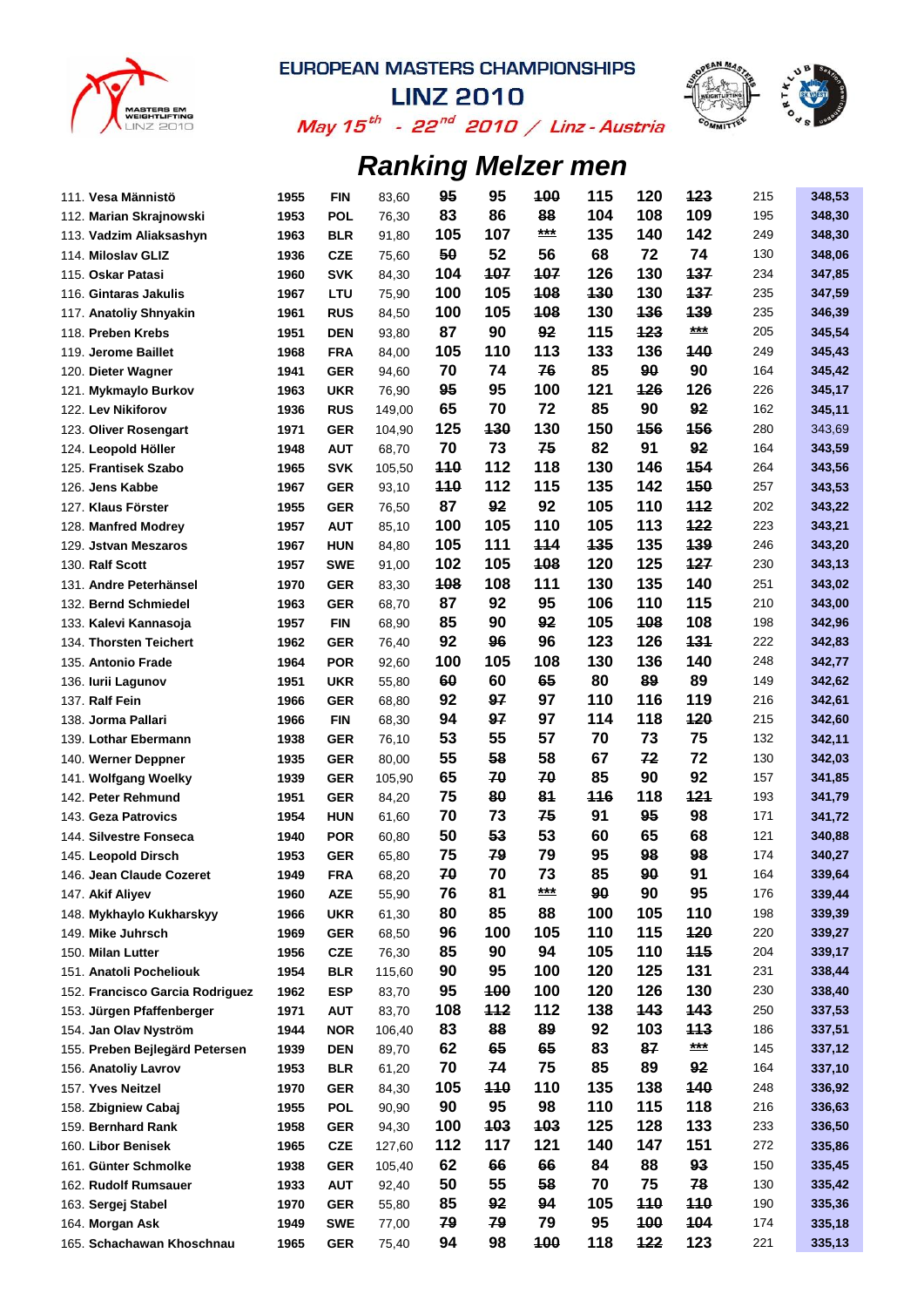# EUROPEAN MASTERS CHAMPIONSHIPS

## LINZ 2010

*May 15th - 22nd 2010 / Linz - Austria*

## Ranking Melzer men

| Rank | Name | Year | Nat | BW | S1 | S2 | S3 | C1 | C2 | C3 | Total | Points |
|---|---|---|---|---|---|---|---|---|---|---|---|---|
| 111. | Vesa Männistö | 1955 | FIN | 83,60 | ~~95~~ | 95 | ~~100~~ | 115 | 120 | ~~123~~ | 215 | 348,53 |
| 112. | Marian Skrajnowski | 1953 | POL | 76,30 | 83 | 86 | ~~88~~ | 104 | 108 | 109 | 195 | 348,30 |
| 113. | Vadzim Aliaksashyn | 1963 | BLR | 91,80 | 105 | 107 | *** | 135 | 140 | 142 | 249 | 348,30 |
| 114. | Miloslav GLIZ | 1936 | CZE | 75,60 | ~~50~~ | 52 | 56 | 68 | 72 | 74 | 130 | 348,06 |
| 115. | Oskar Patasi | 1960 | SVK | 84,30 | 104 | ~~107~~ | ~~107~~ | 126 | 130 | ~~137~~ | 234 | 347,85 |
| 116. | Gintaras Jakulis | 1967 | LTU | 75,90 | 100 | 105 | ~~108~~ | ~~130~~ | 130 | ~~137~~ | 235 | 347,59 |
| 117. | Anatoliy Shnyakin | 1961 | RUS | 84,50 | 100 | 105 | ~~108~~ | 130 | ~~136~~ | ~~139~~ | 235 | 346,39 |
| 118. | Preben Krebs | 1951 | DEN | 93,80 | 87 | 90 | ~~92~~ | 115 | ~~123~~ | *** | 205 | 345,54 |
| 119. | Jerome Baillet | 1968 | FRA | 84,00 | 105 | 110 | 113 | 133 | 136 | ~~140~~ | 249 | 345,43 |
| 120. | Dieter Wagner | 1941 | GER | 94,60 | 70 | 74 | ~~76~~ | 85 | ~~90~~ | 90 | 164 | 345,42 |
| 121. | Mykmaylo Burkov | 1963 | UKR | 76,90 | ~~95~~ | 95 | 100 | 121 | ~~126~~ | 126 | 226 | 345,17 |
| 122. | Lev Nikiforov | 1936 | RUS | 149,00 | 65 | 70 | 72 | 85 | 90 | ~~92~~ | 162 | 345,11 |
| 123. | Oliver Rosengart | 1971 | GER | 104,90 | 125 | ~~130~~ | 130 | 150 | ~~156~~ | ~~156~~ | 280 | 343,69 |
| 124. | Leopold Höller | 1948 | AUT | 68,70 | 70 | 73 | ~~75~~ | 82 | 91 | ~~92~~ | 164 | 343,59 |
| 125. | Frantisek Szabo | 1965 | SVK | 105,50 | ~~110~~ | 112 | 118 | 130 | 146 | ~~154~~ | 264 | 343,56 |
| 126. | Jens Kabbe | 1967 | GER | 93,10 | ~~110~~ | 112 | 115 | 135 | 142 | ~~150~~ | 257 | 343,53 |
| 127. | Klaus Förster | 1955 | GER | 76,50 | 87 | ~~92~~ | 92 | 105 | 110 | ~~112~~ | 202 | 343,22 |
| 128. | Manfred Modrey | 1957 | AUT | 85,10 | 100 | 105 | 110 | 105 | 113 | ~~122~~ | 223 | 343,21 |
| 129. | Jstvan Meszaros | 1967 | HUN | 84,80 | 105 | 111 | ~~114~~ | ~~135~~ | 135 | ~~139~~ | 246 | 343,20 |
| 130. | Ralf Scott | 1957 | SWE | 91,00 | 102 | 105 | ~~108~~ | 120 | 125 | ~~127~~ | 230 | 343,13 |
| 131. | Andre Peterhänsel | 1970 | GER | 83,30 | ~~108~~ | 108 | 111 | 130 | 135 | 140 | 251 | 343,02 |
| 132. | Bernd Schmiedel | 1963 | GER | 68,70 | 87 | 92 | 95 | 106 | 110 | 115 | 210 | 343,00 |
| 133. | Kalevi Kannasoja | 1957 | FIN | 68,90 | 85 | 90 | ~~92~~ | 105 | ~~108~~ | 108 | 198 | 342,96 |
| 134. | Thorsten Teichert | 1962 | GER | 76,40 | 92 | ~~96~~ | 96 | 123 | 126 | ~~131~~ | 222 | 342,83 |
| 135. | Antonio Frade | 1964 | POR | 92,60 | 100 | 105 | 108 | 130 | 136 | 140 | 248 | 342,77 |
| 136. | Iurii Lagunov | 1951 | UKR | 55,80 | ~~60~~ | 60 | ~~65~~ | 80 | ~~89~~ | 89 | 149 | 342,62 |
| 137. | Ralf Fein | 1966 | GER | 68,80 | 92 | ~~97~~ | 97 | 110 | 116 | 119 | 216 | 342,61 |
| 138. | Jorma Pallari | 1966 | FIN | 68,30 | 94 | ~~97~~ | 97 | 114 | 118 | ~~120~~ | 215 | 342,60 |
| 139. | Lothar Ebermann | 1938 | GER | 76,10 | 53 | 55 | 57 | 70 | 73 | 75 | 132 | 342,11 |
| 140. | Werner Deppner | 1935 | GER | 80,00 | 55 | ~~58~~ | 58 | 67 | ~~72~~ | 72 | 130 | 342,03 |
| 141. | Wolfgang Woelky | 1939 | GER | 105,90 | 65 | ~~70~~ | ~~70~~ | 85 | 90 | 92 | 157 | 341,85 |
| 142. | Peter Rehmund | 1951 | GER | 84,20 | 75 | ~~80~~ | ~~81~~ | ~~116~~ | 118 | ~~121~~ | 193 | 341,79 |
| 143. | Geza Patrovics | 1954 | HUN | 61,60 | 70 | 73 | ~~75~~ | 91 | ~~95~~ | 98 | 171 | 341,72 |
| 144. | Silvestre Fonseca | 1940 | POR | 60,80 | 50 | ~~53~~ | 53 | 60 | 65 | 68 | 121 | 340,88 |
| 145. | Leopold Dirsch | 1953 | GER | 65,80 | 75 | ~~79~~ | 79 | 95 | ~~98~~ | ~~98~~ | 174 | 340,27 |
| 146. | Jean Claude Cozeret | 1949 | FRA | 68,20 | ~~70~~ | 70 | 73 | 85 | ~~90~~ | 91 | 164 | 339,64 |
| 147. | Akif Aliyev | 1960 | AZE | 55,90 | 76 | 81 | *** | ~~90~~ | 90 | 95 | 176 | 339,44 |
| 148. | Mykhaylo Kukharskyy | 1966 | UKR | 61,30 | 80 | 85 | 88 | 100 | 105 | 110 | 198 | 339,39 |
| 149. | Mike Juhrsch | 1969 | GER | 68,50 | 96 | 100 | 105 | 110 | 115 | ~~120~~ | 220 | 339,27 |
| 150. | Milan Lutter | 1956 | CZE | 76,30 | 85 | 90 | 94 | 105 | 110 | ~~115~~ | 204 | 339,17 |
| 151. | Anatoli Pocheliouk | 1954 | BLR | 115,60 | 90 | 95 | 100 | 120 | 125 | 131 | 231 | 338,44 |
| 152. | Francisco Garcia Rodriguez | 1962 | ESP | 83,70 | 95 | ~~100~~ | 100 | 120 | 126 | 130 | 230 | 338,40 |
| 153. | Jürgen Pfaffenberger | 1971 | AUT | 83,70 | 108 | ~~112~~ | 112 | 138 | ~~143~~ | ~~143~~ | 250 | 337,53 |
| 154. | Jan Olav Nyström | 1944 | NOR | 106,40 | 83 | ~~88~~ | ~~89~~ | 92 | 103 | ~~113~~ | 186 | 337,51 |
| 155. | Preben Bejlegärd Petersen | 1939 | DEN | 89,70 | 62 | ~~65~~ | ~~65~~ | 83 | ~~87~~ | *** | 145 | 337,12 |
| 156. | Anatoliy Lavrov | 1953 | BLR | 61,20 | 70 | ~~74~~ | 75 | 85 | 89 | ~~92~~ | 164 | 337,10 |
| 157. | Yves Neitzel | 1970 | GER | 84,30 | 105 | ~~110~~ | 110 | 135 | 138 | ~~140~~ | 248 | 336,92 |
| 158. | Zbigniew Cabaj | 1955 | POL | 90,90 | 90 | 95 | 98 | 110 | 115 | 118 | 216 | 336,63 |
| 159. | Bernhard Rank | 1958 | GER | 94,30 | 100 | ~~103~~ | ~~103~~ | 125 | 128 | 133 | 233 | 336,50 |
| 160. | Libor Benisek | 1965 | CZE | 127,60 | 112 | 117 | 121 | 140 | 147 | 151 | 272 | 335,86 |
| 161. | Günter Schmolke | 1938 | GER | 105,40 | 62 | ~~66~~ | ~~66~~ | 84 | 88 | ~~93~~ | 150 | 335,45 |
| 162. | Rudolf Rumsauer | 1933 | AUT | 92,40 | 50 | 55 | ~~58~~ | 70 | 75 | ~~78~~ | 130 | 335,42 |
| 163. | Sergej Stabel | 1970 | GER | 55,80 | 85 | ~~92~~ | ~~94~~ | 105 | ~~110~~ | ~~110~~ | 190 | 335,36 |
| 164. | Morgan Ask | 1949 | SWE | 77,00 | ~~79~~ | ~~79~~ | 79 | 95 | ~~100~~ | ~~104~~ | 174 | 335,18 |
| 165. | Schachawan Khoschnau | 1965 | GER | 75,40 | 94 | 98 | ~~100~~ | 118 | ~~122~~ | 123 | 221 | 335,13 |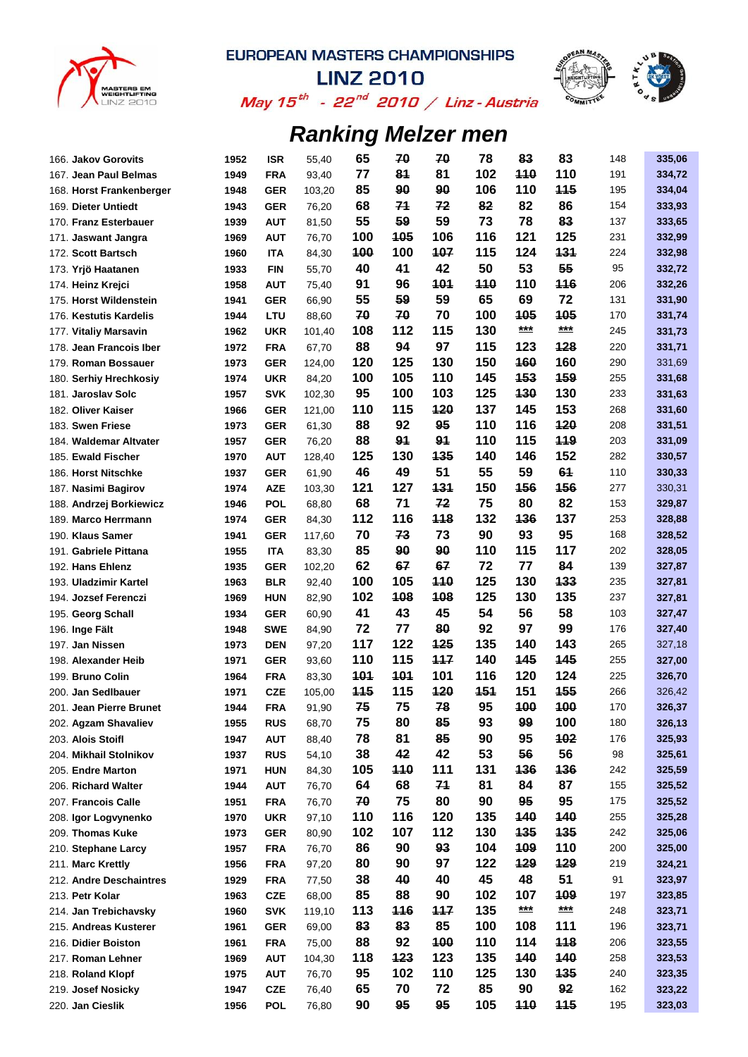# EUROPEAN MASTERS CHAMPIONSHIPS

## LINZ 2010

*May 15th - 22nd 2010 / Linz - Austria*

# Ranking Melzer men

| Rank | Name | Year | Nat | BW | Sn1 | Sn2 | Sn3 | CJ1 | CJ2 | CJ3 | Total | Points |
|---|---|---|---|---|---|---|---|---|---|---|---|---|
| 166. | Jakov Gorovits | 1952 | ISR | 55,40 | 65 | ~~70~~ | ~~70~~ | 78 | ~~83~~ | 83 | 148 | 335,06 |
| 167. | Jean Paul Belmas | 1949 | FRA | 93,40 | 77 | ~~81~~ | 81 | 102 | ~~110~~ | 110 | 191 | 334,72 |
| 168. | Horst Frankenberger | 1948 | GER | 103,20 | 85 | ~~90~~ | ~~90~~ | 106 | 110 | ~~115~~ | 195 | 334,04 |
| 169. | Dieter Untiedt | 1943 | GER | 76,20 | 68 | ~~71~~ | ~~72~~ | ~~82~~ | 82 | 86 | 154 | 333,93 |
| 170. | Franz Esterbauer | 1939 | AUT | 81,50 | 55 | ~~59~~ | 59 | 73 | 78 | ~~83~~ | 137 | 333,65 |
| 171. | Jaswant Jangra | 1969 | AUT | 76,70 | 100 | ~~105~~ | 106 | 116 | 121 | 125 | 231 | 332,99 |
| 172. | Scott Bartsch | 1960 | ITA | 84,30 | ~~100~~ | 100 | ~~107~~ | 115 | 124 | ~~131~~ | 224 | 332,98 |
| 173. | Yrjö Haatanen | 1933 | FIN | 55,70 | 40 | 41 | 42 | 50 | 53 | ~~55~~ | 95 | 332,72 |
| 174. | Heinz Krejci | 1958 | AUT | 75,40 | 91 | 96 | ~~101~~ | ~~110~~ | 110 | ~~116~~ | 206 | 332,26 |
| 175. | Horst Wildenstein | 1941 | GER | 66,90 | 55 | ~~59~~ | 59 | 65 | 69 | 72 | 131 | 331,90 |
| 176. | Kestutis Kardelis | 1944 | LTU | 88,60 | ~~70~~ | ~~70~~ | 70 | 100 | ~~105~~ | ~~105~~ | 170 | 331,74 |
| 177. | Vitaliy Marsavin | 1962 | UKR | 101,40 | 108 | 112 | 115 | 130 | ~~***~~ | ~~***~~ | 245 | 331,73 |
| 178. | Jean Francois Iber | 1972 | FRA | 67,70 | 88 | 94 | 97 | 115 | 123 | ~~128~~ | 220 | 331,71 |
| 179. | Roman Bossauer | 1973 | GER | 124,00 | 120 | 125 | 130 | 150 | ~~160~~ | 160 | 290 | 331,69 |
| 180. | Serhiy Hrechkosiy | 1974 | UKR | 84,20 | 100 | 105 | 110 | 145 | ~~153~~ | ~~159~~ | 255 | 331,68 |
| 181. | Jaroslav Solc | 1957 | SVK | 102,30 | 95 | 100 | 103 | 125 | ~~130~~ | 130 | 233 | 331,63 |
| 182. | Oliver Kaiser | 1966 | GER | 121,00 | 110 | 115 | ~~120~~ | 137 | 145 | 153 | 268 | 331,60 |
| 183. | Swen Friese | 1973 | GER | 61,30 | 88 | 92 | ~~95~~ | 110 | 116 | ~~120~~ | 208 | 331,51 |
| 184. | Waldemar Altvater | 1957 | GER | 76,20 | 88 | ~~91~~ | ~~91~~ | 110 | 115 | ~~119~~ | 203 | 331,09 |
| 185. | Ewald Fischer | 1970 | AUT | 128,40 | 125 | 130 | ~~135~~ | 140 | 146 | 152 | 282 | 330,57 |
| 186. | Horst Nitschke | 1937 | GER | 61,90 | 46 | 49 | 51 | 55 | 59 | ~~61~~ | 110 | 330,33 |
| 187. | Nasimi Bagirov | 1974 | AZE | 103,30 | 121 | 127 | ~~131~~ | 150 | ~~156~~ | ~~156~~ | 277 | 330,31 |
| 188. | Andrzej Borkiewicz | 1946 | POL | 68,80 | 68 | 71 | ~~72~~ | 75 | 80 | 82 | 153 | 329,87 |
| 189. | Marco Herrmann | 1974 | GER | 84,30 | 112 | 116 | ~~118~~ | 132 | ~~136~~ | 137 | 253 | 328,88 |
| 190. | Klaus Samer | 1941 | GER | 117,60 | 70 | ~~73~~ | 73 | 90 | 93 | 95 | 168 | 328,52 |
| 191. | Gabriele Pittana | 1955 | ITA | 83,30 | 85 | ~~90~~ | ~~90~~ | 110 | 115 | 117 | 202 | 328,05 |
| 192. | Hans Ehlenz | 1935 | GER | 102,20 | 62 | ~~67~~ | ~~67~~ | 72 | 77 | ~~84~~ | 139 | 327,87 |
| 193. | Uladzimir Kartel | 1963 | BLR | 92,40 | 100 | 105 | ~~110~~ | 125 | 130 | ~~133~~ | 235 | 327,81 |
| 194. | Jozsef Ferenczi | 1969 | HUN | 82,90 | 102 | ~~108~~ | ~~108~~ | 125 | 130 | 135 | 237 | 327,81 |
| 195. | Georg Schall | 1934 | GER | 60,90 | 41 | 43 | 45 | 54 | 56 | 58 | 103 | 327,47 |
| 196. | Inge Fält | 1948 | SWE | 84,90 | 72 | 77 | ~~80~~ | 92 | 97 | 99 | 176 | 327,40 |
| 197. | Jan Nissen | 1973 | DEN | 97,20 | 117 | 122 | ~~125~~ | 135 | 140 | 143 | 265 | 327,18 |
| 198. | Alexander Heib | 1971 | GER | 93,60 | 110 | 115 | ~~117~~ | 140 | ~~145~~ | ~~145~~ | 255 | 327,00 |
| 199. | Bruno Colin | 1964 | FRA | 83,30 | ~~101~~ | ~~101~~ | 101 | 116 | 120 | 124 | 225 | 326,70 |
| 200. | Jan Sedlbauer | 1971 | CZE | 105,00 | ~~115~~ | 115 | ~~120~~ | ~~151~~ | 151 | ~~155~~ | 266 | 326,42 |
| 201. | Jean Pierre Brunet | 1944 | FRA | 91,90 | ~~75~~ | 75 | ~~78~~ | 95 | ~~100~~ | ~~100~~ | 170 | 326,37 |
| 202. | Agzam Shavaliev | 1955 | RUS | 68,70 | 75 | 80 | ~~85~~ | 93 | ~~99~~ | 100 | 180 | 326,13 |
| 203. | Alois Stoifl | 1947 | AUT | 88,40 | 78 | 81 | ~~85~~ | 90 | 95 | ~~102~~ | 176 | 325,93 |
| 204. | Mikhail Stolnikov | 1937 | RUS | 54,10 | 38 | ~~42~~ | 42 | 53 | ~~56~~ | 56 | 98 | 325,61 |
| 205. | Endre Marton | 1971 | HUN | 84,30 | 105 | ~~110~~ | 111 | 131 | ~~136~~ | ~~136~~ | 242 | 325,59 |
| 206. | Richard Walter | 1944 | AUT | 76,70 | 64 | 68 | ~~71~~ | 81 | 84 | 87 | 155 | 325,52 |
| 207. | Francois Calle | 1951 | FRA | 76,70 | ~~70~~ | 75 | 80 | 90 | ~~95~~ | 95 | 175 | 325,52 |
| 208. | Igor Logvynenko | 1970 | UKR | 97,10 | 110 | 116 | 120 | 135 | ~~140~~ | ~~140~~ | 255 | 325,28 |
| 209. | Thomas Kuke | 1973 | GER | 80,90 | 102 | 107 | 112 | 130 | ~~135~~ | ~~135~~ | 242 | 325,06 |
| 210. | Stephane Larcy | 1957 | FRA | 76,70 | 86 | 90 | ~~93~~ | 104 | ~~109~~ | 110 | 200 | 325,00 |
| 211. | Marc Krettly | 1956 | FRA | 97,20 | 80 | 90 | 97 | 122 | ~~129~~ | ~~129~~ | 219 | 324,21 |
| 212. | Andre Deschaintres | 1929 | FRA | 77,50 | 38 | ~~40~~ | 40 | 45 | 48 | 51 | 91 | 323,97 |
| 213. | Petr Kolar | 1963 | CZE | 68,00 | 85 | 88 | 90 | 102 | 107 | ~~109~~ | 197 | 323,85 |
| 214. | Jan Trebichavsky | 1960 | SVK | 119,10 | 113 | ~~116~~ | ~~117~~ | 135 | ~~***~~ | ~~***~~ | 248 | 323,71 |
| 215. | Andreas Kusterer | 1961 | GER | 69,00 | ~~83~~ | ~~83~~ | 85 | 100 | 108 | 111 | 196 | 323,71 |
| 216. | Didier Boiston | 1961 | FRA | 75,00 | 88 | 92 | ~~100~~ | 110 | 114 | ~~118~~ | 206 | 323,55 |
| 217. | Roman Lehner | 1969 | AUT | 104,30 | 118 | ~~123~~ | 123 | 135 | ~~140~~ | ~~140~~ | 258 | 323,53 |
| 218. | Roland Klopf | 1975 | AUT | 76,70 | 95 | 102 | 110 | 125 | 130 | ~~135~~ | 240 | 323,35 |
| 219. | Josef Nosicky | 1947 | CZE | 76,40 | 65 | 70 | 72 | 85 | 90 | ~~92~~ | 162 | 323,22 |
| 220. | Jan Cieslik | 1956 | POL | 76,80 | 90 | ~~95~~ | ~~95~~ | 105 | ~~110~~ | ~~115~~ | 195 | 323,03 |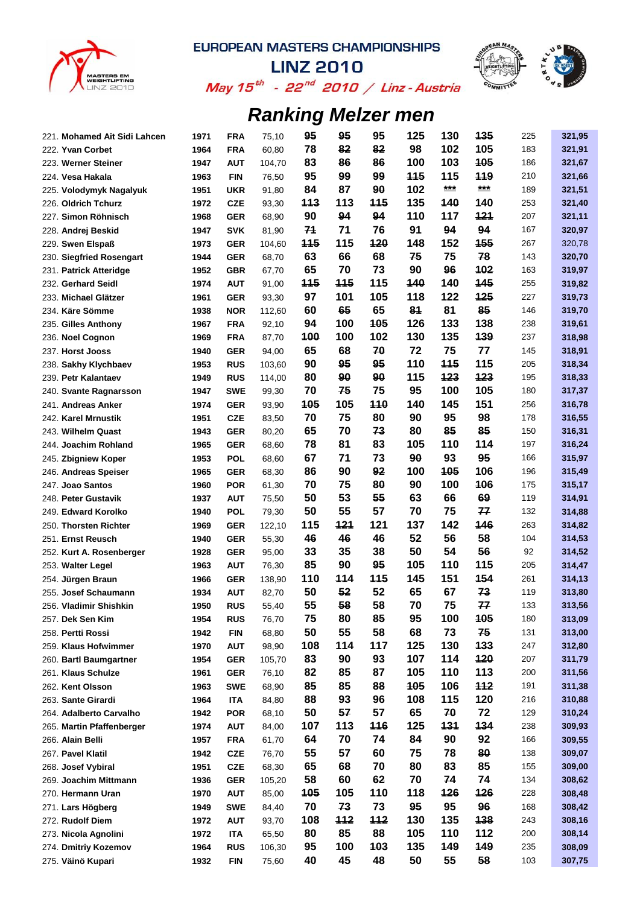# EUROPEAN MASTERS CHAMPIONSHIPS

## LINZ 2010

*May 15th - 22nd 2010 / Linz - Austria*

## Ranking Melzer men

| | Name | Year | Nation | Bodyweight | Sn 1 | Sn 2 | Sn 3 | CJ 1 | CJ 2 | CJ 3 | Total | Melzer |
|---|---|---|---|---|---|---|---|---|---|---|---|---|
| 221. | Mohamed Ait Sidi Lahcen | 1971 | FRA | 75,10 | ~~95~~ | ~~95~~ | 95 | 125 | 130 | ~~135~~ | 225 | 321,95 |
| 222. | Yvan Corbet | 1964 | FRA | 60,80 | 78 | ~~82~~ | ~~82~~ | 98 | 102 | 105 | 183 | 321,91 |
| 223. | Werner Steiner | 1947 | AUT | 104,70 | 83 | ~~86~~ | ~~86~~ | 100 | 103 | ~~105~~ | 186 | 321,67 |
| 224. | Vesa Hakala | 1963 | FIN | 76,50 | 95 | ~~99~~ | ~~99~~ | ~~115~~ | 115 | ~~119~~ | 210 | 321,66 |
| 225. | Volodymyk Nagalyuk | 1951 | UKR | 91,80 | 84 | 87 | ~~90~~ | 102 | *** | *** | 189 | 321,51 |
| 226. | Oldrich Tchurz | 1972 | CZE | 93,30 | ~~113~~ | 113 | ~~115~~ | 135 | ~~140~~ | 140 | 253 | 321,40 |
| 227. | Simon Röhnisch | 1968 | GER | 68,90 | 90 | ~~94~~ | ~~94~~ | 110 | 117 | ~~121~~ | 207 | 321,11 |
| 228. | Andrej Beskid | 1947 | SVK | 81,90 | ~~71~~ | 71 | 76 | 91 | ~~94~~ | ~~94~~ | 167 | 320,97 |
| 229. | Swen Elspaß | 1973 | GER | 104,60 | ~~115~~ | 115 | ~~120~~ | 148 | 152 | ~~155~~ | 267 | 320,78 |
| 230. | Siegfried Rosengart | 1944 | GER | 68,70 | 63 | 66 | 68 | ~~75~~ | 75 | ~~78~~ | 143 | 320,70 |
| 231. | Patrick Atteridge | 1952 | GBR | 67,70 | 65 | 70 | 73 | 90 | ~~96~~ | ~~102~~ | 163 | 319,97 |
| 232. | Gerhard Seidl | 1974 | AUT | 91,00 | ~~115~~ | ~~115~~ | 115 | ~~140~~ | 140 | ~~145~~ | 255 | 319,82 |
| 233. | Michael Glätzer | 1961 | GER | 93,30 | 97 | 101 | 105 | 118 | 122 | ~~125~~ | 227 | 319,73 |
| 234. | Käre Sömme | 1938 | NOR | 112,60 | 60 | ~~65~~ | 65 | ~~81~~ | 81 | ~~85~~ | 146 | 319,70 |
| 235. | Gilles Anthony | 1967 | FRA | 92,10 | 94 | 100 | ~~105~~ | 126 | 133 | 138 | 238 | 319,61 |
| 236. | Noel Cognon | 1969 | FRA | 87,70 | ~~100~~ | 100 | 102 | 130 | 135 | ~~139~~ | 237 | 318,98 |
| 237. | Horst Jooss | 1940 | GER | 94,00 | 65 | 68 | ~~70~~ | 72 | 75 | 77 | 145 | 318,91 |
| 238. | Sakhy Klychbaev | 1953 | RUS | 103,60 | 90 | ~~95~~ | ~~95~~ | 110 | ~~115~~ | 115 | 205 | 318,34 |
| 239. | Petr Kalantaev | 1949 | RUS | 114,00 | 80 | ~~90~~ | ~~90~~ | 115 | ~~123~~ | ~~123~~ | 195 | 318,33 |
| 240. | Svante Ragnarsson | 1947 | SWE | 99,30 | 70 | ~~75~~ | 75 | 95 | 100 | 105 | 180 | 317,37 |
| 241. | Andreas Anker | 1974 | GER | 93,90 | ~~105~~ | 105 | ~~110~~ | 140 | 145 | 151 | 256 | 316,78 |
| 242. | Karel Mrnustik | 1951 | CZE | 83,50 | 70 | 75 | 80 | 90 | 95 | 98 | 178 | 316,55 |
| 243. | Wilhelm Quast | 1943 | GER | 80,20 | 65 | 70 | ~~73~~ | 80 | ~~85~~ | ~~85~~ | 150 | 316,31 |
| 244. | Joachim Rohland | 1965 | GER | 68,60 | 78 | 81 | 83 | 105 | 110 | 114 | 197 | 316,24 |
| 245. | Zbigniew Koper | 1953 | POL | 68,60 | 67 | 71 | 73 | ~~90~~ | 93 | ~~95~~ | 166 | 315,97 |
| 246. | Andreas Speiser | 1965 | GER | 68,30 | 86 | 90 | ~~92~~ | 100 | ~~105~~ | 106 | 196 | 315,49 |
| 247. | Joao Santos | 1960 | POR | 61,30 | 70 | 75 | ~~80~~ | 90 | 100 | ~~106~~ | 175 | 315,17 |
| 248. | Peter Gustavik | 1937 | AUT | 75,50 | 50 | 53 | ~~55~~ | 63 | 66 | ~~69~~ | 119 | 314,91 |
| 249. | Edward Korolko | 1940 | POL | 79,30 | 50 | 55 | 57 | 70 | 75 | ~~77~~ | 132 | 314,88 |
| 250. | Thorsten Richter | 1969 | GER | 122,10 | 115 | ~~121~~ | 121 | 137 | 142 | ~~146~~ | 263 | 314,82 |
| 251. | Ernst Reusch | 1940 | GER | 55,30 | ~~46~~ | ~~46~~ | 46 | 52 | 56 | 58 | 104 | 314,53 |
| 252. | Kurt A. Rosenberger | 1928 | GER | 95,00 | 33 | 35 | 38 | 50 | 54 | ~~56~~ | 92 | 314,52 |
| 253. | Walter Legel | 1963 | AUT | 76,30 | 85 | 90 | ~~95~~ | 105 | 110 | 115 | 205 | 314,47 |
| 254. | Jürgen Braun | 1966 | GER | 138,90 | 110 | ~~114~~ | ~~115~~ | 145 | 151 | ~~154~~ | 261 | 314,13 |
| 255. | Josef Schaumann | 1934 | AUT | 82,70 | 50 | ~~52~~ | 52 | 65 | 67 | ~~73~~ | 119 | 313,80 |
| 256. | Vladimir Shishkin | 1950 | RUS | 55,40 | 55 | ~~58~~ | 58 | 70 | 75 | ~~77~~ | 133 | 313,56 |
| 257. | Dek Sen Kim | 1954 | RUS | 76,70 | 75 | 80 | ~~85~~ | 95 | 100 | ~~105~~ | 180 | 313,09 |
| 258. | Pertti Rossi | 1942 | FIN | 68,80 | 50 | 55 | 58 | 68 | 73 | ~~75~~ | 131 | 313,00 |
| 259. | Klaus Hofwimmer | 1970 | AUT | 98,90 | 108 | 114 | 117 | 125 | 130 | ~~133~~ | 247 | 312,80 |
| 260. | Bartl Baumgartner | 1954 | GER | 105,70 | 83 | 90 | 93 | 107 | 114 | ~~120~~ | 207 | 311,79 |
| 261. | Klaus Schulze | 1961 | GER | 76,10 | 82 | 85 | 87 | 105 | 110 | 113 | 200 | 311,56 |
| 262. | Kent Olsson | 1963 | SWE | 68,90 | ~~85~~ | 85 | ~~88~~ | ~~105~~ | 106 | ~~112~~ | 191 | 311,38 |
| 263. | Sante Girardi | 1964 | ITA | 84,80 | 88 | 93 | 96 | 108 | 115 | 120 | 216 | 310,88 |
| 264. | Adalberto Carvalho | 1942 | POR | 68,10 | 50 | ~~57~~ | 57 | 65 | ~~70~~ | 72 | 129 | 310,24 |
| 265. | Martin Pfaffenberger | 1974 | AUT | 84,00 | 107 | 113 | ~~116~~ | 125 | ~~131~~ | ~~134~~ | 238 | 309,93 |
| 266. | Alain Belli | 1957 | FRA | 61,70 | 64 | 70 | 74 | 84 | 90 | 92 | 166 | 309,55 |
| 267. | Pavel Klatil | 1942 | CZE | 76,70 | 55 | 57 | 60 | 75 | 78 | ~~80~~ | 138 | 309,07 |
| 268. | Josef Vybiral | 1951 | CZE | 68,30 | 65 | 68 | 70 | 80 | 83 | 85 | 155 | 309,00 |
| 269. | Joachim Mittmann | 1936 | GER | 105,20 | 58 | 60 | ~~62~~ | 70 | ~~74~~ | 74 | 134 | 308,62 |
| 270. | Hermann Uran | 1970 | AUT | 85,00 | ~~105~~ | 105 | 110 | 118 | ~~126~~ | ~~126~~ | 228 | 308,48 |
| 271. | Lars Högberg | 1949 | SWE | 84,40 | 70 | ~~73~~ | 73 | ~~95~~ | 95 | ~~96~~ | 168 | 308,42 |
| 272. | Rudolf Diem | 1972 | AUT | 93,70 | 108 | ~~112~~ | ~~112~~ | 130 | 135 | ~~138~~ | 243 | 308,16 |
| 273. | Nicola Agnolini | 1972 | ITA | 65,50 | 80 | 85 | 88 | 105 | 110 | 112 | 200 | 308,14 |
| 274. | Dmitriy Kozemov | 1964 | RUS | 106,30 | 95 | 100 | ~~103~~ | 135 | ~~149~~ | ~~149~~ | 235 | 308,09 |
| 275. | Väinö Kupari | 1932 | FIN | 75,60 | 40 | 45 | 48 | 50 | 55 | ~~58~~ | 103 | 307,75 |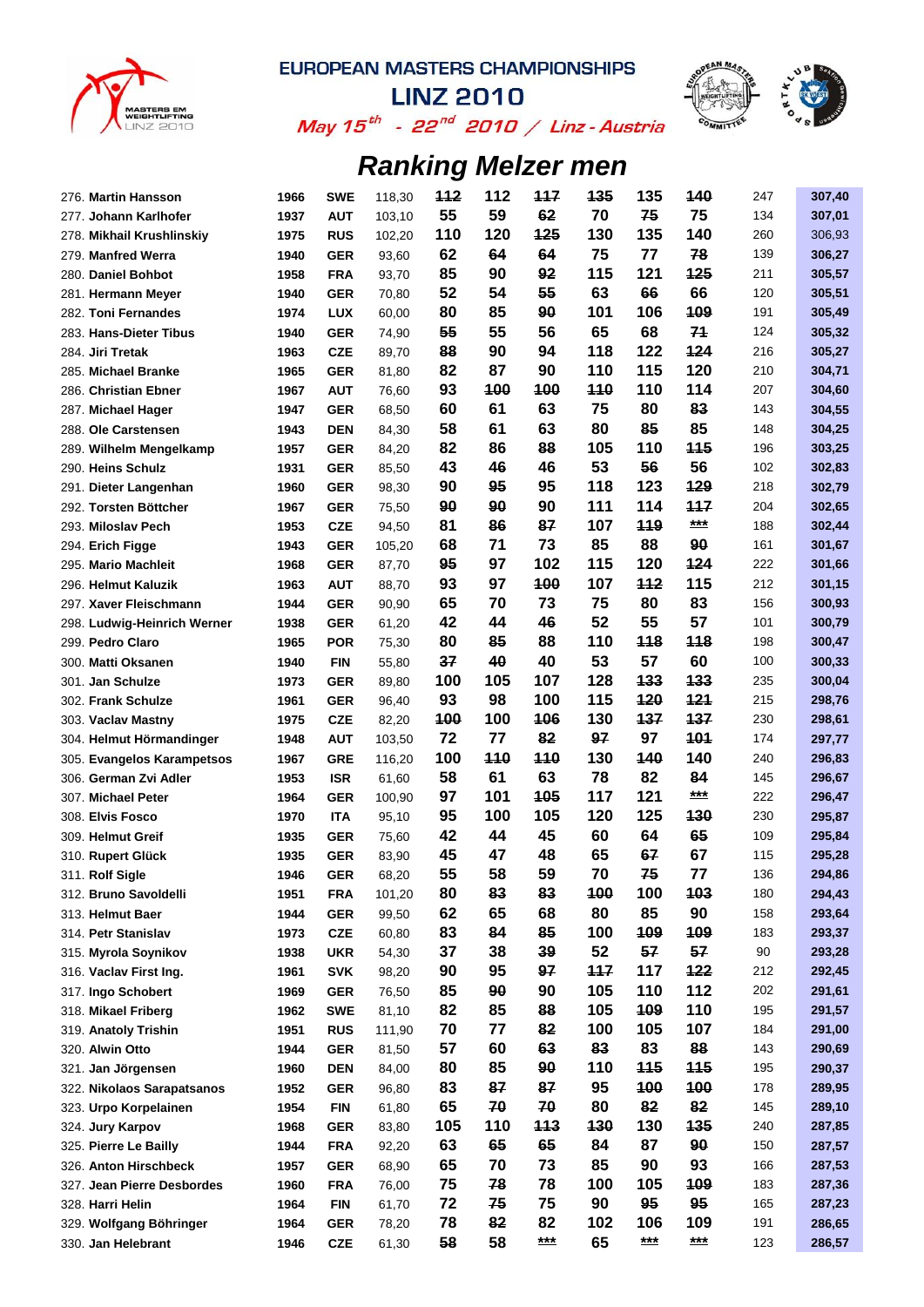# EUROPEAN MASTERS CHAMPIONSHIPS

## LINZ 2010

*May 15th - 22nd 2010 / Linz - Austria*

## Ranking Melzer men

| | | | | | | | | | | | |
|---|---|---|---|---|---|---|---|---|---|---|---|
| 276. Martin Hansson | 1966 | SWE | 118,30 | ~~112~~ | 112 | ~~117~~ | ~~135~~ | 135 | ~~140~~ | 247 | 307,40 |
| 277. Johann Karlhofer | 1937 | AUT | 103,10 | 55 | 59 | ~~62~~ | 70 | ~~75~~ | 75 | 134 | 307,01 |
| 278. Mikhail Krushlinskiy | 1975 | RUS | 102,20 | 110 | 120 | ~~125~~ | 130 | 135 | 140 | 260 | 306,93 |
| 279. Manfred Werra | 1940 | GER | 93,60 | 62 | ~~64~~ | ~~64~~ | 75 | 77 | ~~78~~ | 139 | 306,27 |
| 280. Daniel Bohbot | 1958 | FRA | 93,70 | 85 | 90 | ~~92~~ | 115 | 121 | ~~125~~ | 211 | 305,57 |
| 281. Hermann Meyer | 1940 | GER | 70,80 | 52 | 54 | ~~55~~ | 63 | ~~66~~ | 66 | 120 | 305,51 |
| 282. Toni Fernandes | 1974 | LUX | 60,00 | 80 | 85 | ~~90~~ | 101 | 106 | ~~109~~ | 191 | 305,49 |
| 283. Hans-Dieter Tibus | 1940 | GER | 74,90 | ~~55~~ | 55 | 56 | 65 | 68 | ~~71~~ | 124 | 305,32 |
| 284. Jiri Tretak | 1963 | CZE | 89,70 | ~~88~~ | 90 | 94 | 118 | 122 | ~~124~~ | 216 | 305,27 |
| 285. Michael Branke | 1965 | GER | 81,80 | 82 | 87 | 90 | 110 | 115 | 120 | 210 | 304,71 |
| 286. Christian Ebner | 1967 | AUT | 76,60 | 93 | ~~100~~ | ~~100~~ | ~~110~~ | 110 | 114 | 207 | 304,60 |
| 287. Michael Hager | 1947 | GER | 68,50 | 60 | 61 | 63 | 75 | 80 | ~~83~~ | 143 | 304,55 |
| 288. Ole Carstensen | 1943 | DEN | 84,30 | 58 | 61 | 63 | 80 | ~~85~~ | 85 | 148 | 304,25 |
| 289. Wilhelm Mengelkamp | 1957 | GER | 84,20 | 82 | 86 | ~~88~~ | 105 | 110 | ~~115~~ | 196 | 303,25 |
| 290. Heins Schulz | 1931 | GER | 85,50 | 43 | ~~46~~ | 46 | 53 | ~~56~~ | 56 | 102 | 302,83 |
| 291. Dieter Langenhan | 1960 | GER | 98,30 | 90 | ~~95~~ | 95 | 118 | 123 | ~~129~~ | 218 | 302,79 |
| 292. Torsten Böttcher | 1967 | GER | 75,50 | ~~90~~ | ~~90~~ | 90 | 111 | 114 | ~~117~~ | 204 | 302,65 |
| 293. Miloslav Pech | 1953 | CZE | 94,50 | 81 | ~~86~~ | ~~87~~ | 107 | ~~119~~ | ~~***~~ | 188 | 302,44 |
| 294. Erich Figge | 1943 | GER | 105,20 | 68 | 71 | 73 | 85 | 88 | ~~90~~ | 161 | 301,67 |
| 295. Mario Machleit | 1968 | GER | 87,70 | ~~95~~ | 97 | 102 | 115 | 120 | ~~124~~ | 222 | 301,66 |
| 296. Helmut Kaluzik | 1963 | AUT | 88,70 | 93 | 97 | ~~100~~ | 107 | ~~112~~ | 115 | 212 | 301,15 |
| 297. Xaver Fleischmann | 1944 | GER | 90,90 | 65 | 70 | 73 | 75 | 80 | 83 | 156 | 300,93 |
| 298. Ludwig-Heinrich Werner | 1938 | GER | 61,20 | 42 | 44 | ~~46~~ | 52 | 55 | 57 | 101 | 300,79 |
| 299. Pedro Claro | 1965 | POR | 75,30 | 80 | ~~85~~ | 88 | 110 | ~~118~~ | ~~118~~ | 198 | 300,47 |
| 300. Matti Oksanen | 1940 | FIN | 55,80 | ~~37~~ | ~~40~~ | 40 | 53 | 57 | 60 | 100 | 300,33 |
| 301. Jan Schulze | 1973 | GER | 89,80 | 100 | 105 | 107 | 128 | ~~133~~ | ~~133~~ | 235 | 300,04 |
| 302. Frank Schulze | 1961 | GER | 96,40 | 93 | 98 | 100 | 115 | ~~120~~ | ~~121~~ | 215 | 298,76 |
| 303. Vaclav Mastny | 1975 | CZE | 82,20 | ~~100~~ | 100 | ~~106~~ | 130 | ~~137~~ | ~~137~~ | 230 | 298,61 |
| 304. Helmut Hörmandinger | 1948 | AUT | 103,50 | 72 | 77 | ~~82~~ | ~~97~~ | 97 | ~~101~~ | 174 | 297,77 |
| 305. Evangelos Karampetsos | 1967 | GRE | 116,20 | 100 | ~~110~~ | ~~110~~ | 130 | ~~140~~ | 140 | 240 | 296,83 |
| 306. German Zvi Adler | 1953 | ISR | 61,60 | 58 | 61 | 63 | 78 | 82 | ~~84~~ | 145 | 296,67 |
| 307. Michael Peter | 1964 | GER | 100,90 | 97 | 101 | ~~105~~ | 117 | 121 | ~~***~~ | 222 | 296,47 |
| 308. Elvis Fosco | 1970 | ITA | 95,10 | 95 | 100 | 105 | 120 | 125 | ~~130~~ | 230 | 295,87 |
| 309. Helmut Greif | 1935 | GER | 75,60 | 42 | 44 | 45 | 60 | 64 | ~~65~~ | 109 | 295,84 |
| 310. Rupert Glück | 1935 | GER | 83,90 | 45 | 47 | 48 | 65 | ~~67~~ | 67 | 115 | 295,28 |
| 311. Rolf Sigle | 1946 | GER | 68,20 | 55 | 58 | 59 | 70 | ~~75~~ | 77 | 136 | 294,86 |
| 312. Bruno Savoldelli | 1951 | FRA | 101,20 | 80 | ~~83~~ | ~~83~~ | ~~100~~ | 100 | ~~103~~ | 180 | 294,43 |
| 313. Helmut Baer | 1944 | GER | 99,50 | 62 | 65 | 68 | 80 | 85 | 90 | 158 | 293,64 |
| 314. Petr Stanislav | 1973 | CZE | 60,80 | 83 | ~~84~~ | ~~85~~ | 100 | ~~109~~ | ~~109~~ | 183 | 293,37 |
| 315. Myrola Soynikov | 1938 | UKR | 54,30 | 37 | 38 | ~~39~~ | 52 | ~~57~~ | ~~57~~ | 90 | 293,28 |
| 316. Vaclav First Ing. | 1961 | SVK | 98,20 | 90 | 95 | ~~97~~ | ~~117~~ | 117 | ~~122~~ | 212 | 292,45 |
| 317. Ingo Schobert | 1969 | GER | 76,50 | 85 | ~~90~~ | 90 | 105 | 110 | 112 | 202 | 291,61 |
| 318. Mikael Friberg | 1962 | SWE | 81,10 | 82 | 85 | ~~88~~ | 105 | ~~109~~ | 110 | 195 | 291,57 |
| 319. Anatoly Trishin | 1951 | RUS | 111,90 | 70 | 77 | ~~82~~ | 100 | 105 | 107 | 184 | 291,00 |
| 320. Alwin Otto | 1944 | GER | 81,50 | 57 | 60 | ~~63~~ | ~~83~~ | 83 | ~~88~~ | 143 | 290,69 |
| 321. Jan Jörgensen | 1960 | DEN | 84,00 | 80 | 85 | ~~90~~ | 110 | ~~115~~ | ~~115~~ | 195 | 290,37 |
| 322. Nikolaos Sarapatsanos | 1952 | GER | 96,80 | 83 | ~~87~~ | ~~87~~ | 95 | ~~100~~ | ~~100~~ | 178 | 289,95 |
| 323. Urpo Korpelainen | 1954 | FIN | 61,80 | 65 | ~~70~~ | ~~70~~ | 80 | ~~82~~ | ~~82~~ | 145 | 289,10 |
| 324. Jury Karpov | 1968 | GER | 83,80 | 105 | 110 | ~~113~~ | ~~130~~ | 130 | ~~135~~ | 240 | 287,85 |
| 325. Pierre Le Bailly | 1944 | FRA | 92,20 | 63 | ~~65~~ | ~~65~~ | 84 | 87 | ~~90~~ | 150 | 287,57 |
| 326. Anton Hirschbeck | 1957 | GER | 68,90 | 65 | 70 | 73 | 85 | 90 | 93 | 166 | 287,53 |
| 327. Jean Pierre Desbordes | 1960 | FRA | 76,00 | 75 | ~~78~~ | 78 | 100 | 105 | ~~109~~ | 183 | 287,36 |
| 328. Harri Helin | 1964 | FIN | 61,70 | 72 | ~~75~~ | 75 | 90 | ~~95~~ | ~~95~~ | 165 | 287,23 |
| 329. Wolfgang Böhringer | 1964 | GER | 78,20 | 78 | ~~82~~ | 82 | 102 | 106 | 109 | 191 | 286,65 |
| 330. Jan Helebrant | 1946 | CZE | 61,30 | ~~58~~ | 58 | ~~***~~ | 65 | ~~***~~ | ~~***~~ | 123 | 286,57 |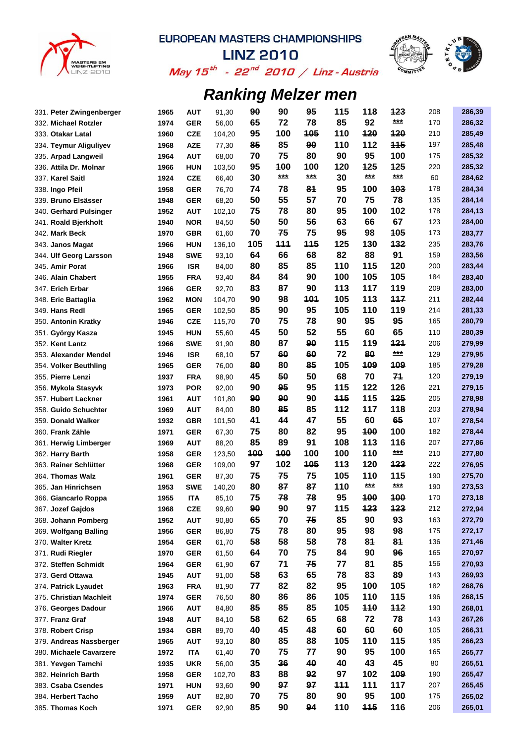# EUROPEAN MASTERS CHAMPIONSHIPS

## LINZ 2010

*May 15th - 22nd 2010 / Linz - Austria*

## Ranking Melzer men

| Rank | Name | Year | Nat | BW | Sn1 | Sn2 | Sn3 | CJ1 | CJ2 | CJ3 | Total | Points |
|---|---|---|---|---|---|---|---|---|---|---|---|---|
| 331. | Peter Zwingenberger | 1965 | AUT | 91,30 | ~~90~~ | 90 | ~~95~~ | 115 | 118 | ~~123~~ | 208 | 286,39 |
| 332. | Michael Rotzler | 1974 | GER | 56,00 | 65 | 72 | 78 | 85 | 92 | *** | 170 | 286,32 |
| 333. | Otakar Latal | 1960 | CZE | 104,20 | 95 | 100 | ~~105~~ | 110 | ~~120~~ | ~~120~~ | 210 | 285,49 |
| 334. | Teymur Aliguliyev | 1968 | AZE | 77,30 | ~~85~~ | 85 | ~~90~~ | 110 | 112 | ~~115~~ | 197 | 285,48 |
| 335. | Arpad Langweil | 1964 | AUT | 68,00 | 70 | 75 | ~~80~~ | 90 | 95 | 100 | 175 | 285,32 |
| 336. | Attila Dr. Molnar | 1966 | HUN | 103,50 | 95 | ~~100~~ | 100 | 120 | ~~125~~ | ~~125~~ | 220 | 285,32 |
| 337. | Karel Saitl | 1924 | CZE | 66,40 | 30 | *** | *** | 30 | *** | *** | 60 | 284,62 |
| 338. | Ingo Pfeil | 1958 | GER | 76,70 | 74 | 78 | ~~81~~ | 95 | 100 | ~~103~~ | 178 | 284,34 |
| 339. | Bruno Elsässer | 1948 | GER | 68,20 | 50 | 55 | 57 | 70 | 75 | 78 | 135 | 284,14 |
| 340. | Gerhard Pulsinger | 1952 | AUT | 102,10 | 75 | 78 | ~~80~~ | 95 | 100 | ~~102~~ | 178 | 284,13 |
| 341. | Roald Bjerkholt | 1940 | NOR | 84,50 | ~~50~~ | 50 | 56 | 63 | 66 | 67 | 123 | 284,00 |
| 342. | Mark Beck | 1970 | GBR | 61,60 | 70 | ~~75~~ | 75 | ~~95~~ | 98 | ~~105~~ | 173 | 283,77 |
| 343. | Janos Magat | 1966 | HUN | 136,10 | 105 | ~~111~~ | ~~115~~ | 125 | 130 | ~~132~~ | 235 | 283,76 |
| 344. | Ulf Georg Larsson | 1948 | SWE | 93,10 | 64 | 66 | 68 | 82 | 88 | 91 | 159 | 283,56 |
| 345. | Amir Porat | 1966 | ISR | 84,00 | 80 | ~~85~~ | 85 | 110 | 115 | ~~120~~ | 200 | 283,44 |
| 346. | Alain Chabert | 1955 | FRA | 93,40 | ~~84~~ | 84 | ~~90~~ | 100 | ~~105~~ | ~~105~~ | 184 | 283,40 |
| 347. | Erich Erbar | 1966 | GER | 92,70 | 83 | 87 | 90 | 113 | 117 | 119 | 209 | 283,00 |
| 348. | Eric Battaglia | 1962 | MON | 104,70 | 90 | 98 | ~~101~~ | 105 | 113 | ~~117~~ | 211 | 282,44 |
| 349. | Hans Redl | 1965 | GER | 102,50 | 85 | 90 | 95 | 105 | 110 | 119 | 214 | 281,33 |
| 350. | Antonin Kratky | 1946 | CZE | 115,70 | 70 | 75 | ~~78~~ | 90 | ~~95~~ | ~~95~~ | 165 | 280,79 |
| 351. | György Kasza | 1945 | HUN | 55,60 | 45 | 50 | ~~52~~ | 55 | 60 | ~~65~~ | 110 | 280,39 |
| 352. | Kent Lantz | 1966 | SWE | 91,90 | 80 | 87 | ~~90~~ | 115 | 119 | ~~121~~ | 206 | 279,99 |
| 353. | Alexander Mendel | 1946 | ISR | 68,10 | 57 | ~~60~~ | ~~60~~ | 72 | ~~80~~ | *** | 129 | 279,95 |
| 354. | Volker Beuthling | 1965 | GER | 76,00 | ~~80~~ | 80 | 85 | 105 | ~~109~~ | ~~109~~ | 185 | 279,28 |
| 355. | Pierre Lenzi | 1937 | FRA | 98,90 | 45 | ~~50~~ | 50 | 68 | 70 | ~~71~~ | 120 | 279,19 |
| 356. | Mykola Stasyvk | 1973 | POR | 92,00 | 90 | ~~95~~ | 95 | 115 | 122 | 126 | 221 | 279,15 |
| 357. | Hubert Lackner | 1961 | AUT | 101,80 | ~~90~~ | ~~90~~ | 90 | ~~115~~ | 115 | ~~125~~ | 205 | 278,98 |
| 358. | Guido Schuchter | 1969 | AUT | 84,00 | 80 | ~~85~~ | 85 | 112 | 117 | 118 | 203 | 278,94 |
| 359. | Donald Walker | 1932 | GBR | 101,50 | 41 | 44 | 47 | 55 | 60 | ~~65~~ | 107 | 278,54 |
| 360. | Frank Zähle | 1971 | GER | 67,30 | 75 | 80 | 82 | 95 | ~~100~~ | 100 | 182 | 278,44 |
| 361. | Herwig Limberger | 1969 | AUT | 88,20 | 85 | 89 | 91 | 108 | 113 | 116 | 207 | 277,86 |
| 362. | Harry Barth | 1958 | GER | 123,50 | ~~100~~ | ~~100~~ | 100 | 100 | 110 | *** | 210 | 277,80 |
| 363. | Rainer Schlütter | 1968 | GER | 109,00 | 97 | 102 | ~~105~~ | 113 | 120 | ~~123~~ | 222 | 276,95 |
| 364. | Thomas Walz | 1961 | GER | 87,30 | ~~75~~ | ~~75~~ | 75 | 105 | 110 | 115 | 190 | 275,70 |
| 365. | Jan Hinrichsen | 1953 | SWE | 140,20 | 80 | ~~87~~ | ~~87~~ | 110 | *** | *** | 190 | 273,53 |
| 366. | Giancarlo Roppa | 1955 | ITA | 85,10 | 75 | ~~78~~ | ~~78~~ | 95 | ~~100~~ | ~~100~~ | 170 | 273,18 |
| 367. | Jozef Gajdos | 1968 | CZE | 99,60 | ~~90~~ | 90 | 97 | 115 | ~~123~~ | ~~123~~ | 212 | 272,94 |
| 368. | Johann Pomberg | 1952 | AUT | 90,80 | 65 | 70 | ~~75~~ | 85 | 90 | 93 | 163 | 272,79 |
| 369. | Wolfgang Balling | 1956 | GER | 86,80 | 75 | 78 | 80 | 95 | ~~98~~ | ~~98~~ | 175 | 272,17 |
| 370. | Walter Kretz | 1954 | GER | 61,70 | ~~58~~ | ~~58~~ | 58 | 78 | ~~81~~ | ~~81~~ | 136 | 271,46 |
| 371. | Rudi Riegler | 1970 | GER | 61,50 | 64 | 70 | 75 | 84 | 90 | ~~96~~ | 165 | 270,97 |
| 372. | Steffen Schmidt | 1964 | GER | 61,90 | 67 | 71 | ~~75~~ | 77 | 81 | 85 | 156 | 270,93 |
| 373. | Gerd Ottawa | 1945 | AUT | 91,00 | 58 | 63 | 65 | 78 | ~~83~~ | ~~89~~ | 143 | 269,93 |
| 374. | Patrick Lyaudet | 1963 | FRA | 81,90 | 77 | ~~82~~ | 82 | 95 | 100 | ~~105~~ | 182 | 268,76 |
| 375. | Christian Machleit | 1974 | GER | 76,50 | 80 | ~~86~~ | 86 | 105 | 110 | ~~115~~ | 196 | 268,15 |
| 376. | Georges Dadour | 1966 | AUT | 84,80 | ~~85~~ | ~~85~~ | 85 | 105 | ~~110~~ | ~~112~~ | 190 | 268,01 |
| 377. | Franz Graf | 1948 | AUT | 84,10 | 58 | 62 | 65 | 68 | 72 | 78 | 143 | 267,26 |
| 378. | Robert Crisp | 1934 | GBR | 89,70 | 40 | 45 | ~~48~~ | ~~60~~ | ~~60~~ | 60 | 105 | 266,31 |
| 379. | Andreas Nassberger | 1965 | AUT | 93,10 | 80 | 85 | ~~88~~ | 105 | 110 | ~~115~~ | 195 | 266,23 |
| 380. | Michaele Cavarzere | 1972 | ITA | 61,40 | 70 | ~~75~~ | ~~77~~ | 90 | 95 | ~~100~~ | 165 | 265,77 |
| 381. | Yevgen Tamchi | 1935 | UKR | 56,00 | 35 | ~~36~~ | ~~40~~ | 40 | 43 | 45 | 80 | 265,51 |
| 382. | Heinrich Barth | 1958 | GER | 102,70 | 83 | 88 | ~~92~~ | 97 | 102 | ~~109~~ | 190 | 265,47 |
| 383. | Csaba Csendes | 1971 | HUN | 93,60 | 90 | ~~97~~ | ~~97~~ | ~~111~~ | 111 | 117 | 207 | 265,45 |
| 384. | Herbert Tacho | 1959 | AUT | 82,80 | 70 | 75 | 80 | 90 | 95 | ~~100~~ | 175 | 265,02 |
| 385. | Thomas Koch | 1971 | GER | 92,90 | 85 | 90 | ~~94~~ | 110 | ~~115~~ | 116 | 206 | 265,01 |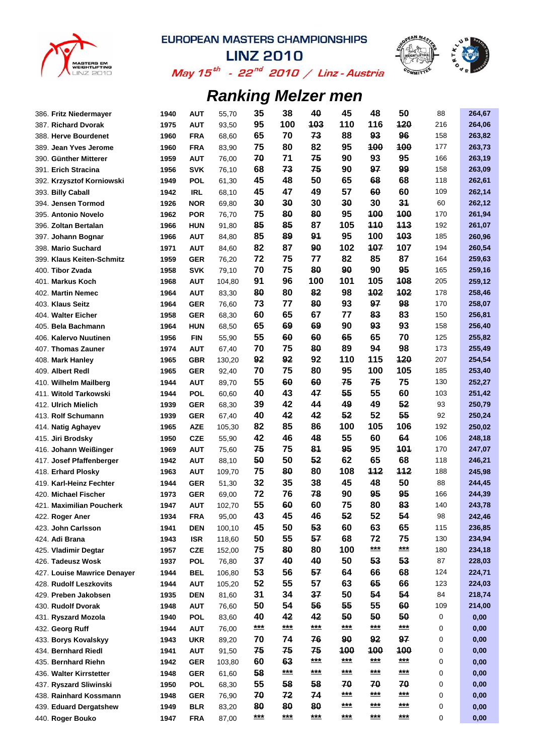# EUROPEAN MASTERS CHAMPIONSHIPS

## LINZ 2010

*May 15th - 22nd 2010 / Linz - Austria*

## *Ranking Melzer men*

| Rank | Name | Year | Nation | Bodyweight | Snatch 1 | Snatch 2 | Snatch 3 | C&J 1 | C&J 2 | C&J 3 | Total | Points |
|---|---|---|---|---|---|---|---|---|---|---|---|---|
| 386. | Fritz Niedermayer | 1940 | AUT | 55,70 | 35 | 38 | ~~40~~ | 45 | 48 | 50 | 88 | 264,67 |
| 387. | Richard Dvorak | 1975 | AUT | 93,50 | 95 | 100 | ~~103~~ | 110 | 116 | ~~120~~ | 216 | 264,06 |
| 388. | Herve Bourdenet | 1960 | FRA | 68,60 | 65 | 70 | ~~73~~ | 88 | ~~93~~ | ~~96~~ | 158 | 263,82 |
| 389. | Jean Yves Jerome | 1960 | FRA | 83,90 | 75 | 80 | 82 | 95 | ~~100~~ | ~~100~~ | 177 | 263,73 |
| 390. | Günther Mitterer | 1959 | AUT | 76,00 | ~~70~~ | 71 | ~~75~~ | 90 | 93 | 95 | 166 | 263,19 |
| 391. | Erich Stracina | 1956 | SVK | 76,10 | 68 | ~~73~~ | ~~75~~ | 90 | ~~97~~ | ~~99~~ | 158 | 263,09 |
| 392. | Krzysztof Korniowski | 1949 | POL | 61,30 | 45 | 48 | 50 | 65 | ~~68~~ | 68 | 118 | 262,61 |
| 393. | Billy Caball | 1942 | IRL | 68,10 | 45 | 47 | 49 | 57 | ~~60~~ | 60 | 109 | 262,14 |
| 394. | Jensen Tormod | 1926 | NOR | 69,80 | ~~30~~ | ~~30~~ | 30 | ~~30~~ | 30 | ~~31~~ | 60 | 262,12 |
| 395. | Antonio Novelo | 1962 | POR | 76,70 | 75 | ~~80~~ | ~~80~~ | 95 | ~~100~~ | ~~100~~ | 170 | 261,94 |
| 396. | Zoltan Bertalan | 1966 | HUN | 91,80 | ~~85~~ | ~~85~~ | 87 | 105 | ~~110~~ | ~~113~~ | 192 | 261,07 |
| 397. | Johann Bognar | 1966 | AUT | 84,80 | 85 | ~~89~~ | ~~91~~ | 95 | 100 | ~~103~~ | 185 | 260,96 |
| 398. | Mario Suchard | 1971 | AUT | 84,60 | 82 | 87 | ~~90~~ | 102 | ~~107~~ | 107 | 194 | 260,54 |
| 399. | Klaus Keiten-Schmitz | 1959 | GER | 76,20 | 72 | 75 | 77 | 82 | 85 | 87 | 164 | 259,63 |
| 400. | Tibor Zvada | 1958 | SVK | 79,10 | 70 | 75 | ~~80~~ | ~~90~~ | 90 | ~~95~~ | 165 | 259,16 |
| 401. | Markus Koch | 1968 | AUT | 104,80 | 91 | 96 | 100 | 101 | 105 | ~~108~~ | 205 | 259,12 |
| 402. | Martin Nemec | 1964 | AUT | 83,30 | ~~80~~ | 80 | ~~82~~ | 98 | ~~102~~ | ~~102~~ | 178 | 258,46 |
| 403. | Klaus Seitz | 1964 | GER | 76,60 | 73 | 77 | ~~80~~ | 93 | ~~97~~ | ~~98~~ | 170 | 258,07 |
| 404. | Walter Eicher | 1958 | GER | 68,30 | 60 | 65 | 67 | 77 | ~~83~~ | 83 | 150 | 256,81 |
| 405. | Bela Bachmann | 1964 | HUN | 68,50 | 65 | ~~69~~ | ~~69~~ | 90 | ~~93~~ | 93 | 158 | 256,40 |
| 406. | Kalervo Nuutinen | 1956 | FIN | 55,90 | 55 | ~~60~~ | ~~60~~ | ~~65~~ | 65 | 70 | 125 | 255,82 |
| 407. | Thomas Zauner | 1974 | AUT | 67,40 | 70 | 75 | ~~80~~ | 89 | 94 | 98 | 173 | 255,49 |
| 408. | Mark Hanley | 1965 | GBR | 130,20 | ~~92~~ | ~~92~~ | 92 | 110 | 115 | ~~120~~ | 207 | 254,54 |
| 409. | Albert Redl | 1965 | GER | 92,40 | 70 | 75 | 80 | 95 | 100 | 105 | 185 | 253,40 |
| 410. | Wilhelm Mailberg | 1944 | AUT | 89,70 | 55 | ~~60~~ | ~~60~~ | ~~75~~ | ~~75~~ | 75 | 130 | 252,27 |
| 411. | Witold Tarkowski | 1944 | POL | 60,60 | 40 | 43 | ~~47~~ | ~~55~~ | 55 | 60 | 103 | 251,42 |
| 412. | Ulrich Mielich | 1939 | GER | 68,30 | 39 | 42 | 44 | ~~49~~ | 49 | ~~52~~ | 93 | 250,79 |
| 413. | Rolf Schumann | 1939 | GER | 67,40 | 40 | ~~42~~ | ~~42~~ | ~~52~~ | 52 | ~~55~~ | 92 | 250,24 |
| 414. | Natig Aghayev | 1965 | AZE | 105,30 | 82 | 85 | 86 | 100 | 105 | 106 | 192 | 250,02 |
| 415. | Jiri Brodsky | 1950 | CZE | 55,90 | 42 | 46 | ~~48~~ | 55 | 60 | ~~64~~ | 106 | 248,18 |
| 416. | Johann Weißinger | 1969 | AUT | 75,60 | ~~75~~ | 75 | ~~81~~ | ~~95~~ | 95 | ~~101~~ | 170 | 247,07 |
| 417. | Josef Pfaffenberger | 1942 | AUT | 88,10 | ~~50~~ | 50 | ~~52~~ | 62 | 65 | 68 | 118 | 246,21 |
| 418. | Erhard Plosky | 1963 | AUT | 109,70 | 75 | ~~80~~ | 80 | 108 | ~~112~~ | ~~112~~ | 188 | 245,98 |
| 419. | Karl-Heinz Fechter | 1944 | GER | 51,30 | 32 | 35 | 38 | 45 | 48 | 50 | 88 | 244,45 |
| 420. | Michael Fischer | 1973 | GER | 69,00 | 72 | 76 | ~~78~~ | 90 | ~~95~~ | ~~95~~ | 166 | 244,39 |
| 421. | Maximilian Poucherk | 1947 | AUT | 102,70 | 55 | ~~60~~ | 60 | 75 | 80 | ~~83~~ | 140 | 243,78 |
| 422. | Roger Aner | 1934 | FRA | 95,00 | 43 | 45 | 46 | ~~52~~ | 52 | ~~54~~ | 98 | 242,46 |
| 423. | John Carlsson | 1941 | DEN | 100,10 | 45 | 50 | ~~53~~ | 60 | 63 | 65 | 115 | 236,85 |
| 424. | Adi Brana | 1943 | ISR | 118,60 | 50 | 55 | ~~57~~ | 68 | 72 | 75 | 130 | 234,94 |
| 425. | Vladimir Degtar | 1957 | CZE | 152,00 | 75 | ~~80~~ | 80 | 100 | ~~***~~ | ~~***~~ | 180 | 234,18 |
| 426. | Tadeusz Wosk | 1937 | POL | 76,80 | 37 | ~~40~~ | ~~40~~ | 50 | ~~53~~ | ~~53~~ | 87 | 228,03 |
| 427. | Louise Mawrice Denayer | 1944 | BEL | 106,80 | 53 | 56 | ~~57~~ | 64 | 66 | 68 | 124 | 224,71 |
| 428. | Rudolf Leszkovits | 1944 | AUT | 105,20 | 52 | 55 | 57 | 63 | ~~65~~ | 66 | 123 | 224,03 |
| 429. | Preben Jakobsen | 1935 | DEN | 81,60 | 31 | 34 | ~~37~~ | 50 | ~~54~~ | ~~54~~ | 84 | 218,74 |
| 430. | Rudolf Dvorak | 1948 | AUT | 76,60 | 50 | 54 | ~~56~~ | ~~55~~ | 55 | ~~60~~ | 109 | 214,00 |
| 431. | Ryszard Mozola | 1940 | POL | 83,60 | 40 | ~~42~~ | ~~42~~ | ~~50~~ | ~~50~~ | ~~50~~ | 0 | 0,00 |
| 432. | Georg Ruff | 1944 | AUT | 76,00 | ~~***~~ | ~~***~~ | ~~***~~ | ~~***~~ | ~~***~~ | ~~***~~ | 0 | 0,00 |
| 433. | Borys Kovalskyy | 1943 | UKR | 89,20 | 70 | 74 | ~~76~~ | ~~90~~ | ~~92~~ | ~~97~~ | 0 | 0,00 |
| 434. | Bernhard Riedl | 1941 | AUT | 91,50 | ~~75~~ | ~~75~~ | ~~75~~ | ~~100~~ | ~~100~~ | ~~100~~ | 0 | 0,00 |
| 435. | Bernhard Riehn | 1942 | GER | 103,80 | 60 | ~~63~~ | ~~***~~ | ~~***~~ | ~~***~~ | ~~***~~ | 0 | 0,00 |
| 436. | Walter Kirrstetter | 1948 | GER | 61,60 | ~~58~~ | ~~***~~ | ~~***~~ | ~~***~~ | ~~***~~ | ~~***~~ | 0 | 0,00 |
| 437. | Ryszard Sliwinski | 1950 | POL | 68,30 | 55 | ~~58~~ | ~~58~~ | ~~70~~ | ~~70~~ | ~~70~~ | 0 | 0,00 |
| 438. | Rainhard Kossmann | 1948 | GER | 76,90 | ~~70~~ | ~~72~~ | ~~74~~ | ~~***~~ | ~~***~~ | ~~***~~ | 0 | 0,00 |
| 439. | Eduard Dergatshew | 1949 | BLR | 83,20 | ~~80~~ | ~~80~~ | ~~80~~ | ~~***~~ | ~~***~~ | ~~***~~ | 0 | 0,00 |
| 440. | Roger Bouko | 1947 | FRA | 87,00 | ~~***~~ | ~~***~~ | ~~***~~ | ~~***~~ | ~~***~~ | ~~***~~ | 0 | 0,00 |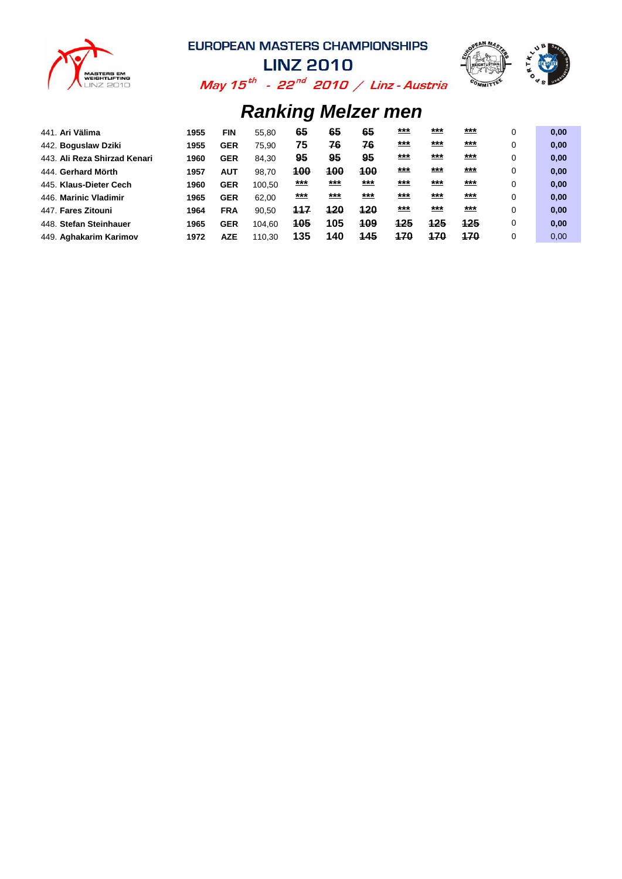EUROPEAN MASTERS CHAMPIONSHIPS

LINZ 2010

*May 15th - 22nd 2010 / Linz - Austria*

# *Ranking Melzer men*

| | | | | | | | | | | | | |
|---|---|---|---|---|---|---|---|---|---|---|---|---|
| 441. | **Ari Välima** | **1955** | **FIN** | 55,80 | ~~65~~ | ~~65~~ | ~~65~~ | ~~***~~ | ~~***~~ | ~~***~~ | 0 | **0,00** |
| 442. | **Boguslaw Dziki** | **1955** | **GER** | 75,90 | **75** | ~~76~~ | ~~76~~ | ~~***~~ | ~~***~~ | ~~***~~ | 0 | **0,00** |
| 443. | **Ali Reza Shirzad Kenari** | **1960** | **GER** | 84,30 | ~~95~~ | ~~95~~ | ~~95~~ | ~~***~~ | ~~***~~ | ~~***~~ | 0 | **0,00** |
| 444. | **Gerhard Mörth** | **1957** | **AUT** | 98,70 | ~~100~~ | ~~100~~ | ~~100~~ | ~~***~~ | ~~***~~ | ~~***~~ | 0 | **0,00** |
| 445. | **Klaus-Dieter Cech** | **1960** | **GER** | 100,50 | ~~***~~ | ~~***~~ | ~~***~~ | ~~***~~ | ~~***~~ | ~~***~~ | 0 | **0,00** |
| 446. | **Marinic Vladimir** | **1965** | **GER** | 62,00 | ~~***~~ | ~~***~~ | ~~***~~ | ~~***~~ | ~~***~~ | ~~***~~ | 0 | **0,00** |
| 447. | **Fares Zitouni** | **1964** | **FRA** | 90,50 | ~~117~~ | ~~120~~ | ~~120~~ | ~~***~~ | ~~***~~ | ~~***~~ | 0 | **0,00** |
| 448. | **Stefan Steinhauer** | **1965** | **GER** | 104,60 | ~~105~~ | **105** | ~~109~~ | ~~125~~ | ~~125~~ | ~~125~~ | 0 | **0,00** |
| 449. | **Aghakarim Karimov** | **1972** | **AZE** | 110,30 | **135** | **140** | ~~145~~ | ~~170~~ | ~~170~~ | ~~170~~ | 0 | 0,00 |